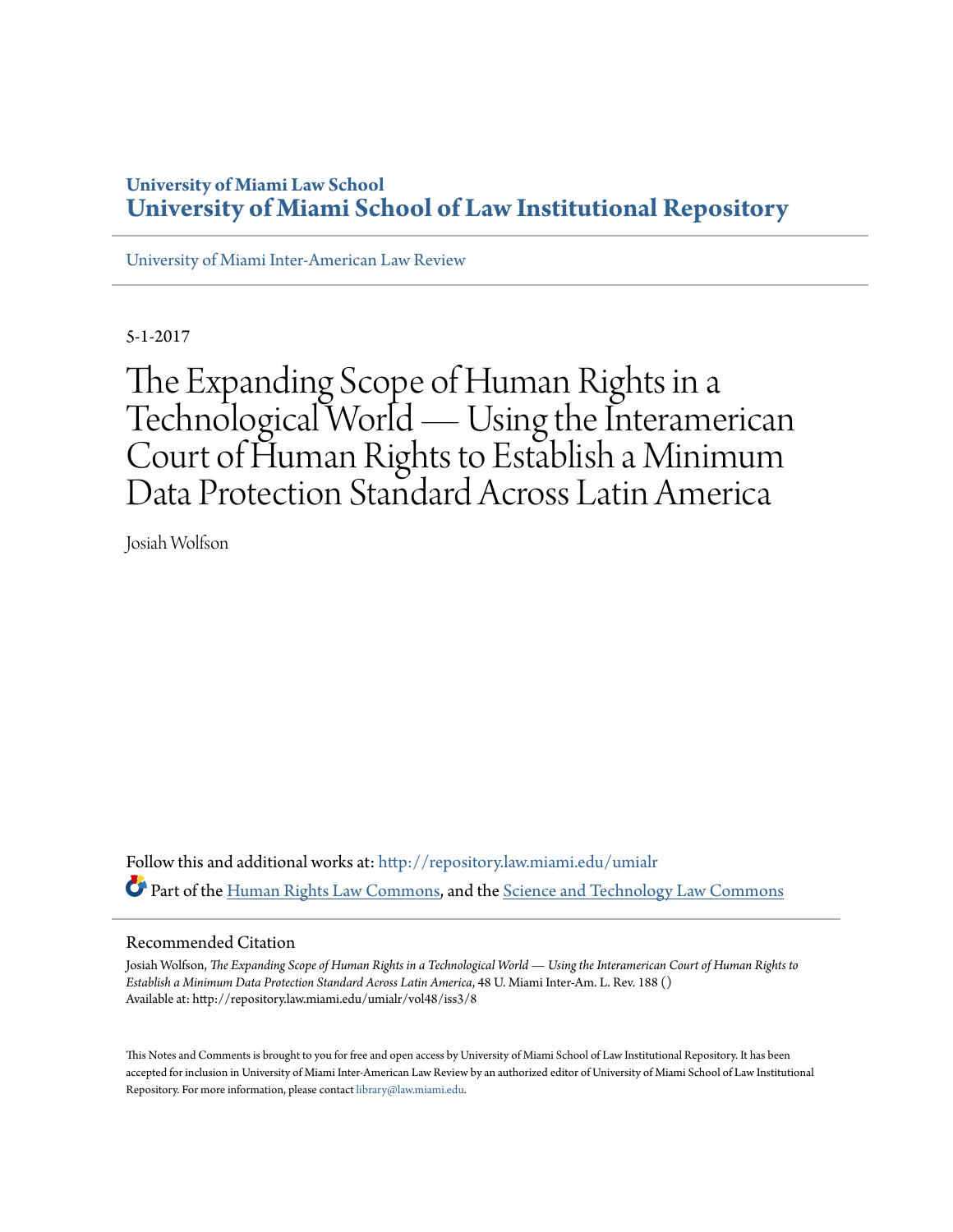University of Miami Law School

**University of Miami School of Law Institutional Repository**

University of Miami Inter-American Law Review

5-1-2017

# The Expanding Scope of Human Rights in a Technological World — Using the Interamerican Court of Human Rights to Establish a Minimum Data Protection Standard Across Latin America

Josiah Wolfson

Follow this and additional works at: http://repository.law.miami.edu/umialr

Part of the Human Rights Law Commons, and the Science and Technology Law Commons

## Recommended Citation

Josiah Wolfson, *The Expanding Scope of Human Rights in a Technological World — Using the Interamerican Court of Human Rights to Establish a Minimum Data Protection Standard Across Latin America*, 48 U. Miami Inter-Am. L. Rev. 188 ()
Available at: http://repository.law.miami.edu/umialr/vol48/iss3/8

This Notes and Comments is brought to you for free and open access by University of Miami School of Law Institutional Repository. It has been accepted for inclusion in University of Miami Inter-American Law Review by an authorized editor of University of Miami School of Law Institutional Repository. For more information, please contact library@law.miami.edu.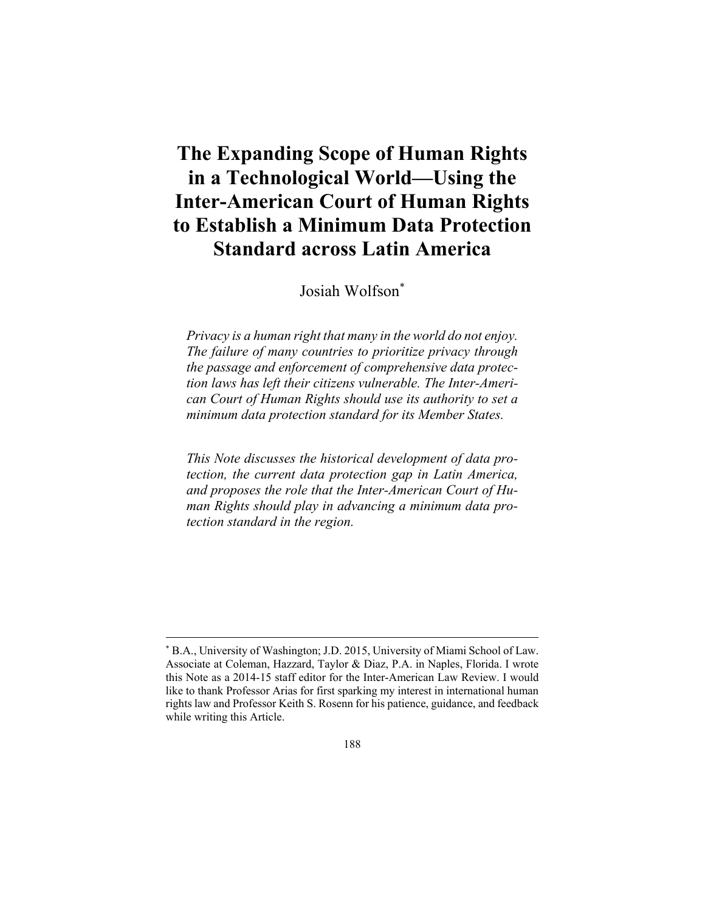# The Expanding Scope of Human Rights in a Technological World—Using the Inter-American Court of Human Rights to Establish a Minimum Data Protection Standard across Latin America

Josiah Wolfson[*]

*Privacy is a human right that many in the world do not enjoy. The failure of many countries to prioritize privacy through the passage and enforcement of comprehensive data protection laws has left their citizens vulnerable. The Inter-American Court of Human Rights should use its authority to set a minimum data protection standard for its Member States.*

*This Note discusses the historical development of data protection, the current data protection gap in Latin America, and proposes the role that the Inter-American Court of Human Rights should play in advancing a minimum data protection standard in the region.*

---

[*] B.A., University of Washington; J.D. 2015, University of Miami School of Law. Associate at Coleman, Hazzard, Taylor & Diaz, P.A. in Naples, Florida. I wrote this Note as a 2014-15 staff editor for the Inter-American Law Review. I would like to thank Professor Arias for first sparking my interest in international human rights law and Professor Keith S. Rosenn for his patience, guidance, and feedback while writing this Article.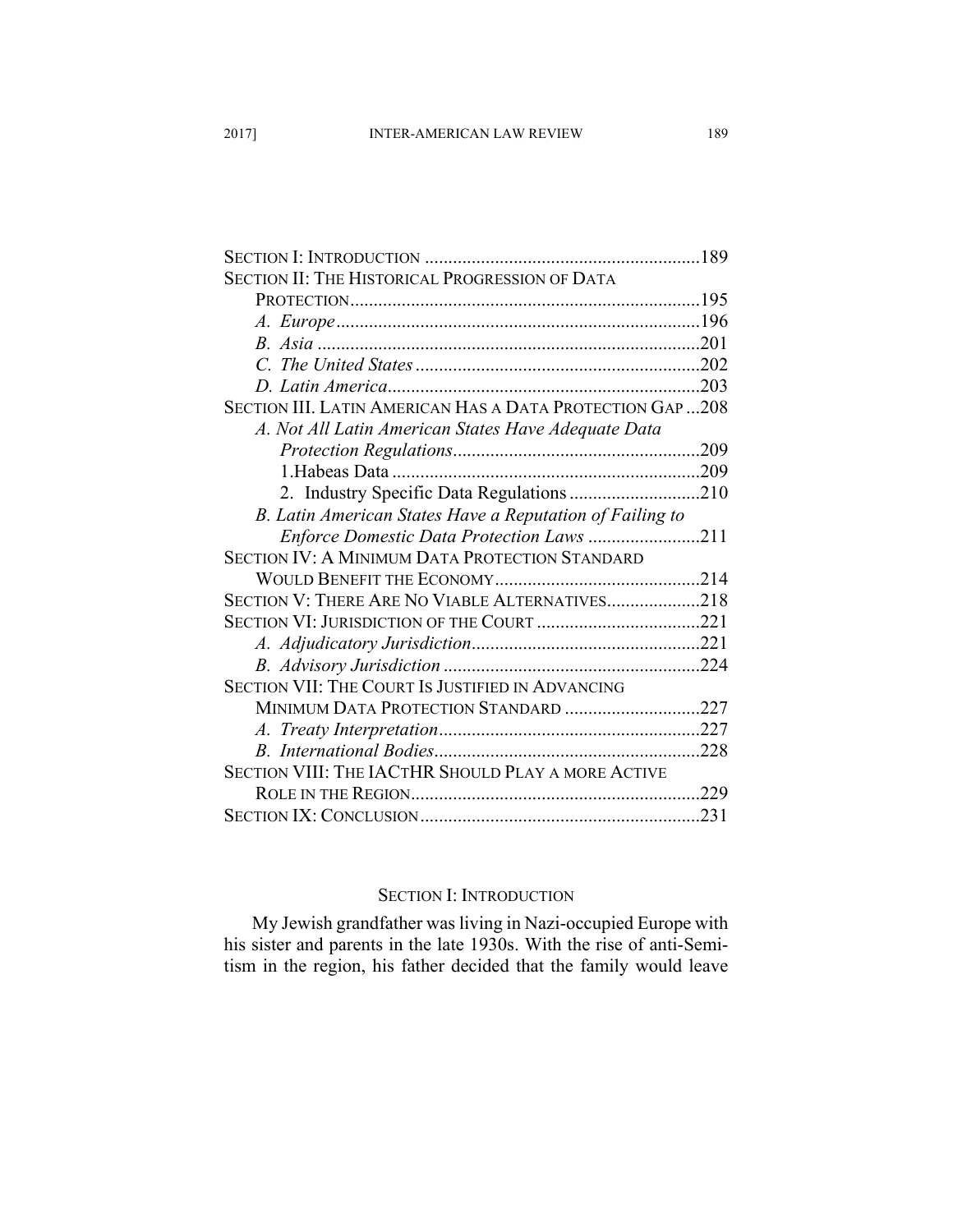SECTION I: INTRODUCTION ............................................................189
SECTION II: THE HISTORICAL PROGRESSION OF DATA PROTECTION............................................................................195
*A. Europe*...............................................................................196
*B. Asia* ..................................................................................201
*C. The United States* ..............................................................202
*D. Latin America*....................................................................203
SECTION III. LATIN AMERICAN HAS A DATA PROTECTION GAP ...208
*A. Not All Latin American States Have Adequate Data Protection Regulations*......................................................209
1.Habeas Data ..................................................................209
2. Industry Specific Data Regulations ............................210
*B. Latin American States Have a Reputation of Failing to Enforce Domestic Data Protection Laws* ........................211
SECTION IV: A MINIMUM DATA PROTECTION STANDARD WOULD BENEFIT THE ECONOMY............................................214
SECTION V: THERE ARE NO VIABLE ALTERNATIVES....................218
SECTION VI: JURISDICTION OF THE COURT ...................................221
*A. Adjudicatory Jurisdiction*.................................................221
*B. Advisory Jurisdiction* .......................................................224
SECTION VII: THE COURT IS JUSTIFIED IN ADVANCING MINIMUM DATA PROTECTION STANDARD .............................227
*A. Treaty Interpretation*........................................................227
*B. International Bodies*.........................................................228
SECTION VIII: THE IACTHR SHOULD PLAY A MORE ACTIVE ROLE IN THE REGION.............................................................229
SECTION IX: CONCLUSION............................................................231

## SECTION I: INTRODUCTION

My Jewish grandfather was living in Nazi-occupied Europe with his sister and parents in the late 1930s. With the rise of anti-Semitism in the region, his father decided that the family would leave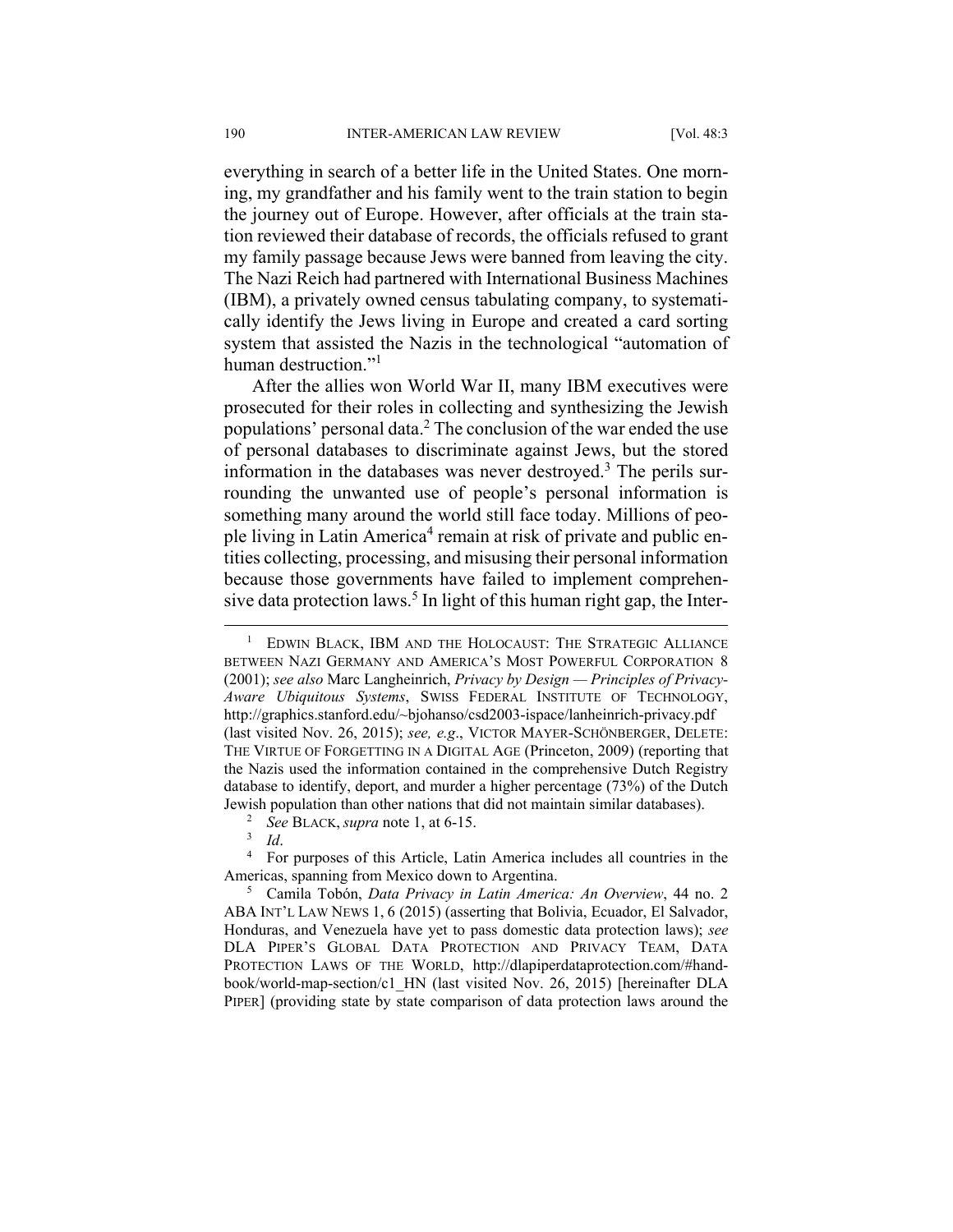everything in search of a better life in the United States. One morning, my grandfather and his family went to the train station to begin the journey out of Europe. However, after officials at the train station reviewed their database of records, the officials refused to grant my family passage because Jews were banned from leaving the city. The Nazi Reich had partnered with International Business Machines (IBM), a privately owned census tabulating company, to systematically identify the Jews living in Europe and created a card sorting system that assisted the Nazis in the technological "automation of human destruction."[1]

After the allies won World War II, many IBM executives were prosecuted for their roles in collecting and synthesizing the Jewish populations' personal data.[2] The conclusion of the war ended the use of personal databases to discriminate against Jews, but the stored information in the databases was never destroyed.[3] The perils surrounding the unwanted use of people's personal information is something many around the world still face today. Millions of people living in Latin America[4] remain at risk of private and public entities collecting, processing, and misusing their personal information because those governments have failed to implement comprehensive data protection laws.[5] In light of this human right gap, the Inter-

---

[1] EDWIN BLACK, IBM AND THE HOLOCAUST: THE STRATEGIC ALLIANCE BETWEEN NAZI GERMANY AND AMERICA'S MOST POWERFUL CORPORATION 8 (2001); *see also* Marc Langheinrich, *Privacy by Design — Principles of Privacy-Aware Ubiquitous Systems*, SWISS FEDERAL INSTITUTE OF TECHNOLOGY, http://graphics.stanford.edu/~bjohanso/csd2003-ispace/lanheinrich-privacy.pdf (last visited Nov. 26, 2015); *see, e.g*., VICTOR MAYER-SCHÖNBERGER, DELETE: THE VIRTUE OF FORGETTING IN A DIGITAL AGE (Princeton, 2009) (reporting that the Nazis used the information contained in the comprehensive Dutch Registry database to identify, deport, and murder a higher percentage (73%) of the Dutch Jewish population than other nations that did not maintain similar databases).

[2] *See* BLACK, *supra* note 1, at 6-15.

[3] *Id*.

[4] For purposes of this Article, Latin America includes all countries in the Americas, spanning from Mexico down to Argentina.

[5] Camila Tobón, *Data Privacy in Latin America: An Overview*, 44 no. 2 ABA INT'L LAW NEWS 1, 6 (2015) (asserting that Bolivia, Ecuador, El Salvador, Honduras, and Venezuela have yet to pass domestic data protection laws); *see* DLA PIPER'S GLOBAL DATA PROTECTION AND PRIVACY TEAM, DATA PROTECTION LAWS OF THE WORLD, http://dlapiperdataprotection.com/#handbook/world-map-section/c1_HN (last visited Nov. 26, 2015) [hereinafter DLA PIPER] (providing state by state comparison of data protection laws around the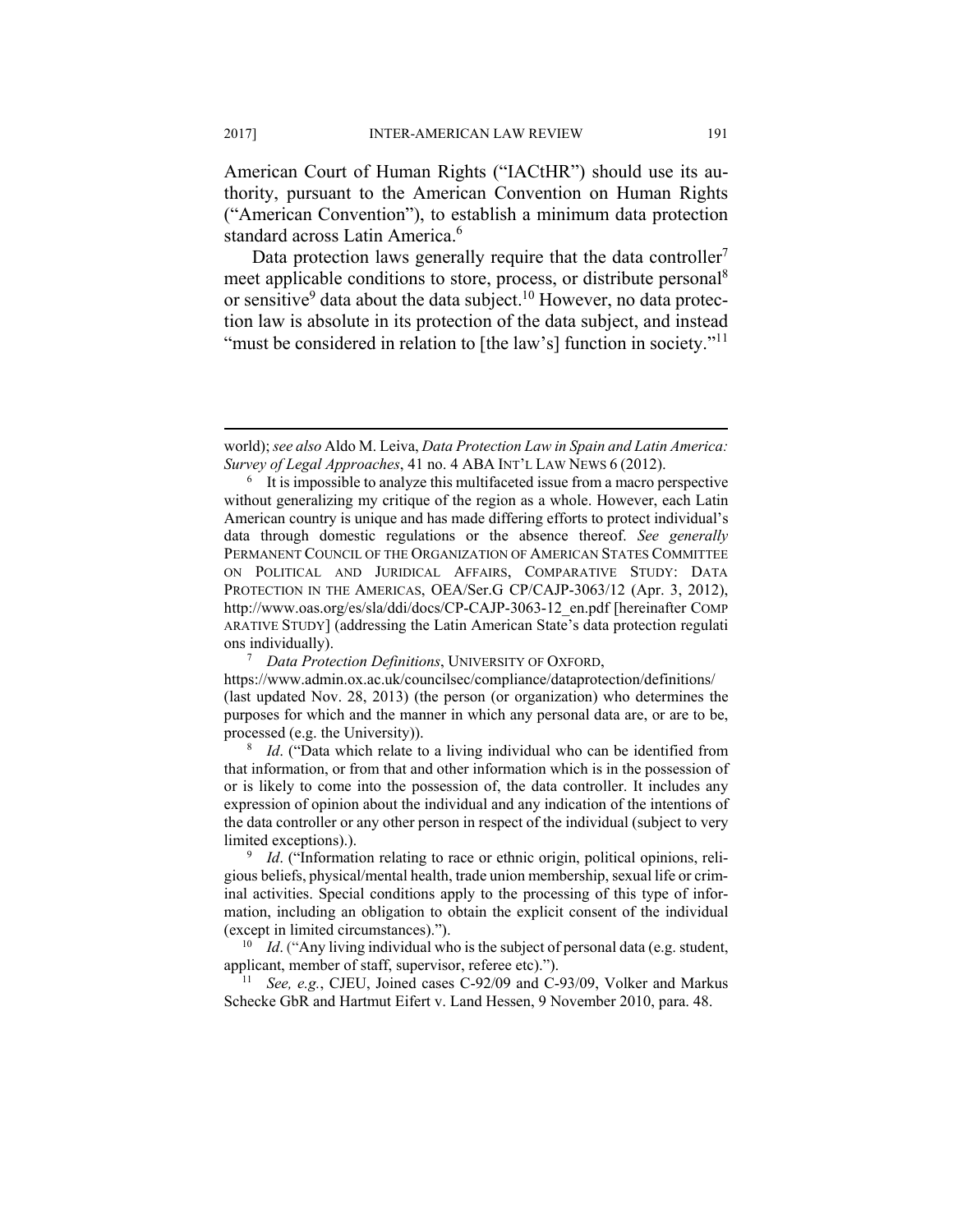American Court of Human Rights ("IACtHR") should use its authority, pursuant to the American Convention on Human Rights ("American Convention"), to establish a minimum data protection standard across Latin America.[6]

Data protection laws generally require that the data controller[7] meet applicable conditions to store, process, or distribute personal[8] or sensitive[9] data about the data subject.[10] However, no data protection law is absolute in its protection of the data subject, and instead "must be considered in relation to [the law's] function in society."[11]

---

world); *see also* Aldo M. Leiva, *Data Protection Law in Spain and Latin America: Survey of Legal Approaches*, 41 no. 4 ABA INT'L LAW NEWS 6 (2012).

[6] It is impossible to analyze this multifaceted issue from a macro perspective without generalizing my critique of the region as a whole. However, each Latin American country is unique and has made differing efforts to protect individual's data through domestic regulations or the absence thereof. *See generally* PERMANENT COUNCIL OF THE ORGANIZATION OF AMERICAN STATES COMMITTEE ON POLITICAL AND JURIDICAL AFFAIRS, COMPARATIVE STUDY: DATA PROTECTION IN THE AMERICAS, OEA/Ser.G CP/CAJP-3063/12 (Apr. 3, 2012), http://www.oas.org/es/sla/ddi/docs/CP-CAJP-3063-12_en.pdf [hereinafter COMPARATIVE STUDY] (addressing the Latin American State's data protection regulations individually).

[7] *Data Protection Definitions*, UNIVERSITY OF OXFORD, https://www.admin.ox.ac.uk/councilsec/compliance/dataprotection/definitions/ (last updated Nov. 28, 2013) (the person (or organization) who determines the purposes for which and the manner in which any personal data are, or are to be, processed (e.g. the University)).

[8] *Id*. ("Data which relate to a living individual who can be identified from that information, or from that and other information which is in the possession of or is likely to come into the possession of, the data controller. It includes any expression of opinion about the individual and any indication of the intentions of the data controller or any other person in respect of the individual (subject to very limited exceptions).).

[9] *Id*. ("Information relating to race or ethnic origin, political opinions, religious beliefs, physical/mental health, trade union membership, sexual life or criminal activities. Special conditions apply to the processing of this type of information, including an obligation to obtain the explicit consent of the individual (except in limited circumstances).").

[10] *Id*. ("Any living individual who is the subject of personal data (e.g. student, applicant, member of staff, supervisor, referee etc).").

[11] *See, e.g.*, CJEU, Joined cases C-92/09 and C-93/09, Volker and Markus Schecke GbR and Hartmut Eifert v. Land Hessen, 9 November 2010, para. 48.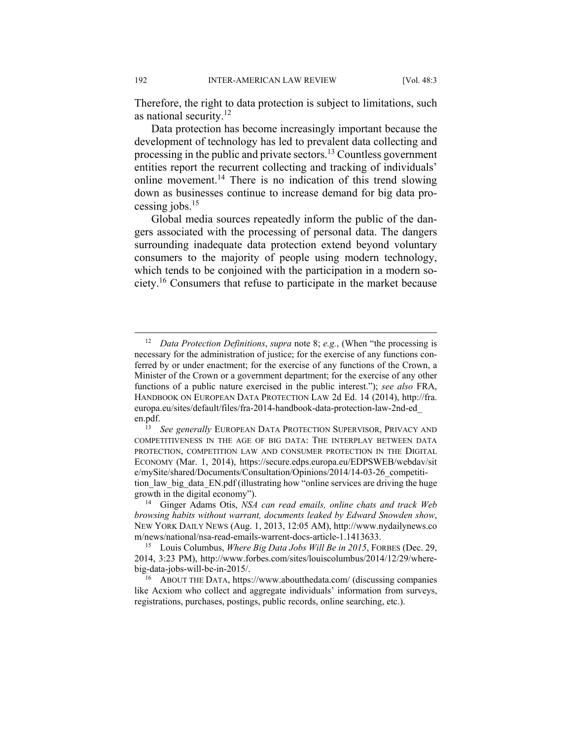Therefore, the right to data protection is subject to limitations, such as national security.[12]

Data protection has become increasingly important because the development of technology has led to prevalent data collecting and processing in the public and private sectors.[13] Countless government entities report the recurrent collecting and tracking of individuals' online movement.[14] There is no indication of this trend slowing down as businesses continue to increase demand for big data processing jobs.[15]

Global media sources repeatedly inform the public of the dangers associated with the processing of personal data. The dangers surrounding inadequate data protection extend beyond voluntary consumers to the majority of people using modern technology, which tends to be conjoined with the participation in a modern society.[16] Consumers that refuse to participate in the market because

---

[12] *Data Protection Definitions*, *supra* note 8; *e.g.*, (When "the processing is necessary for the administration of justice; for the exercise of any functions conferred by or under enactment; for the exercise of any functions of the Crown, a Minister of the Crown or a government department; for the exercise of any other functions of a public nature exercised in the public interest."); *see also* FRA, HANDBOOK ON EUROPEAN DATA PROTECTION LAW 2d Ed. 14 (2014), http://fra.europa.eu/sites/default/files/fra-2014-handbook-data-protection-law-2nd-ed_en.pdf.

[13] *See generally* EUROPEAN DATA PROTECTION SUPERVISOR, PRIVACY AND COMPETITIVENESS IN THE AGE OF BIG DATA: THE INTERPLAY BETWEEN DATA PROTECTION, COMPETITION LAW AND CONSUMER PROTECTION IN THE DIGITAL ECONOMY (Mar. 1, 2014), https://secure.edps.europa.eu/EDPSWEB/webdav/site/mySite/shared/Documents/Consultation/Opinions/2014/14-03-26_competition_law_big_data_EN.pdf (illustrating how "online services are driving the huge growth in the digital economy").

[14] Ginger Adams Otis, *NSA can read emails, online chats and track Web browsing habits without warrant, documents leaked by Edward Snowden show*, NEW YORK DAILY NEWS (Aug. 1, 2013, 12:05 AM), http://www.nydailynews.com/news/national/nsa-read-emails-warrent-docs-article-1.1413633.

[15] Louis Columbus, *Where Big Data Jobs Will Be in 2015*, FORBES (Dec. 29, 2014, 3:23 PM), http://www.forbes.com/sites/louiscolumbus/2014/12/29/where-big-data-jobs-will-be-in-2015/.

[16] ABOUT THE DATA, https://www.aboutthedata.com/ (discussing companies like Acxiom who collect and aggregate individuals' information from surveys, registrations, purchases, postings, public records, online searching, etc.).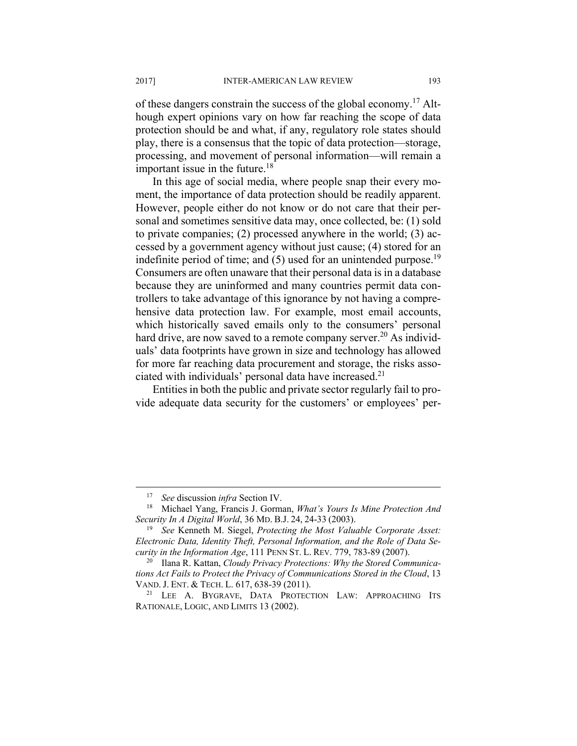of these dangers constrain the success of the global economy.[17] Although expert opinions vary on how far reaching the scope of data protection should be and what, if any, regulatory role states should play, there is a consensus that the topic of data protection—storage, processing, and movement of personal information—will remain a important issue in the future.[18]

In this age of social media, where people snap their every moment, the importance of data protection should be readily apparent. However, people either do not know or do not care that their personal and sometimes sensitive data may, once collected, be: (1) sold to private companies; (2) processed anywhere in the world; (3) accessed by a government agency without just cause; (4) stored for an indefinite period of time; and (5) used for an unintended purpose.[19] Consumers are often unaware that their personal data is in a database because they are uninformed and many countries permit data controllers to take advantage of this ignorance by not having a comprehensive data protection law. For example, most email accounts, which historically saved emails only to the consumers' personal hard drive, are now saved to a remote company server.[20] As individuals' data footprints have grown in size and technology has allowed for more far reaching data procurement and storage, the risks associated with individuals' personal data have increased.[21]

Entities in both the public and private sector regularly fail to provide adequate data security for the customers' or employees' per-

---

[17] *See* discussion *infra* Section IV.

[18] Michael Yang, Francis J. Gorman, *What's Yours Is Mine Protection And Security In A Digital World*, 36 MD. B.J. 24, 24-33 (2003).

[19] *See* Kenneth M. Siegel, *Protecting the Most Valuable Corporate Asset: Electronic Data, Identity Theft, Personal Information, and the Role of Data Security in the Information Age*, 111 PENN ST. L. REV. 779, 783-89 (2007).

[20] Ilana R. Kattan, *Cloudy Privacy Protections: Why the Stored Communications Act Fails to Protect the Privacy of Communications Stored in the Cloud*, 13 VAND. J. ENT. & TECH. L. 617, 638-39 (2011).

[21] LEE A. BYGRAVE, DATA PROTECTION LAW: APPROACHING ITS RATIONALE, LOGIC, AND LIMITS 13 (2002).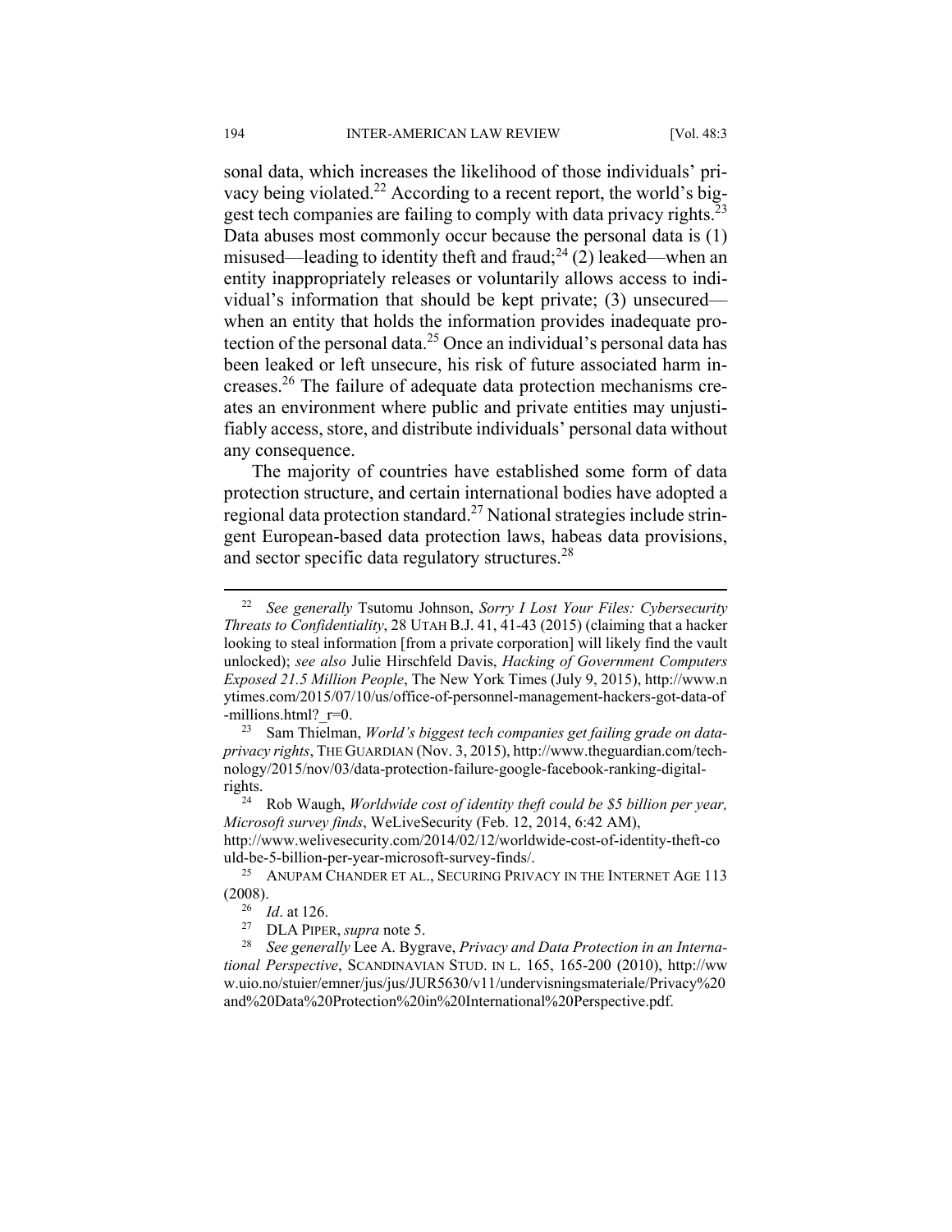sonal data, which increases the likelihood of those individuals' privacy being violated.[22] According to a recent report, the world's biggest tech companies are failing to comply with data privacy rights.[23] Data abuses most commonly occur because the personal data is (1) misused—leading to identity theft and fraud;[24] (2) leaked—when an entity inappropriately releases or voluntarily allows access to individual's information that should be kept private; (3) unsecured—when an entity that holds the information provides inadequate protection of the personal data.[25] Once an individual's personal data has been leaked or left unsecure, his risk of future associated harm increases.[26] The failure of adequate data protection mechanisms creates an environment where public and private entities may unjustifiably access, store, and distribute individuals' personal data without any consequence.

The majority of countries have established some form of data protection structure, and certain international bodies have adopted a regional data protection standard.[27] National strategies include stringent European-based data protection laws, habeas data provisions, and sector specific data regulatory structures.[28]

---

[22] *See generally* Tsutomu Johnson, *Sorry I Lost Your Files: Cybersecurity Threats to Confidentiality*, 28 UTAH B.J. 41, 41-43 (2015) (claiming that a hacker looking to steal information [from a private corporation] will likely find the vault unlocked); *see also* Julie Hirschfeld Davis, *Hacking of Government Computers Exposed 21.5 Million People*, The New York Times (July 9, 2015), http://www.nytimes.com/2015/07/10/us/office-of-personnel-management-hackers-got-data-of-millions.html?_r=0.

[23] Sam Thielman, *World's biggest tech companies get failing grade on data-privacy rights*, THE GUARDIAN (Nov. 3, 2015), http://www.theguardian.com/technology/2015/nov/03/data-protection-failure-google-facebook-ranking-digital-rights.

[24] Rob Waugh, *Worldwide cost of identity theft could be $5 billion per year, Microsoft survey finds*, WeLiveSecurity (Feb. 12, 2014, 6:42 AM), http://www.welivesecurity.com/2014/02/12/worldwide-cost-of-identity-theft-could-be-5-billion-per-year-microsoft-survey-finds/.

[25] ANUPAM CHANDER ET AL., SECURING PRIVACY IN THE INTERNET AGE 113 (2008).

[26] *Id*. at 126.

[27] DLA PIPER, *supra* note 5.

[28] *See generally* Lee A. Bygrave, *Privacy and Data Protection in an International Perspective*, SCANDINAVIAN STUD. IN L. 165, 165-200 (2010), http://www.uio.no/stuier/emner/jus/jus/JUR5630/v11/undervisningsmateriale/Privacy%20and%20Data%20Protection%20in%20International%20Perspective.pdf.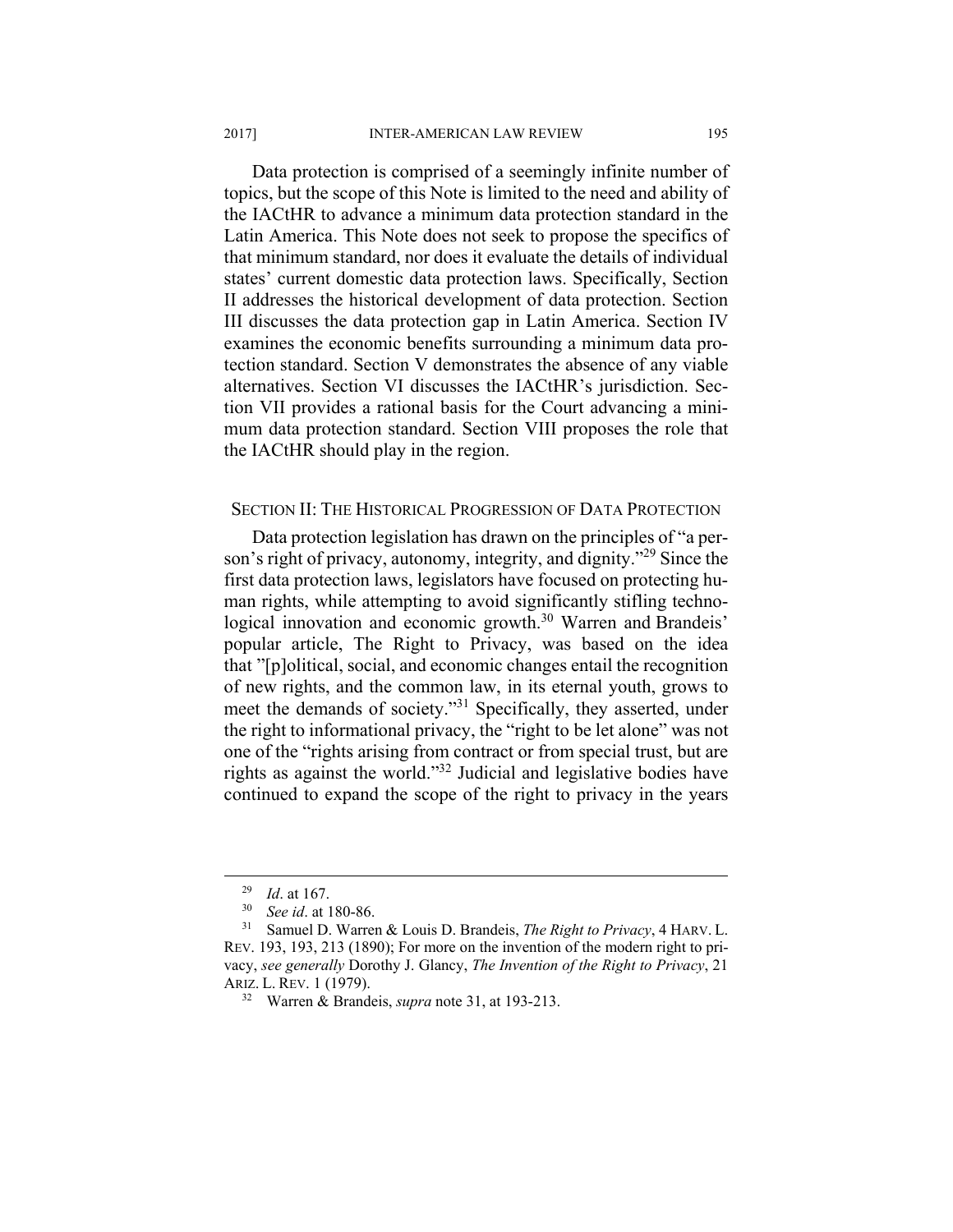Data protection is comprised of a seemingly infinite number of topics, but the scope of this Note is limited to the need and ability of the IACtHR to advance a minimum data protection standard in the Latin America. This Note does not seek to propose the specifics of that minimum standard, nor does it evaluate the details of individual states' current domestic data protection laws. Specifically, Section II addresses the historical development of data protection. Section III discusses the data protection gap in Latin America. Section IV examines the economic benefits surrounding a minimum data protection standard. Section V demonstrates the absence of any viable alternatives. Section VI discusses the IACtHR's jurisdiction. Section VII provides a rational basis for the Court advancing a minimum data protection standard. Section VIII proposes the role that the IACtHR should play in the region.

## SECTION II: THE HISTORICAL PROGRESSION OF DATA PROTECTION

Data protection legislation has drawn on the principles of "a person's right of privacy, autonomy, integrity, and dignity."[29] Since the first data protection laws, legislators have focused on protecting human rights, while attempting to avoid significantly stifling technological innovation and economic growth.[30] Warren and Brandeis' popular article, The Right to Privacy, was based on the idea that "[p]olitical, social, and economic changes entail the recognition of new rights, and the common law, in its eternal youth, grows to meet the demands of society."[31] Specifically, they asserted, under the right to informational privacy, the "right to be let alone" was not one of the "rights arising from contract or from special trust, but are rights as against the world."[32] Judicial and legislative bodies have continued to expand the scope of the right to privacy in the years

---

[29] *Id*. at 167.

[30] *See id*. at 180-86.

[31] Samuel D. Warren & Louis D. Brandeis, *The Right to Privacy*, 4 HARV. L. REV. 193, 193, 213 (1890); For more on the invention of the modern right to privacy, *see generally* Dorothy J. Glancy, *The Invention of the Right to Privacy*, 21 ARIZ. L. REV. 1 (1979).

[32] Warren & Brandeis, *supra* note 31, at 193-213.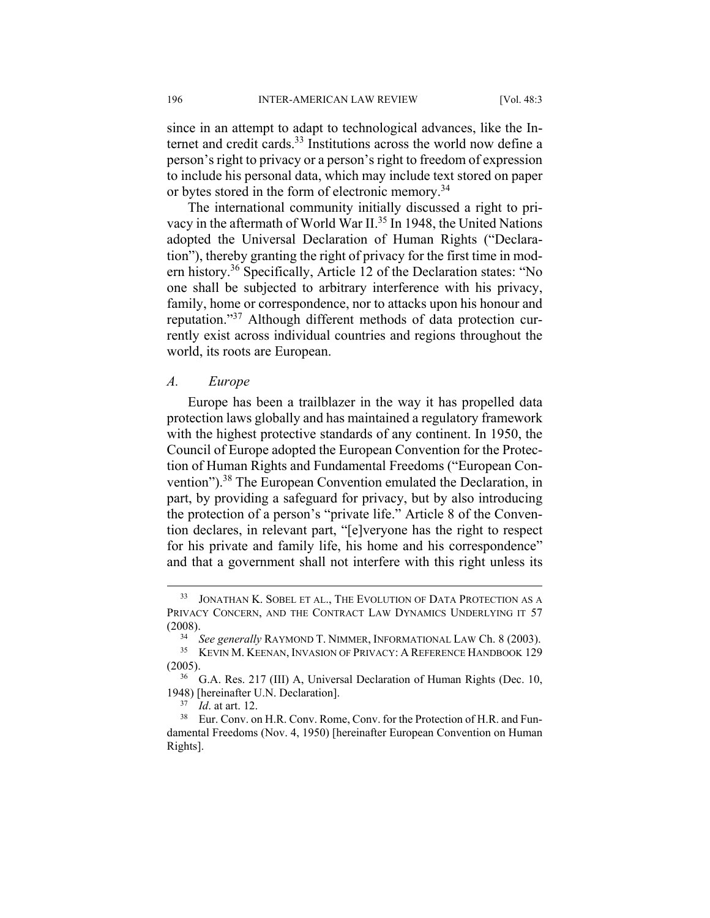since in an attempt to adapt to technological advances, like the Internet and credit cards.[33] Institutions across the world now define a person's right to privacy or a person's right to freedom of expression to include his personal data, which may include text stored on paper or bytes stored in the form of electronic memory.[34]

The international community initially discussed a right to privacy in the aftermath of World War II.[35] In 1948, the United Nations adopted the Universal Declaration of Human Rights ("Declaration"), thereby granting the right of privacy for the first time in modern history.[36] Specifically, Article 12 of the Declaration states: "No one shall be subjected to arbitrary interference with his privacy, family, home or correspondence, nor to attacks upon his honour and reputation."[37] Although different methods of data protection currently exist across individual countries and regions throughout the world, its roots are European.

### *A. Europe*

Europe has been a trailblazer in the way it has propelled data protection laws globally and has maintained a regulatory framework with the highest protective standards of any continent. In 1950, the Council of Europe adopted the European Convention for the Protection of Human Rights and Fundamental Freedoms ("European Convention").[38] The European Convention emulated the Declaration, in part, by providing a safeguard for privacy, but by also introducing the protection of a person's "private life." Article 8 of the Convention declares, in relevant part, "[e]veryone has the right to respect for his private and family life, his home and his correspondence" and that a government shall not interfere with this right unless its

---

[33] JONATHAN K. SOBEL ET AL., THE EVOLUTION OF DATA PROTECTION AS A PRIVACY CONCERN, AND THE CONTRACT LAW DYNAMICS UNDERLYING IT 57 (2008).

[34] *See generally* RAYMOND T. NIMMER, INFORMATIONAL LAW Ch. 8 (2003).

[35] KEVIN M. KEENAN, INVASION OF PRIVACY: A REFERENCE HANDBOOK 129 (2005).

[36] G.A. Res. 217 (III) A, Universal Declaration of Human Rights (Dec. 10, 1948) [hereinafter U.N. Declaration].

[37] *Id*. at art. 12.

[38] Eur. Conv. on H.R. Conv. Rome, Conv. for the Protection of H.R. and Fundamental Freedoms (Nov. 4, 1950) [hereinafter European Convention on Human Rights].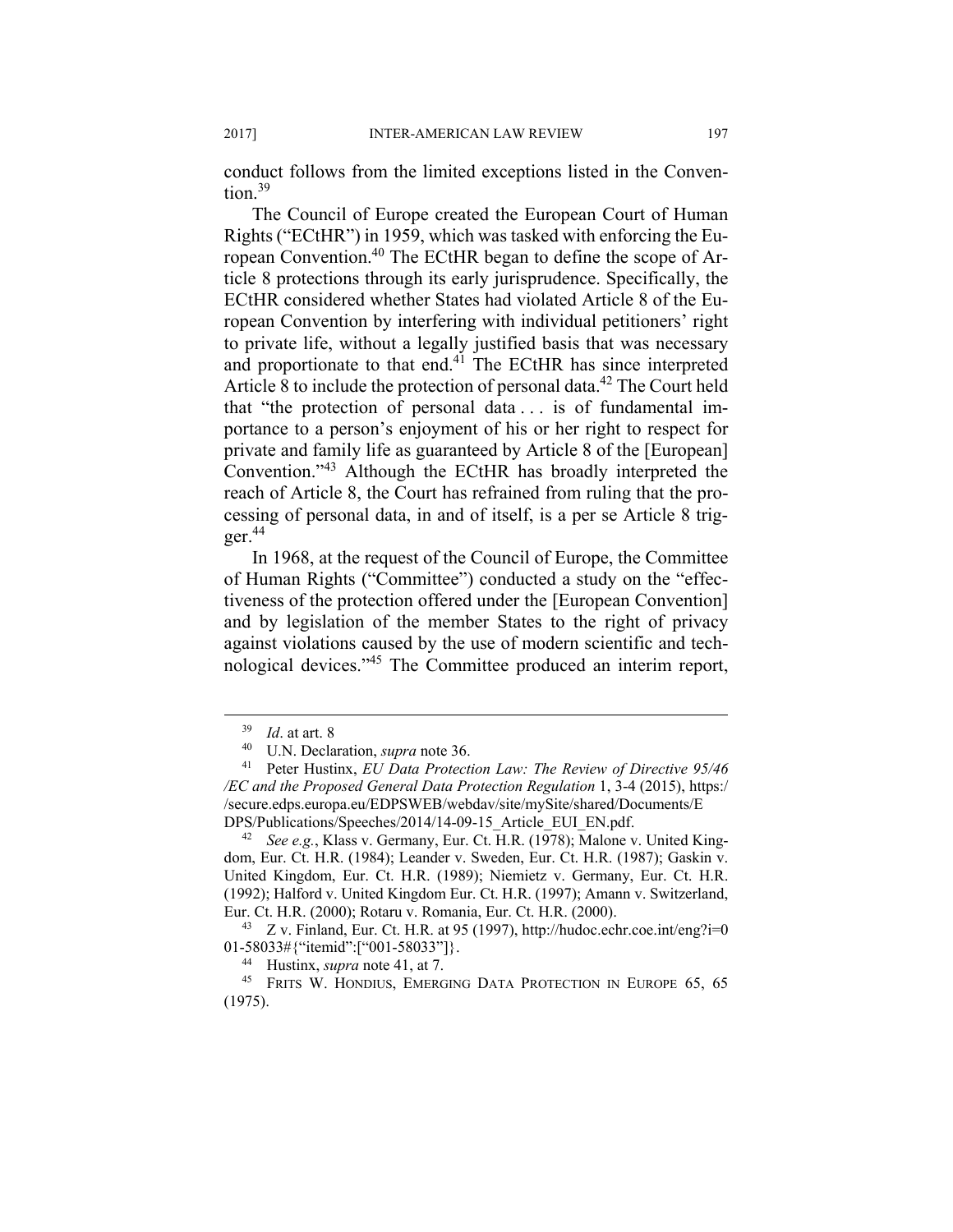conduct follows from the limited exceptions listed in the Convention.[39]

The Council of Europe created the European Court of Human Rights ("ECtHR") in 1959, which was tasked with enforcing the European Convention.[40] The ECtHR began to define the scope of Article 8 protections through its early jurisprudence. Specifically, the ECtHR considered whether States had violated Article 8 of the European Convention by interfering with individual petitioners' right to private life, without a legally justified basis that was necessary and proportionate to that end.[41] The ECtHR has since interpreted Article 8 to include the protection of personal data.[42] The Court held that "the protection of personal data . . . is of fundamental importance to a person's enjoyment of his or her right to respect for private and family life as guaranteed by Article 8 of the [European] Convention."[43] Although the ECtHR has broadly interpreted the reach of Article 8, the Court has refrained from ruling that the processing of personal data, in and of itself, is a per se Article 8 trigger.[44]

In 1968, at the request of the Council of Europe, the Committee of Human Rights ("Committee") conducted a study on the "effectiveness of the protection offered under the [European Convention] and by legislation of the member States to the right of privacy against violations caused by the use of modern scientific and technological devices."[45] The Committee produced an interim report,

---

[39] *Id*. at art. 8

[40] U.N. Declaration, *supra* note 36.

[41] Peter Hustinx, *EU Data Protection Law: The Review of Directive 95/46 /EC and the Proposed General Data Protection Regulation* 1, 3-4 (2015), https://secure.edps.europa.eu/EDPSWEB/webdav/site/mySite/shared/Documents/EDPS/Publications/Speeches/2014/14-09-15_Article_EUI_EN.pdf.

[42] *See e.g.*, Klass v. Germany, Eur. Ct. H.R. (1978); Malone v. United Kingdom, Eur. Ct. H.R. (1984); Leander v. Sweden, Eur. Ct. H.R. (1987); Gaskin v. United Kingdom, Eur. Ct. H.R. (1989); Niemietz v. Germany, Eur. Ct. H.R. (1992); Halford v. United Kingdom Eur. Ct. H.R. (1997); Amann v. Switzerland, Eur. Ct. H.R. (2000); Rotaru v. Romania, Eur. Ct. H.R. (2000).

[43] Z v. Finland, Eur. Ct. H.R. at 95 (1997), http://hudoc.echr.coe.int/eng?i=001-58033#{"itemid":["001-58033"]}.

[44] Hustinx, *supra* note 41, at 7.

[45] FRITS W. HONDIUS, EMERGING DATA PROTECTION IN EUROPE 65, 65 (1975).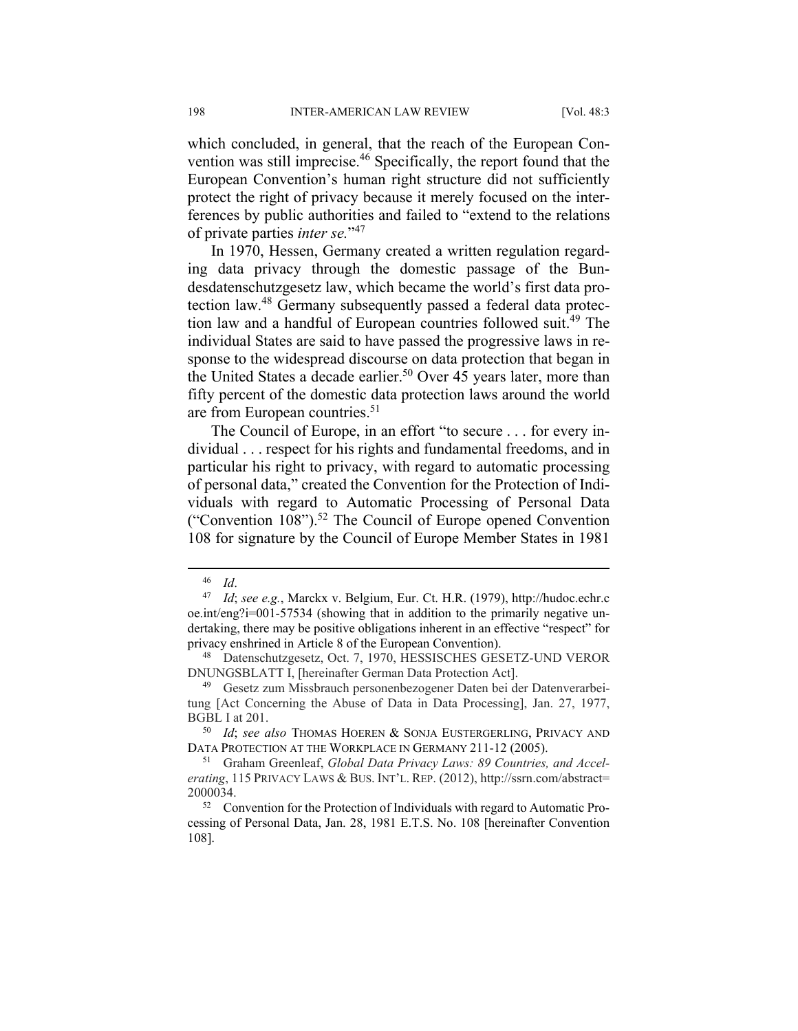which concluded, in general, that the reach of the European Convention was still imprecise.[46] Specifically, the report found that the European Convention's human right structure did not sufficiently protect the right of privacy because it merely focused on the interferences by public authorities and failed to "extend to the relations of private parties *inter se.*"[47]

In 1970, Hessen, Germany created a written regulation regarding data privacy through the domestic passage of the Bundesdatenschutzgesetz law, which became the world's first data protection law.[48] Germany subsequently passed a federal data protection law and a handful of European countries followed suit.[49] The individual States are said to have passed the progressive laws in response to the widespread discourse on data protection that began in the United States a decade earlier.[50] Over 45 years later, more than fifty percent of the domestic data protection laws around the world are from European countries.[51]

The Council of Europe, in an effort "to secure . . . for every individual . . . respect for his rights and fundamental freedoms, and in particular his right to privacy, with regard to automatic processing of personal data," created the Convention for the Protection of Individuals with regard to Automatic Processing of Personal Data ("Convention 108").[52] The Council of Europe opened Convention 108 for signature by the Council of Europe Member States in 1981

---

[46] *Id*.

[47] *Id*; *see e.g.*, Marckx v. Belgium, Eur. Ct. H.R. (1979), http://hudoc.echr.coe.int/eng?i=001-57534 (showing that in addition to the primarily negative undertaking, there may be positive obligations inherent in an effective "respect" for privacy enshrined in Article 8 of the European Convention).

[48] Datenschutzgesetz, Oct. 7, 1970, HESSISCHES GESETZ-UND VERORDNUNGSBLATT I, [hereinafter German Data Protection Act].

[49] Gesetz zum Missbrauch personenbezogener Daten bei der Datenverarbeitung [Act Concerning the Abuse of Data in Data Processing], Jan. 27, 1977, BGBL I at 201.

[50] *Id*; *see also* THOMAS HOEREN & SONJA EUSTERGERLING, PRIVACY AND DATA PROTECTION AT THE WORKPLACE IN GERMANY 211-12 (2005).

[51] Graham Greenleaf, *Global Data Privacy Laws: 89 Countries, and Accelerating*, 115 PRIVACY LAWS & BUS. INT'L. REP. (2012), http://ssrn.com/abstract=2000034.

[52] Convention for the Protection of Individuals with regard to Automatic Processing of Personal Data, Jan. 28, 1981 E.T.S. No. 108 [hereinafter Convention 108].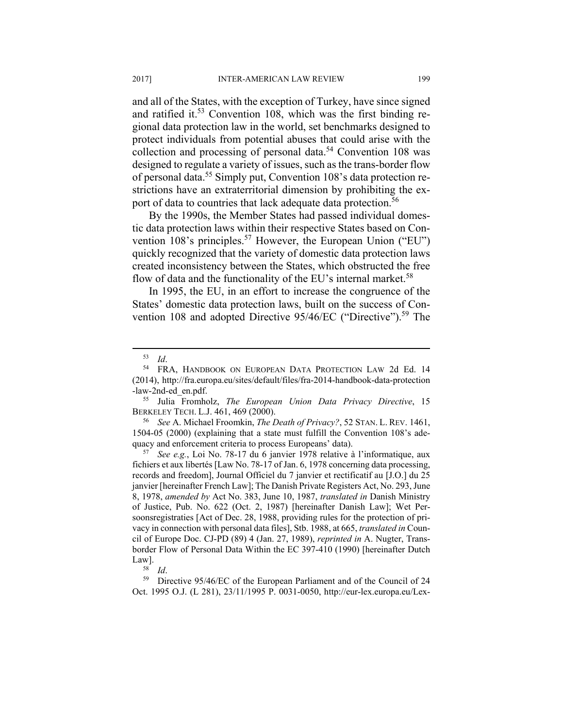and all of the States, with the exception of Turkey, have since signed and ratified it.[53] Convention 108, which was the first binding regional data protection law in the world, set benchmarks designed to protect individuals from potential abuses that could arise with the collection and processing of personal data.[54] Convention 108 was designed to regulate a variety of issues, such as the trans-border flow of personal data.[55] Simply put, Convention 108's data protection restrictions have an extraterritorial dimension by prohibiting the export of data to countries that lack adequate data protection.[56]

By the 1990s, the Member States had passed individual domestic data protection laws within their respective States based on Convention 108's principles.[57] However, the European Union ("EU") quickly recognized that the variety of domestic data protection laws created inconsistency between the States, which obstructed the free flow of data and the functionality of the EU's internal market.[58]

In 1995, the EU, in an effort to increase the congruence of the States' domestic data protection laws, built on the success of Convention 108 and adopted Directive 95/46/EC ("Directive").[59] The

---

[53] *Id*.

[54] FRA, HANDBOOK ON EUROPEAN DATA PROTECTION LAW 2d Ed. 14 (2014), http://fra.europa.eu/sites/default/files/fra-2014-handbook-data-protection-law-2nd-ed_en.pdf.

[55] Julia Fromholz, *The European Union Data Privacy Directive*, 15 BERKELEY TECH. L.J. 461, 469 (2000).

[56] *See* A. Michael Froomkin, *The Death of Privacy?*, 52 STAN. L. REV. 1461, 1504-05 (2000) (explaining that a state must fulfill the Convention 108's adequacy and enforcement criteria to process Europeans' data).

[57] *See e.g.*, Loi No. 78-17 du 6 janvier 1978 relative à l'informatique, aux fichiers et aux libertés [Law No. 78-17 of Jan. 6, 1978 concerning data processing, records and freedom], Journal Officiel du 7 janvier et rectificatif au [J.O.] du 25 janvier [hereinafter French Law]; The Danish Private Registers Act, No. 293, June 8, 1978, *amended by* Act No. 383, June 10, 1987, *translated in* Danish Ministry of Justice, Pub. No. 622 (Oct. 2, 1987) [hereinafter Danish Law]; Wet Persoonsregistraties [Act of Dec. 28, 1988, providing rules for the protection of privacy in connection with personal data files], Stb. 1988, at 665, *translated in* Council of Europe Doc. CJ-PD (89) 4 (Jan. 27, 1989), *reprinted in* A. Nugter, Transborder Flow of Personal Data Within the EC 397-410 (1990) [hereinafter Dutch Law].

[58] *Id*.

[59] Directive 95/46/EC of the European Parliament and of the Council of 24 Oct. 1995 O.J. (L 281), 23/11/1995 P. 0031-0050, http://eur-lex.europa.eu/Lex-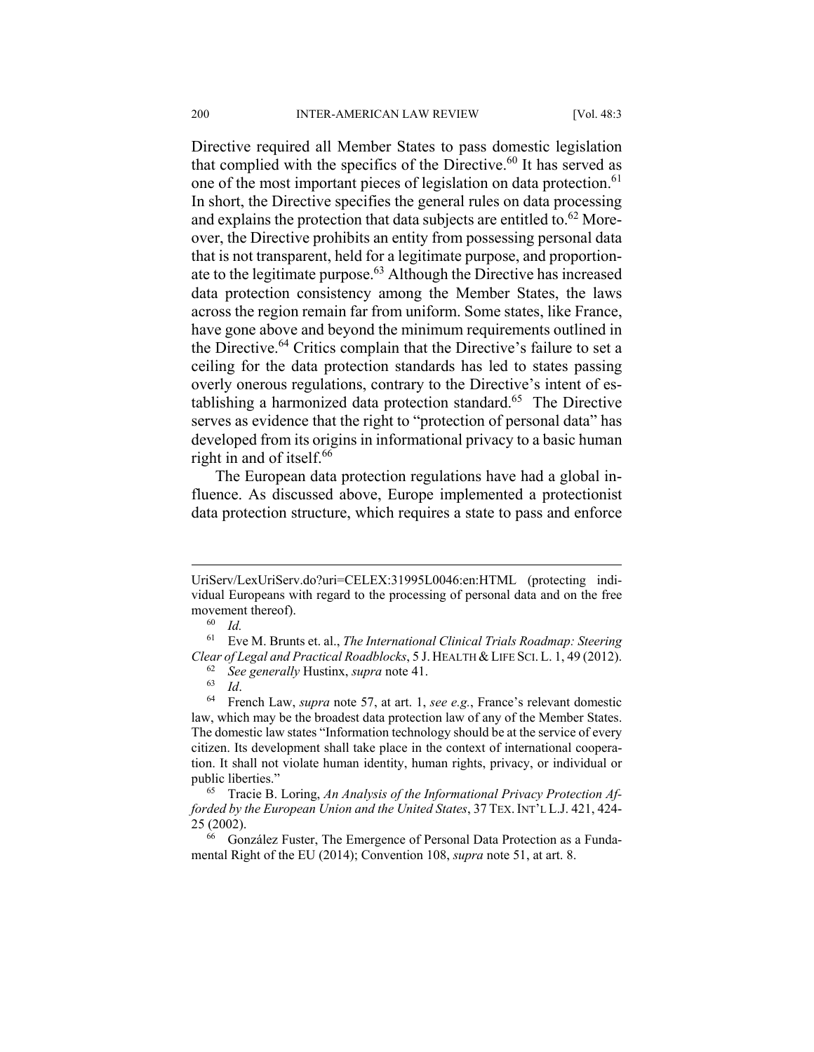Directive required all Member States to pass domestic legislation that complied with the specifics of the Directive.[60] It has served as one of the most important pieces of legislation on data protection.[61] In short, the Directive specifies the general rules on data processing and explains the protection that data subjects are entitled to.[62] Moreover, the Directive prohibits an entity from possessing personal data that is not transparent, held for a legitimate purpose, and proportionate to the legitimate purpose.[63] Although the Directive has increased data protection consistency among the Member States, the laws across the region remain far from uniform. Some states, like France, have gone above and beyond the minimum requirements outlined in the Directive.[64] Critics complain that the Directive's failure to set a ceiling for the data protection standards has led to states passing overly onerous regulations, contrary to the Directive's intent of establishing a harmonized data protection standard.[65] The Directive serves as evidence that the right to "protection of personal data" has developed from its origins in informational privacy to a basic human right in and of itself.[66]

The European data protection regulations have had a global influence. As discussed above, Europe implemented a protectionist data protection structure, which requires a state to pass and enforce

---

UriServ/LexUriServ.do?uri=CELEX:31995L0046:en:HTML (protecting individual Europeans with regard to the processing of personal data and on the free movement thereof).

[60] *Id.*

[61] Eve M. Brunts et. al., *The International Clinical Trials Roadmap: Steering Clear of Legal and Practical Roadblocks*, 5 J. HEALTH & LIFE SCI. L. 1, 49 (2012).

[62] *See generally* Hustinx, *supra* note 41.

[63] *Id*.

[64] French Law, *supra* note 57, at art. 1, *see e.g.*, France's relevant domestic law, which may be the broadest data protection law of any of the Member States. The domestic law states "Information technology should be at the service of every citizen. Its development shall take place in the context of international cooperation. It shall not violate human identity, human rights, privacy, or individual or public liberties."

[65] Tracie B. Loring, *An Analysis of the Informational Privacy Protection Afforded by the European Union and the United States*, 37 TEX. INT'L L.J. 421, 424-25 (2002).

[66] González Fuster, The Emergence of Personal Data Protection as a Fundamental Right of the EU (2014); Convention 108, *supra* note 51, at art. 8.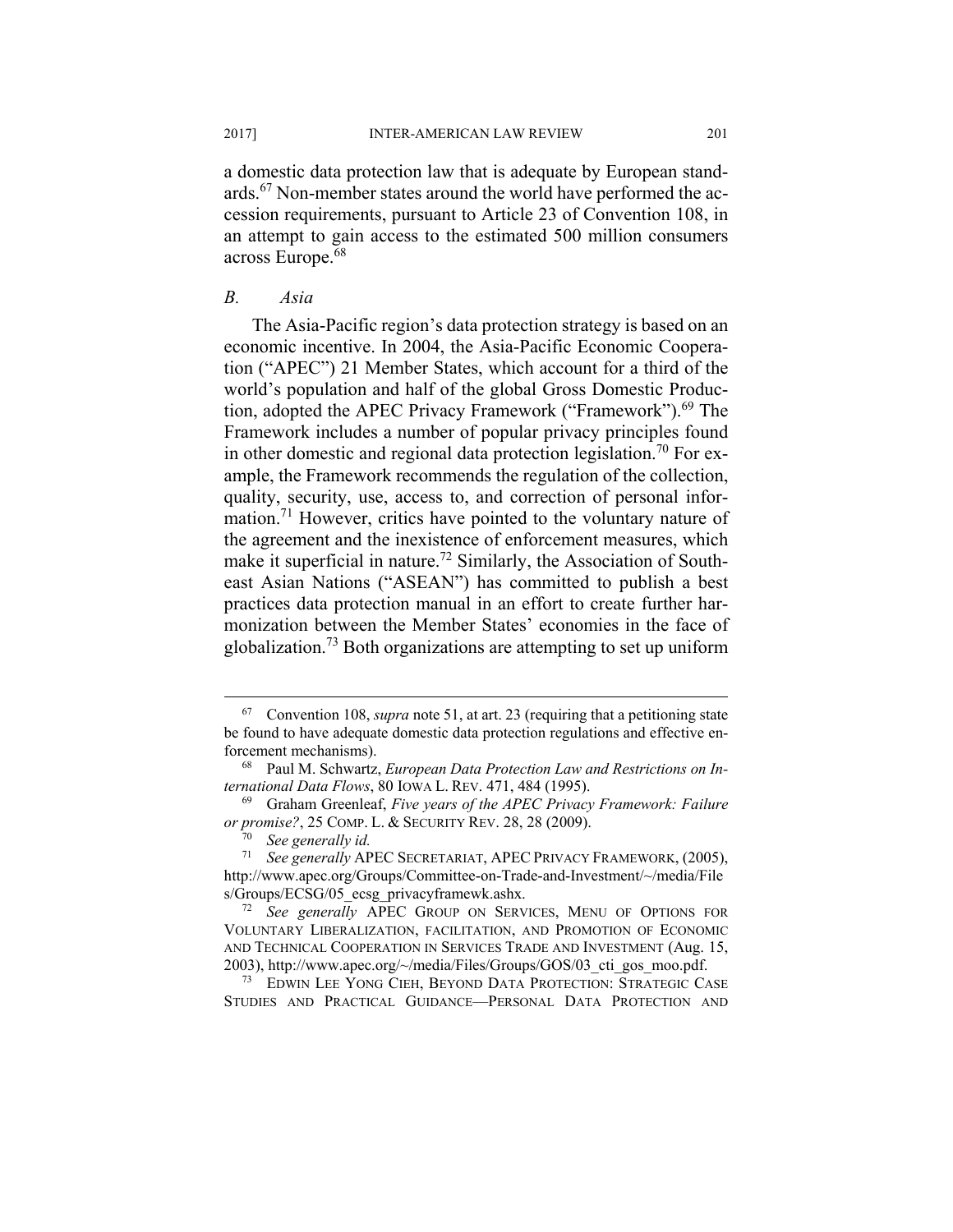a domestic data protection law that is adequate by European standards.[67] Non-member states around the world have performed the accession requirements, pursuant to Article 23 of Convention 108, in an attempt to gain access to the estimated 500 million consumers across Europe.[68]

### *B. Asia*

The Asia-Pacific region's data protection strategy is based on an economic incentive. In 2004, the Asia-Pacific Economic Cooperation ("APEC") 21 Member States, which account for a third of the world's population and half of the global Gross Domestic Production, adopted the APEC Privacy Framework ("Framework").[69] The Framework includes a number of popular privacy principles found in other domestic and regional data protection legislation.[70] For example, the Framework recommends the regulation of the collection, quality, security, use, access to, and correction of personal information.[71] However, critics have pointed to the voluntary nature of the agreement and the inexistence of enforcement measures, which make it superficial in nature.[72] Similarly, the Association of Southeast Asian Nations ("ASEAN") has committed to publish a best practices data protection manual in an effort to create further harmonization between the Member States' economies in the face of globalization.[73] Both organizations are attempting to set up uniform

---

[67] Convention 108, *supra* note 51, at art. 23 (requiring that a petitioning state be found to have adequate domestic data protection regulations and effective enforcement mechanisms).

[68] Paul M. Schwartz, *European Data Protection Law and Restrictions on International Data Flows*, 80 IOWA L. REV. 471, 484 (1995).

[69] Graham Greenleaf, *Five years of the APEC Privacy Framework: Failure or promise?*, 25 COMP. L. & SECURITY REV. 28, 28 (2009).

[70] *See generally id.*

[71] *See generally* APEC SECRETARIAT, APEC PRIVACY FRAMEWORK, (2005), http://www.apec.org/Groups/Committee-on-Trade-and-Investment/~/media/Files/Groups/ECSG/05_ecsg_privacyframewk.ashx.

[72] *See generally* APEC GROUP ON SERVICES, MENU OF OPTIONS FOR VOLUNTARY LIBERALIZATION, FACILITATION, AND PROMOTION OF ECONOMIC AND TECHNICAL COOPERATION IN SERVICES TRADE AND INVESTMENT (Aug. 15, 2003), http://www.apec.org/~/media/Files/Groups/GOS/03_cti_gos_moo.pdf.

[73] EDWIN LEE YONG CIEH, BEYOND DATA PROTECTION: STRATEGIC CASE STUDIES AND PRACTICAL GUIDANCE—PERSONAL DATA PROTECTION AND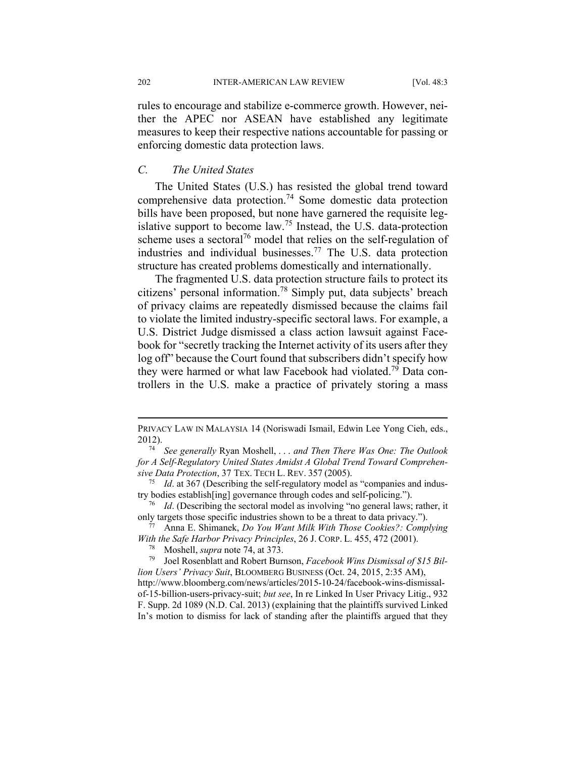rules to encourage and stabilize e-commerce growth. However, neither the APEC nor ASEAN have established any legitimate measures to keep their respective nations accountable for passing or enforcing domestic data protection laws.

### *C. The United States*

The United States (U.S.) has resisted the global trend toward comprehensive data protection.[74] Some domestic data protection bills have been proposed, but none have garnered the requisite legislative support to become law.[75] Instead, the U.S. data-protection scheme uses a sectoral[76] model that relies on the self-regulation of industries and individual businesses.[77] The U.S. data protection structure has created problems domestically and internationally.

The fragmented U.S. data protection structure fails to protect its citizens' personal information.[78] Simply put, data subjects' breach of privacy claims are repeatedly dismissed because the claims fail to violate the limited industry-specific sectoral laws. For example, a U.S. District Judge dismissed a class action lawsuit against Facebook for "secretly tracking the Internet activity of its users after they log off" because the Court found that subscribers didn't specify how they were harmed or what law Facebook had violated.[79] Data controllers in the U.S. make a practice of privately storing a mass

---

PRIVACY LAW IN MALAYSIA 14 (Noriswadi Ismail, Edwin Lee Yong Cieh, eds., 2012).

[74] *See generally* Ryan Moshell, . . . *and Then There Was One: The Outlook for A Self-Regulatory United States Amidst A Global Trend Toward Comprehensive Data Protection*, 37 TEX. TECH L. REV. 357 (2005).

[75] *Id*. at 367 (Describing the self-regulatory model as "companies and industry bodies establish[ing] governance through codes and self-policing.").

[76] *Id*. (Describing the sectoral model as involving "no general laws; rather, it only targets those specific industries shown to be a threat to data privacy.").

[77] Anna E. Shimanek, *Do You Want Milk With Those Cookies?: Complying With the Safe Harbor Privacy Principles*, 26 J. CORP. L. 455, 472 (2001).

[78] Moshell, *supra* note 74, at 373.

[79] Joel Rosenblatt and Robert Burnson, *Facebook Wins Dismissal of $15 Billion Users' Privacy Suit*, BLOOMBERG BUSINESS (Oct. 24, 2015, 2:35 AM), http://www.bloomberg.com/news/articles/2015-10-24/facebook-wins-dismissal-of-15-billion-users-privacy-suit; *but see*, In re Linked In User Privacy Litig., 932 F. Supp. 2d 1089 (N.D. Cal. 2013) (explaining that the plaintiffs survived Linked In's motion to dismiss for lack of standing after the plaintiffs argued that they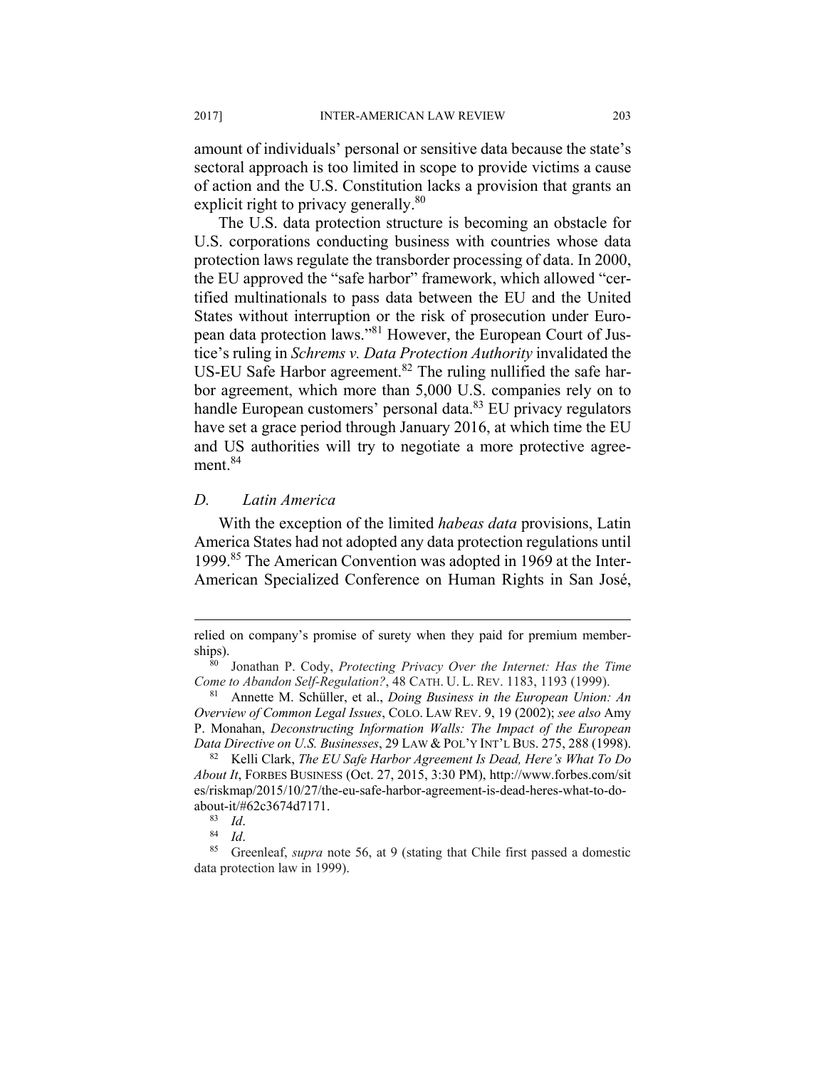amount of individuals' personal or sensitive data because the state's sectoral approach is too limited in scope to provide victims a cause of action and the U.S. Constitution lacks a provision that grants an explicit right to privacy generally.[80]

The U.S. data protection structure is becoming an obstacle for U.S. corporations conducting business with countries whose data protection laws regulate the transborder processing of data. In 2000, the EU approved the "safe harbor" framework, which allowed "certified multinationals to pass data between the EU and the United States without interruption or the risk of prosecution under European data protection laws."[81] However, the European Court of Justice's ruling in *Schrems v. Data Protection Authority* invalidated the US-EU Safe Harbor agreement.[82] The ruling nullified the safe harbor agreement, which more than 5,000 U.S. companies rely on to handle European customers' personal data.[83] EU privacy regulators have set a grace period through January 2016, at which time the EU and US authorities will try to negotiate a more protective agreement.[84]

### *D. Latin America*

With the exception of the limited *habeas data* provisions, Latin America States had not adopted any data protection regulations until 1999.[85] The American Convention was adopted in 1969 at the Inter-American Specialized Conference on Human Rights in San José,

---

relied on company's promise of surety when they paid for premium memberships).

[80] Jonathan P. Cody, *Protecting Privacy Over the Internet: Has the Time Come to Abandon Self-Regulation?*, 48 CATH. U. L. REV. 1183, 1193 (1999).

[81] Annette M. Schüller, et al., *Doing Business in the European Union: An Overview of Common Legal Issues*, COLO. LAW REV. 9, 19 (2002); *see also* Amy P. Monahan, *Deconstructing Information Walls: The Impact of the European Data Directive on U.S. Businesses*, 29 LAW & POL'Y INT'L BUS. 275, 288 (1998).

[82] Kelli Clark, *The EU Safe Harbor Agreement Is Dead, Here's What To Do About It*, FORBES BUSINESS (Oct. 27, 2015, 3:30 PM), http://www.forbes.com/sites/riskmap/2015/10/27/the-eu-safe-harbor-agreement-is-dead-heres-what-to-do-about-it/#62c3674d7171.

[83] *Id*.

[84] *Id*.

[85] Greenleaf, *supra* note 56, at 9 (stating that Chile first passed a domestic data protection law in 1999).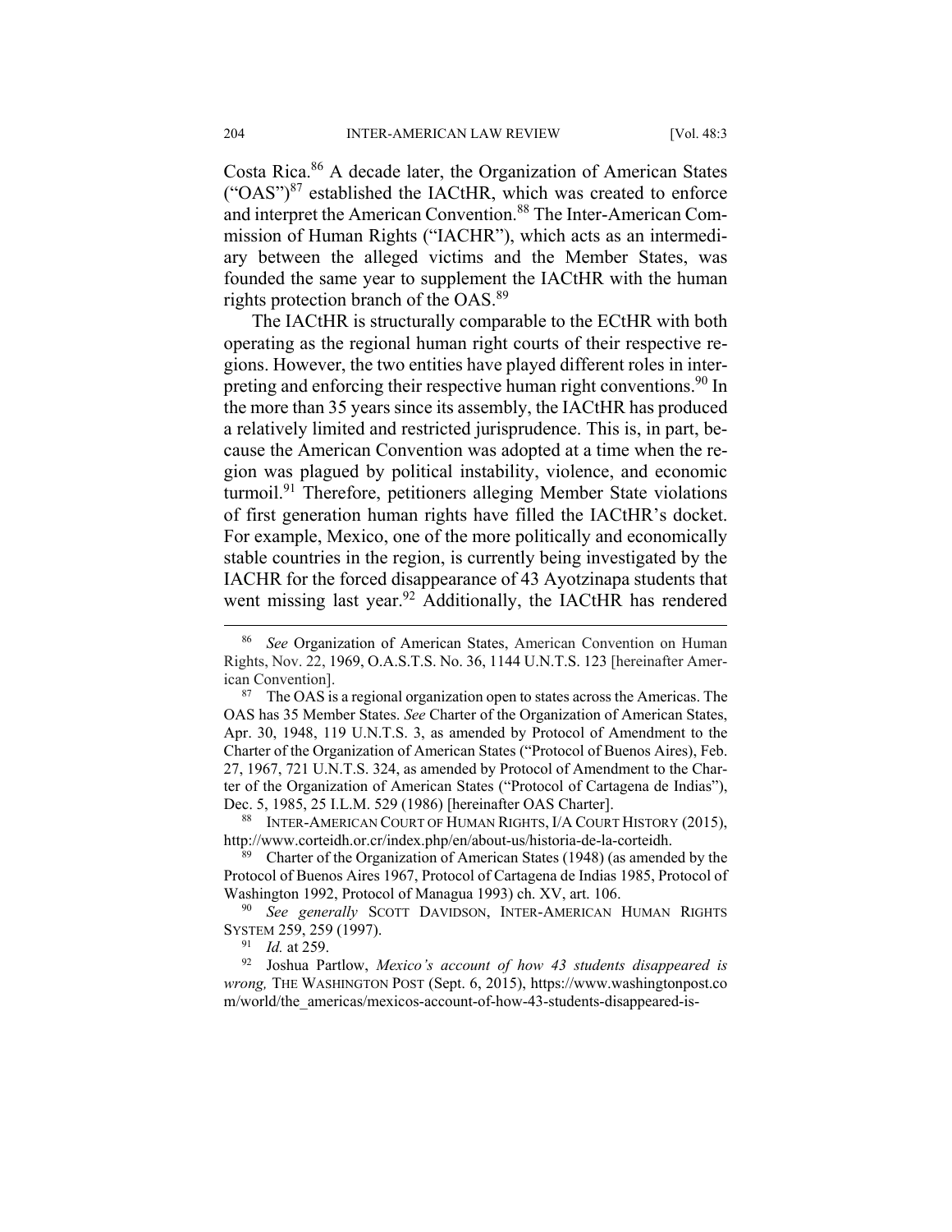Costa Rica.[86] A decade later, the Organization of American States ("OAS")[87] established the IACtHR, which was created to enforce and interpret the American Convention.[88] The Inter-American Commission of Human Rights ("IACHR"), which acts as an intermediary between the alleged victims and the Member States, was founded the same year to supplement the IACtHR with the human rights protection branch of the OAS.[89]

The IACtHR is structurally comparable to the ECtHR with both operating as the regional human right courts of their respective regions. However, the two entities have played different roles in interpreting and enforcing their respective human right conventions.[90] In the more than 35 years since its assembly, the IACtHR has produced a relatively limited and restricted jurisprudence. This is, in part, because the American Convention was adopted at a time when the region was plagued by political instability, violence, and economic turmoil.[91] Therefore, petitioners alleging Member State violations of first generation human rights have filled the IACtHR's docket. For example, Mexico, one of the more politically and economically stable countries in the region, is currently being investigated by the IACHR for the forced disappearance of 43 Ayotzinapa students that went missing last year.[92] Additionally, the IACtHR has rendered

---

[86] *See* Organization of American States, American Convention on Human Rights, Nov. 22, 1969, O.A.S.T.S. No. 36, 1144 U.N.T.S. 123 [hereinafter American Convention].

[87] The OAS is a regional organization open to states across the Americas. The OAS has 35 Member States. *See* Charter of the Organization of American States, Apr. 30, 1948, 119 U.N.T.S. 3, as amended by Protocol of Amendment to the Charter of the Organization of American States ("Protocol of Buenos Aires), Feb. 27, 1967, 721 U.N.T.S. 324, as amended by Protocol of Amendment to the Charter of the Organization of American States ("Protocol of Cartagena de Indias"), Dec. 5, 1985, 25 I.L.M. 529 (1986) [hereinafter OAS Charter].

[88] INTER-AMERICAN COURT OF HUMAN RIGHTS, I/A COURT HISTORY (2015), http://www.corteidh.or.cr/index.php/en/about-us/historia-de-la-corteidh.

[89] Charter of the Organization of American States (1948) (as amended by the Protocol of Buenos Aires 1967, Protocol of Cartagena de Indias 1985, Protocol of Washington 1992, Protocol of Managua 1993) ch. XV, art. 106.

[90] *See generally* SCOTT DAVIDSON, INTER-AMERICAN HUMAN RIGHTS SYSTEM 259, 259 (1997).

[91] *Id.* at 259.

[92] Joshua Partlow, *Mexico's account of how 43 students disappeared is wrong,* THE WASHINGTON POST (Sept. 6, 2015), https://www.washingtonpost.com/world/the_americas/mexicos-account-of-how-43-students-disappeared-is-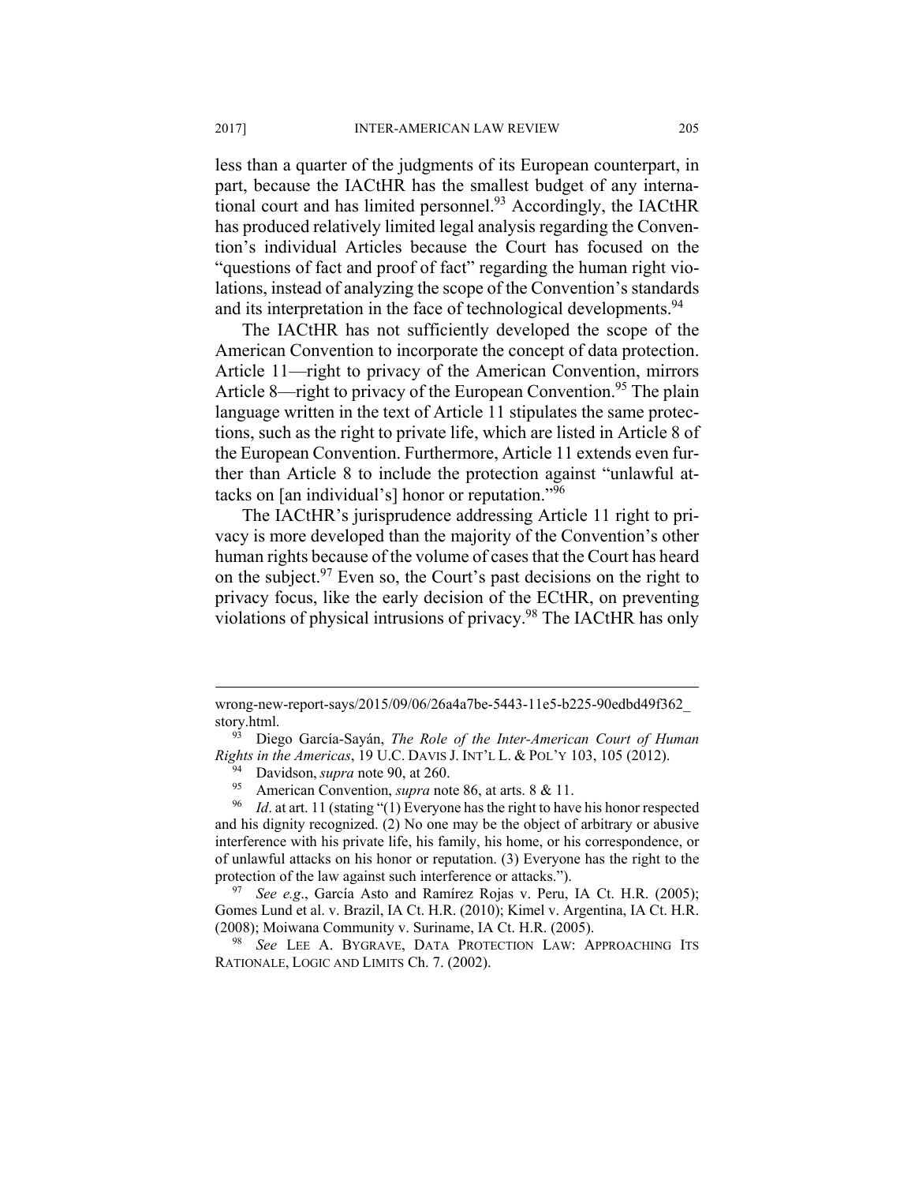less than a quarter of the judgments of its European counterpart, in part, because the IACtHR has the smallest budget of any international court and has limited personnel.[93] Accordingly, the IACtHR has produced relatively limited legal analysis regarding the Convention's individual Articles because the Court has focused on the "questions of fact and proof of fact" regarding the human right violations, instead of analyzing the scope of the Convention's standards and its interpretation in the face of technological developments.[94]

The IACtHR has not sufficiently developed the scope of the American Convention to incorporate the concept of data protection. Article 11—right to privacy of the American Convention, mirrors Article 8—right to privacy of the European Convention.[95] The plain language written in the text of Article 11 stipulates the same protections, such as the right to private life, which are listed in Article 8 of the European Convention. Furthermore, Article 11 extends even further than Article 8 to include the protection against "unlawful attacks on [an individual's] honor or reputation."[96]

The IACtHR's jurisprudence addressing Article 11 right to privacy is more developed than the majority of the Convention's other human rights because of the volume of cases that the Court has heard on the subject.[97] Even so, the Court's past decisions on the right to privacy focus, like the early decision of the ECtHR, on preventing violations of physical intrusions of privacy.[98] The IACtHR has only

---

wrong-new-report-says/2015/09/06/26a4a7be-5443-11e5-b225-90edbd49f362_story.html.

[93] Diego García-Sayán, *The Role of the Inter-American Court of Human Rights in the Americas*, 19 U.C. DAVIS J. INT'L L. & POL'Y 103, 105 (2012).

[94] Davidson, *supra* note 90, at 260.

[95] American Convention, *supra* note 86, at arts. 8 & 11.

[96] *Id*. at art. 11 (stating "(1) Everyone has the right to have his honor respected and his dignity recognized. (2) No one may be the object of arbitrary or abusive interference with his private life, his family, his home, or his correspondence, or of unlawful attacks on his honor or reputation. (3) Everyone has the right to the protection of the law against such interference or attacks.").

[97] *See e.g*., García Asto and Ramírez Rojas v. Peru, IA Ct. H.R. (2005); Gomes Lund et al. v. Brazil, IA Ct. H.R. (2010); Kimel v. Argentina, IA Ct. H.R. (2008); Moiwana Community v. Suriname, IA Ct. H.R. (2005).

[98] *See* LEE A. BYGRAVE, DATA PROTECTION LAW: APPROACHING ITS RATIONALE, LOGIC AND LIMITS Ch. 7. (2002).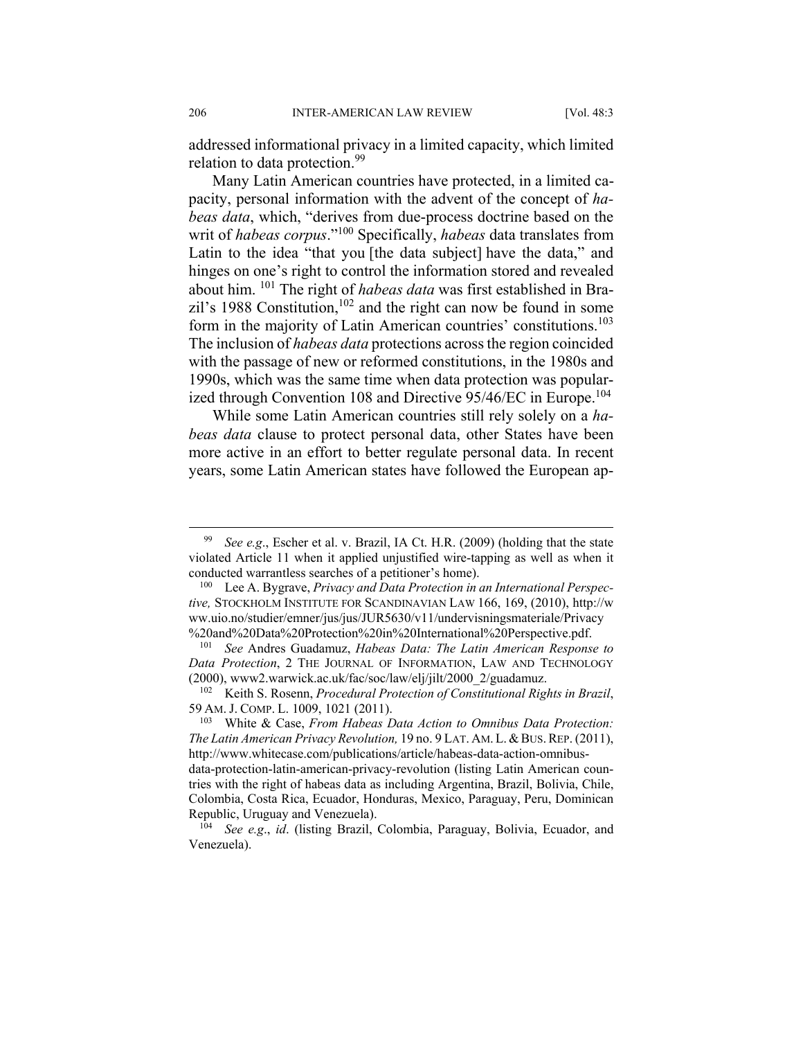addressed informational privacy in a limited capacity, which limited relation to data protection.[99]

Many Latin American countries have protected, in a limited capacity, personal information with the advent of the concept of *habeas data*, which, "derives from due-process doctrine based on the writ of *habeas corpus*."[100] Specifically, *habeas* data translates from Latin to the idea "that you [the data subject] have the data," and hinges on one's right to control the information stored and revealed about him. [101] The right of *habeas data* was first established in Brazil's 1988 Constitution,[102] and the right can now be found in some form in the majority of Latin American countries' constitutions.[103] The inclusion of *habeas data* protections across the region coincided with the passage of new or reformed constitutions, in the 1980s and 1990s, which was the same time when data protection was popularized through Convention 108 and Directive 95/46/EC in Europe.[104]

While some Latin American countries still rely solely on a *habeas data* clause to protect personal data, other States have been more active in an effort to better regulate personal data. In recent years, some Latin American states have followed the European ap-

---

[99] *See e.g*., Escher et al. v. Brazil, IA Ct. H.R. (2009) (holding that the state violated Article 11 when it applied unjustified wire-tapping as well as when it conducted warrantless searches of a petitioner's home).

[100] Lee A. Bygrave, *Privacy and Data Protection in an International Perspective,* STOCKHOLM INSTITUTE FOR SCANDINAVIAN LAW 166, 169, (2010), http://www.uio.no/studier/emner/jus/jus/JUR5630/v11/undervisningsmateriale/Privacy%20and%20Data%20Protection%20in%20International%20Perspective.pdf.

[101] *See* Andres Guadamuz, *Habeas Data: The Latin American Response to Data Protection*, 2 THE JOURNAL OF INFORMATION, LAW AND TECHNOLOGY (2000), www2.warwick.ac.uk/fac/soc/law/elj/jilt/2000_2/guadamuz.

[102] Keith S. Rosenn, *Procedural Protection of Constitutional Rights in Brazil*, 59 AM. J. COMP. L. 1009, 1021 (2011).

[103] White & Case, *From Habeas Data Action to Omnibus Data Protection: The Latin American Privacy Revolution,* 19 no. 9 LAT. AM. L. & BUS. REP. (2011), http://www.whitecase.com/publications/article/habeas-data-action-omnibus-data-protection-latin-american-privacy-revolution (listing Latin American countries with the right of habeas data as including Argentina, Brazil, Bolivia, Chile, Colombia, Costa Rica, Ecuador, Honduras, Mexico, Paraguay, Peru, Dominican Republic, Uruguay and Venezuela).

[104] *See e.g*., *id*. (listing Brazil, Colombia, Paraguay, Bolivia, Ecuador, and Venezuela).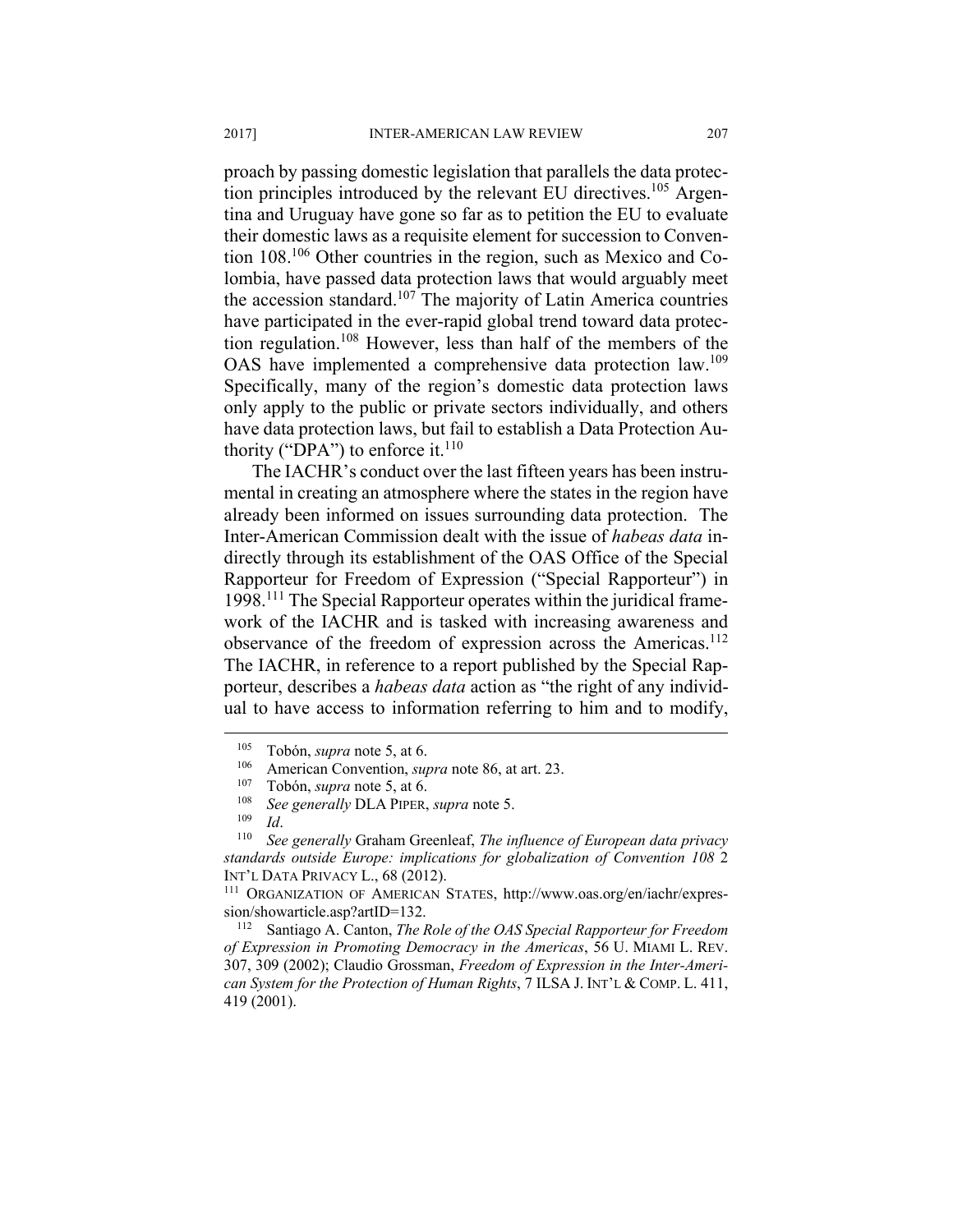proach by passing domestic legislation that parallels the data protection principles introduced by the relevant EU directives.[105] Argentina and Uruguay have gone so far as to petition the EU to evaluate their domestic laws as a requisite element for succession to Convention 108.[106] Other countries in the region, such as Mexico and Colombia, have passed data protection laws that would arguably meet the accession standard.[107] The majority of Latin America countries have participated in the ever-rapid global trend toward data protection regulation.[108] However, less than half of the members of the OAS have implemented a comprehensive data protection law.[109] Specifically, many of the region's domestic data protection laws only apply to the public or private sectors individually, and others have data protection laws, but fail to establish a Data Protection Authority ("DPA") to enforce it.[110]

The IACHR's conduct over the last fifteen years has been instrumental in creating an atmosphere where the states in the region have already been informed on issues surrounding data protection. The Inter-American Commission dealt with the issue of *habeas data* indirectly through its establishment of the OAS Office of the Special Rapporteur for Freedom of Expression ("Special Rapporteur") in 1998.[111] The Special Rapporteur operates within the juridical framework of the IACHR and is tasked with increasing awareness and observance of the freedom of expression across the Americas.[112] The IACHR, in reference to a report published by the Special Rapporteur, describes a *habeas data* action as "the right of any individual to have access to information referring to him and to modify,

---

[105] Tobón, *supra* note 5, at 6.

[106] American Convention, *supra* note 86, at art. 23.

[107] Tobón, *supra* note 5, at 6.

[108] *See generally* DLA PIPER, *supra* note 5.

[109] *Id*.

[110] *See generally* Graham Greenleaf, *The influence of European data privacy standards outside Europe: implications for globalization of Convention 108* 2 INT'L DATA PRIVACY L., 68 (2012).

[111] ORGANIZATION OF AMERICAN STATES, http://www.oas.org/en/iachr/expression/showarticle.asp?artID=132.

[112] Santiago A. Canton, *The Role of the OAS Special Rapporteur for Freedom of Expression in Promoting Democracy in the Americas*, 56 U. MIAMI L. REV. 307, 309 (2002); Claudio Grossman, *Freedom of Expression in the Inter-American System for the Protection of Human Rights*, 7 ILSA J. INT'L & COMP. L. 411, 419 (2001).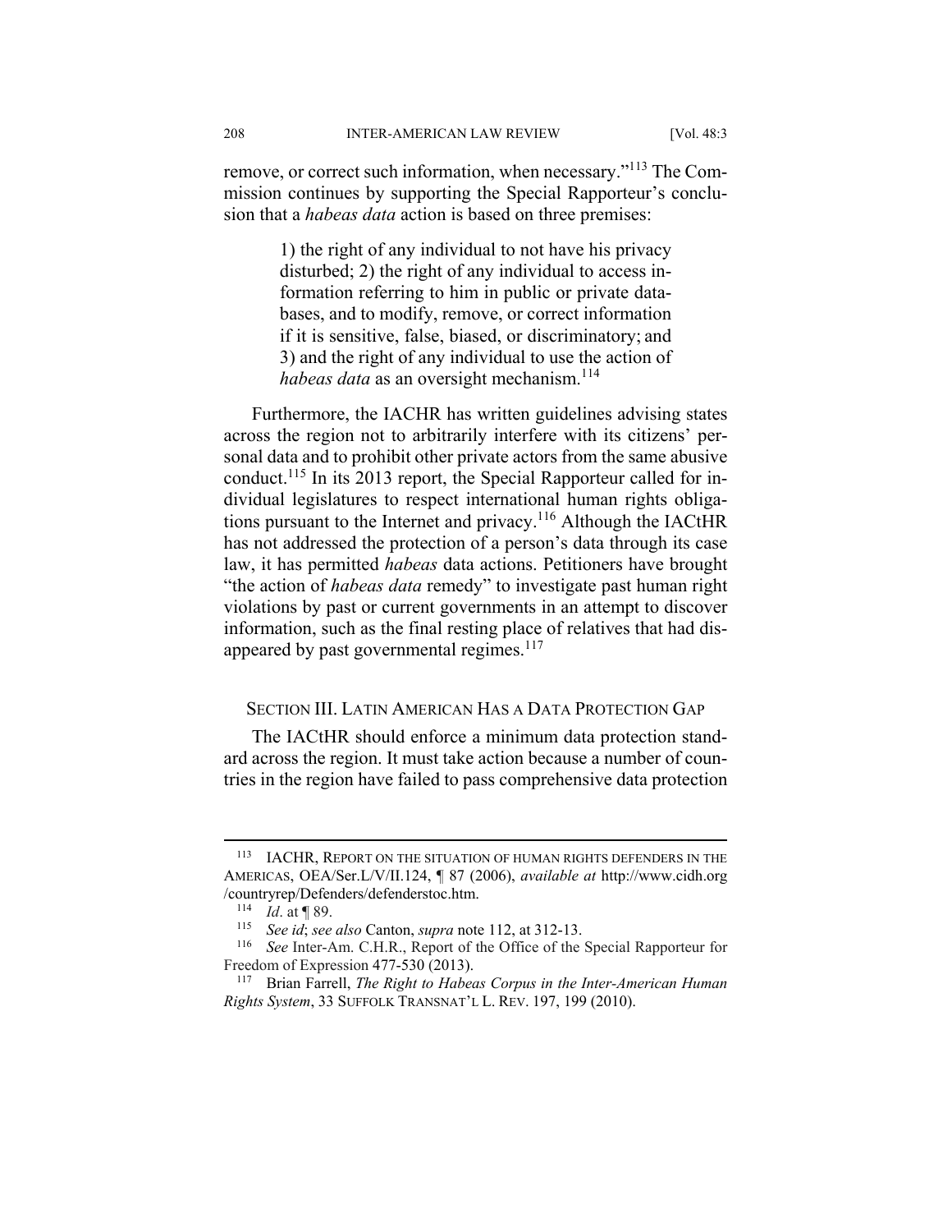remove, or correct such information, when necessary."[113] The Commission continues by supporting the Special Rapporteur's conclusion that a *habeas data* action is based on three premises:

> 1) the right of any individual to not have his privacy disturbed; 2) the right of any individual to access information referring to him in public or private databases, and to modify, remove, or correct information if it is sensitive, false, biased, or discriminatory; and 3) and the right of any individual to use the action of *habeas data* as an oversight mechanism.[114]

Furthermore, the IACHR has written guidelines advising states across the region not to arbitrarily interfere with its citizens' personal data and to prohibit other private actors from the same abusive conduct.[115] In its 2013 report, the Special Rapporteur called for individual legislatures to respect international human rights obligations pursuant to the Internet and privacy.[116] Although the IACtHR has not addressed the protection of a person's data through its case law, it has permitted *habeas* data actions. Petitioners have brought "the action of *habeas data* remedy" to investigate past human right violations by past or current governments in an attempt to discover information, such as the final resting place of relatives that had disappeared by past governmental regimes.[117]

## SECTION III. LATIN AMERICAN HAS A DATA PROTECTION GAP

The IACtHR should enforce a minimum data protection standard across the region. It must take action because a number of countries in the region have failed to pass comprehensive data protection

---

[113] IACHR, REPORT ON THE SITUATION OF HUMAN RIGHTS DEFENDERS IN THE AMERICAS, OEA/Ser.L/V/II.124, ¶ 87 (2006), *available at* http://www.cidh.org/countryrep/Defenders/defenderstoc.htm.

[114] *Id*. at ¶ 89.

[115] *See id*; *see also* Canton, *supra* note 112, at 312-13.

[116] *See* Inter-Am. C.H.R., Report of the Office of the Special Rapporteur for Freedom of Expression 477-530 (2013).

[117] Brian Farrell, *The Right to Habeas Corpus in the Inter-American Human Rights System*, 33 SUFFOLK TRANSNAT'L L. REV. 197, 199 (2010).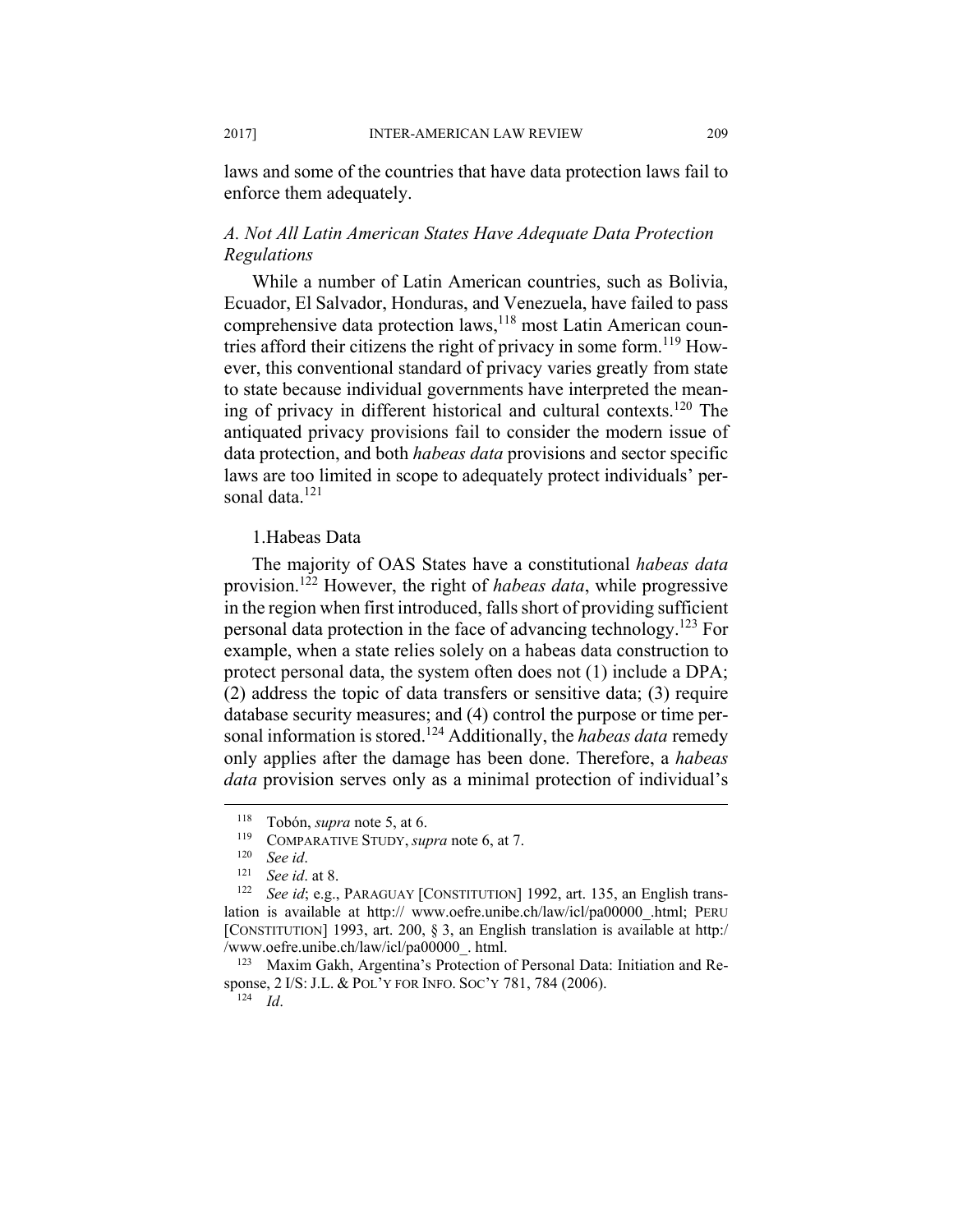laws and some of the countries that have data protection laws fail to enforce them adequately.

### *A. Not All Latin American States Have Adequate Data Protection Regulations*

While a number of Latin American countries, such as Bolivia, Ecuador, El Salvador, Honduras, and Venezuela, have failed to pass comprehensive data protection laws,[118] most Latin American countries afford their citizens the right of privacy in some form.[119] However, this conventional standard of privacy varies greatly from state to state because individual governments have interpreted the meaning of privacy in different historical and cultural contexts.[120] The antiquated privacy provisions fail to consider the modern issue of data protection, and both *habeas data* provisions and sector specific laws are too limited in scope to adequately protect individuals' personal data.[121]

#### 1.Habeas Data

The majority of OAS States have a constitutional *habeas data* provision.[122] However, the right of *habeas data*, while progressive in the region when first introduced, falls short of providing sufficient personal data protection in the face of advancing technology.[123] For example, when a state relies solely on a habeas data construction to protect personal data, the system often does not (1) include a DPA; (2) address the topic of data transfers or sensitive data; (3) require database security measures; and (4) control the purpose or time personal information is stored.[124] Additionally, the *habeas data* remedy only applies after the damage has been done. Therefore, a *habeas data* provision serves only as a minimal protection of individual's

---

[118] Tobón, *supra* note 5, at 6.

[119] COMPARATIVE STUDY, *supra* note 6, at 7.

[120] *See id*.

[121] *See id*. at 8.

[122] *See id*; e.g., PARAGUAY [CONSTITUTION] 1992, art. 135, an English translation is available at http:// www.oefre.unibe.ch/law/icl/pa00000_.html; PERU [CONSTITUTION] 1993, art. 200, § 3, an English translation is available at http:/ /www.oefre.unibe.ch/law/icl/pa00000_. html.

[123] Maxim Gakh, Argentina's Protection of Personal Data: Initiation and Response, 2 I/S: J.L. & POL'Y FOR INFO. SOC'Y 781, 784 (2006).

[124] *Id*.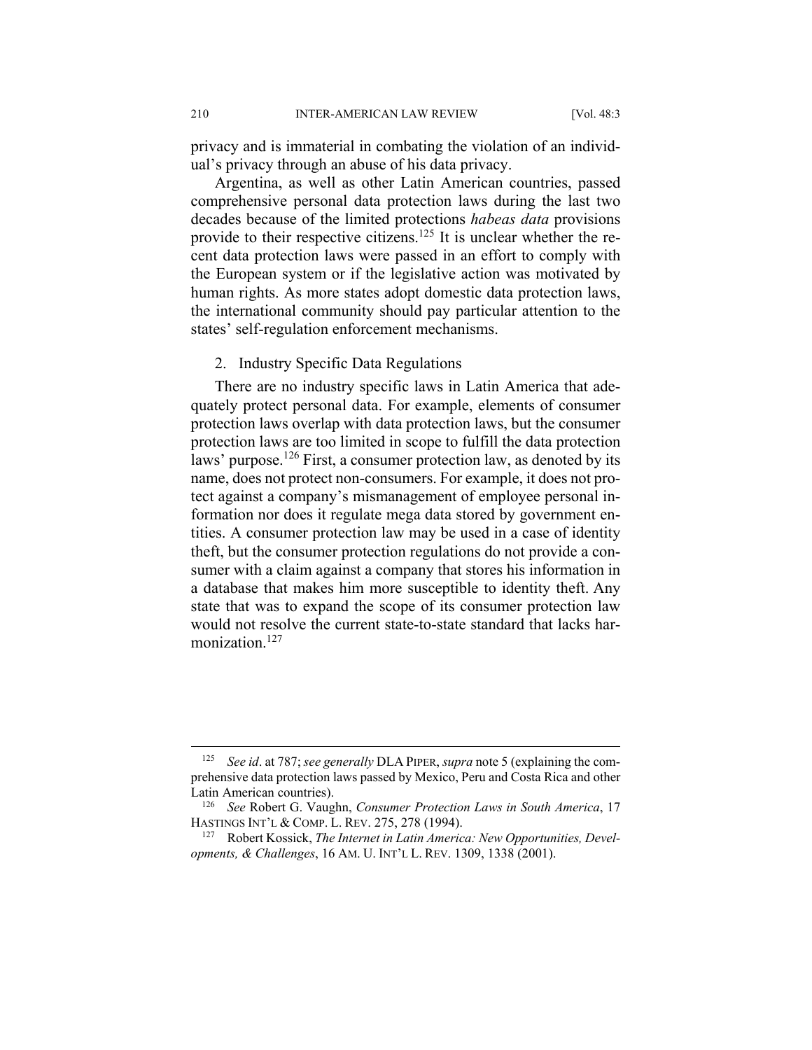privacy and is immaterial in combating the violation of an individual's privacy through an abuse of his data privacy.

Argentina, as well as other Latin American countries, passed comprehensive personal data protection laws during the last two decades because of the limited protections *habeas data* provisions provide to their respective citizens.[125] It is unclear whether the recent data protection laws were passed in an effort to comply with the European system or if the legislative action was motivated by human rights. As more states adopt domestic data protection laws, the international community should pay particular attention to the states' self-regulation enforcement mechanisms.

### 2. Industry Specific Data Regulations

There are no industry specific laws in Latin America that adequately protect personal data. For example, elements of consumer protection laws overlap with data protection laws, but the consumer protection laws are too limited in scope to fulfill the data protection laws' purpose.[126] First, a consumer protection law, as denoted by its name, does not protect non-consumers. For example, it does not protect against a company's mismanagement of employee personal information nor does it regulate mega data stored by government entities. A consumer protection law may be used in a case of identity theft, but the consumer protection regulations do not provide a consumer with a claim against a company that stores his information in a database that makes him more susceptible to identity theft. Any state that was to expand the scope of its consumer protection law would not resolve the current state-to-state standard that lacks harmonization.[127]

---

[125] *See id*. at 787; *see generally* DLA PIPER, *supra* note 5 (explaining the comprehensive data protection laws passed by Mexico, Peru and Costa Rica and other Latin American countries).

[126] *See* Robert G. Vaughn, *Consumer Protection Laws in South America*, 17 HASTINGS INT'L & COMP. L. REV. 275, 278 (1994).

[127] Robert Kossick, *The Internet in Latin America: New Opportunities, Developments, & Challenges*, 16 AM. U. INT'L L. REV. 1309, 1338 (2001).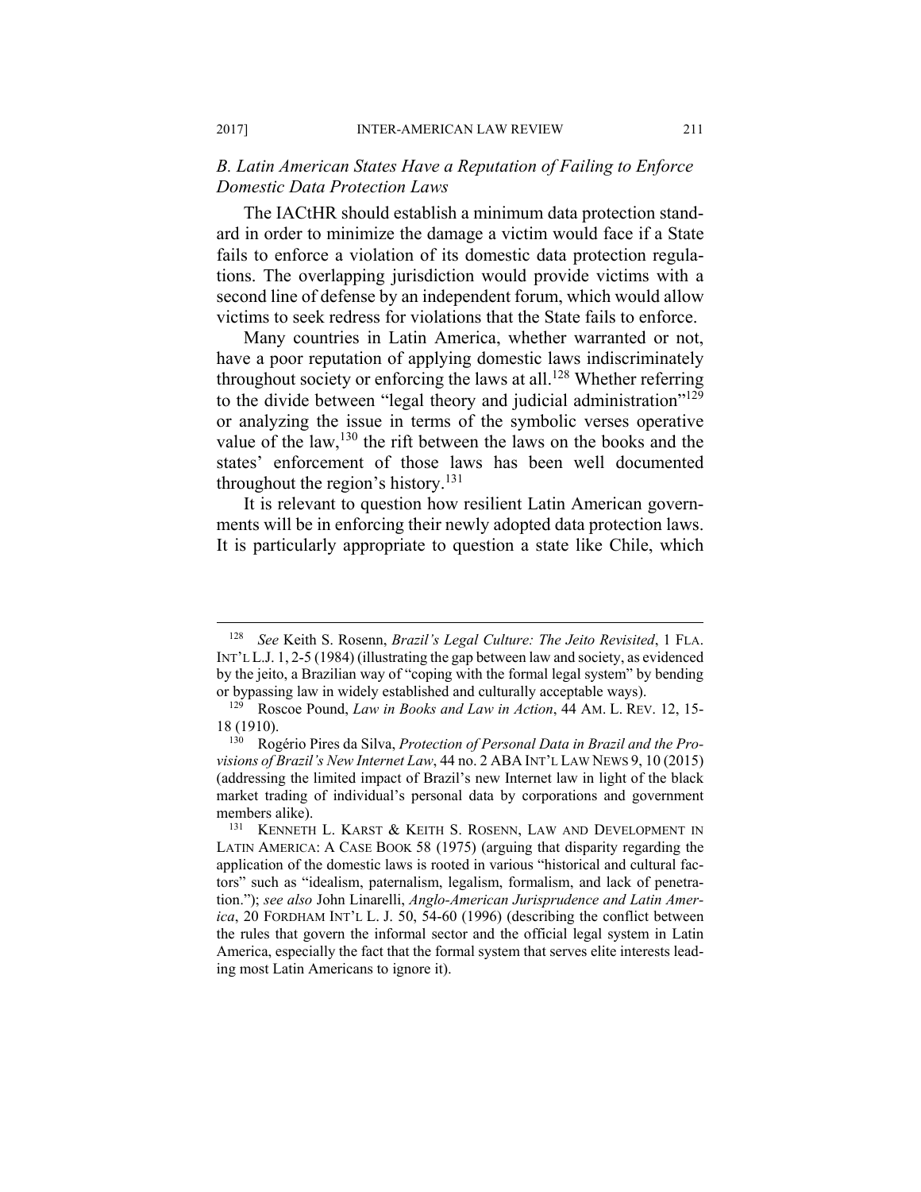### *B. Latin American States Have a Reputation of Failing to Enforce Domestic Data Protection Laws*

The IACtHR should establish a minimum data protection standard in order to minimize the damage a victim would face if a State fails to enforce a violation of its domestic data protection regulations. The overlapping jurisdiction would provide victims with a second line of defense by an independent forum, which would allow victims to seek redress for violations that the State fails to enforce.

Many countries in Latin America, whether warranted or not, have a poor reputation of applying domestic laws indiscriminately throughout society or enforcing the laws at all.[128] Whether referring to the divide between "legal theory and judicial administration"[129] or analyzing the issue in terms of the symbolic verses operative value of the law,[130] the rift between the laws on the books and the states' enforcement of those laws has been well documented throughout the region's history.[131]

It is relevant to question how resilient Latin American governments will be in enforcing their newly adopted data protection laws. It is particularly appropriate to question a state like Chile, which

---

[128] *See* Keith S. Rosenn, *Brazil's Legal Culture: The Jeito Revisited*, 1 FLA. INT'L L.J. 1, 2-5 (1984) (illustrating the gap between law and society, as evidenced by the jeito, a Brazilian way of "coping with the formal legal system" by bending or bypassing law in widely established and culturally acceptable ways).

[129] Roscoe Pound, *Law in Books and Law in Action*, 44 AM. L. REV. 12, 15-18 (1910).

[130] Rogério Pires da Silva, *Protection of Personal Data in Brazil and the Provisions of Brazil's New Internet Law*, 44 no. 2 ABA INT'L LAW NEWS 9, 10 (2015) (addressing the limited impact of Brazil's new Internet law in light of the black market trading of individual's personal data by corporations and government members alike).

[131] KENNETH L. KARST & KEITH S. ROSENN, LAW AND DEVELOPMENT IN LATIN AMERICA: A CASE BOOK 58 (1975) (arguing that disparity regarding the application of the domestic laws is rooted in various "historical and cultural factors" such as "idealism, paternalism, legalism, formalism, and lack of penetration."); *see also* John Linarelli, *Anglo-American Jurisprudence and Latin America*, 20 FORDHAM INT'L L. J. 50, 54-60 (1996) (describing the conflict between the rules that govern the informal sector and the official legal system in Latin America, especially the fact that the formal system that serves elite interests leading most Latin Americans to ignore it).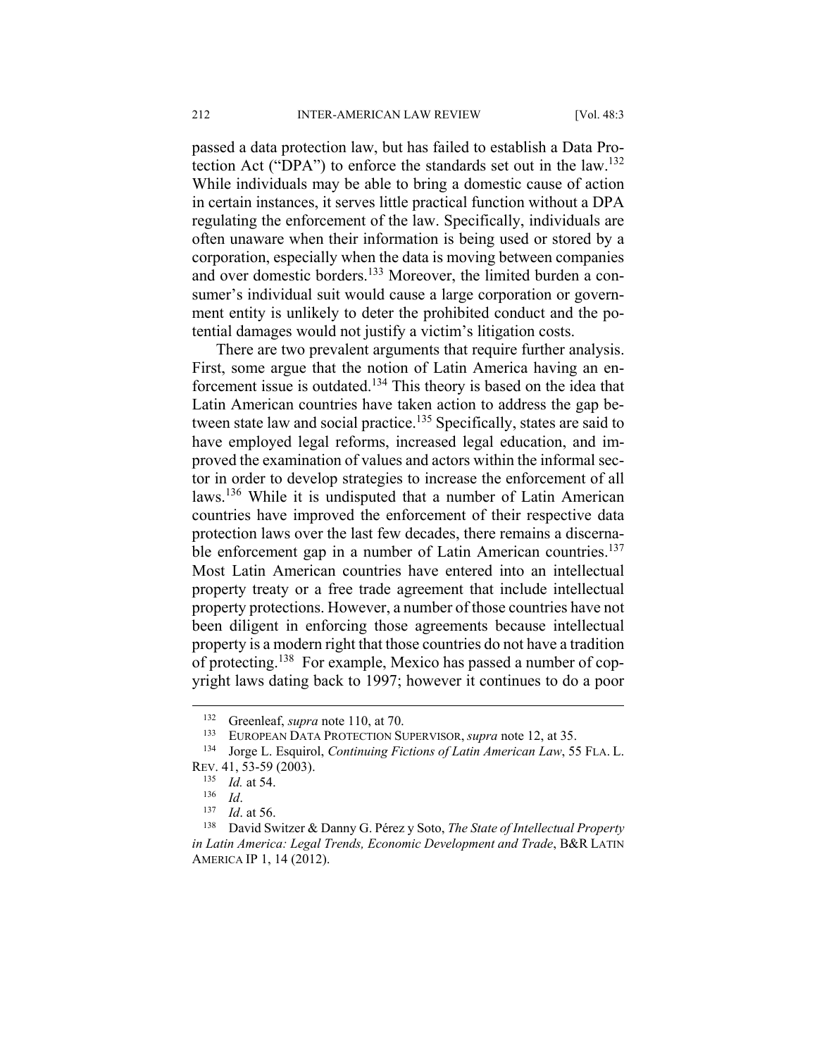passed a data protection law, but has failed to establish a Data Protection Act ("DPA") to enforce the standards set out in the law.[132] While individuals may be able to bring a domestic cause of action in certain instances, it serves little practical function without a DPA regulating the enforcement of the law. Specifically, individuals are often unaware when their information is being used or stored by a corporation, especially when the data is moving between companies and over domestic borders.[133] Moreover, the limited burden a consumer's individual suit would cause a large corporation or government entity is unlikely to deter the prohibited conduct and the potential damages would not justify a victim's litigation costs.

There are two prevalent arguments that require further analysis. First, some argue that the notion of Latin America having an enforcement issue is outdated.[134] This theory is based on the idea that Latin American countries have taken action to address the gap between state law and social practice.[135] Specifically, states are said to have employed legal reforms, increased legal education, and improved the examination of values and actors within the informal sector in order to develop strategies to increase the enforcement of all laws.[136] While it is undisputed that a number of Latin American countries have improved the enforcement of their respective data protection laws over the last few decades, there remains a discernable enforcement gap in a number of Latin American countries.[137] Most Latin American countries have entered into an intellectual property treaty or a free trade agreement that include intellectual property protections. However, a number of those countries have not been diligent in enforcing those agreements because intellectual property is a modern right that those countries do not have a tradition of protecting.[138] For example, Mexico has passed a number of copyright laws dating back to 1997; however it continues to do a poor

---

[132] Greenleaf, *supra* note 110, at 70.

[133] EUROPEAN DATA PROTECTION SUPERVISOR, *supra* note 12, at 35.

[134] Jorge L. Esquirol, *Continuing Fictions of Latin American Law*, 55 FLA. L. REV. 41, 53-59 (2003).

[135] *Id.* at 54.

[136] *Id*.

[137] *Id*. at 56.

[138] David Switzer & Danny G. Pérez y Soto, *The State of Intellectual Property in Latin America: Legal Trends, Economic Development and Trade*, B&R LATIN AMERICA IP 1, 14 (2012).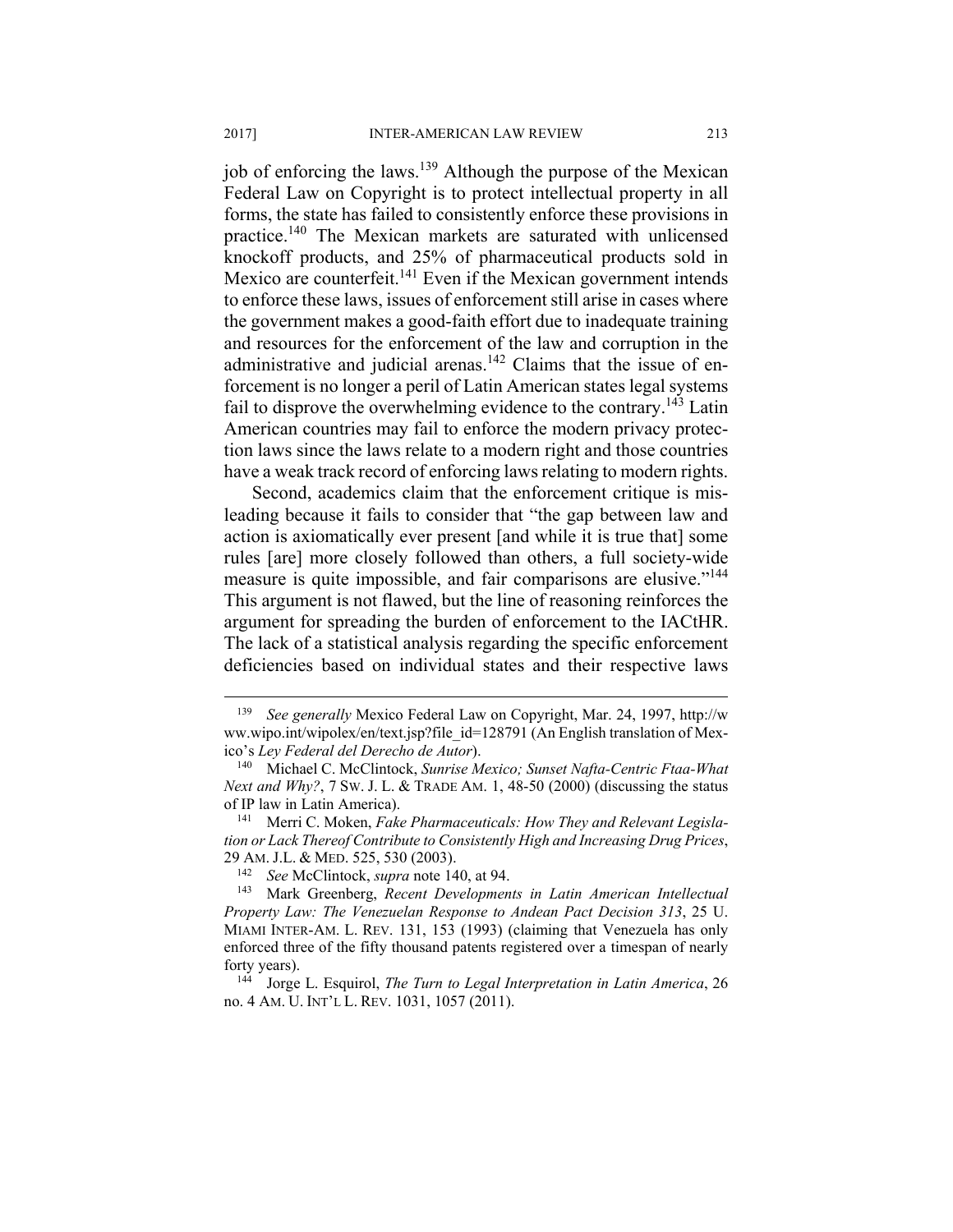job of enforcing the laws.[139] Although the purpose of the Mexican Federal Law on Copyright is to protect intellectual property in all forms, the state has failed to consistently enforce these provisions in practice.[140] The Mexican markets are saturated with unlicensed knockoff products, and 25% of pharmaceutical products sold in Mexico are counterfeit.[141] Even if the Mexican government intends to enforce these laws, issues of enforcement still arise in cases where the government makes a good-faith effort due to inadequate training and resources for the enforcement of the law and corruption in the administrative and judicial arenas.[142] Claims that the issue of enforcement is no longer a peril of Latin American states legal systems fail to disprove the overwhelming evidence to the contrary.[143] Latin American countries may fail to enforce the modern privacy protection laws since the laws relate to a modern right and those countries have a weak track record of enforcing laws relating to modern rights.

Second, academics claim that the enforcement critique is misleading because it fails to consider that "the gap between law and action is axiomatically ever present [and while it is true that] some rules [are] more closely followed than others, a full society-wide measure is quite impossible, and fair comparisons are elusive."[144] This argument is not flawed, but the line of reasoning reinforces the argument for spreading the burden of enforcement to the IACtHR. The lack of a statistical analysis regarding the specific enforcement deficiencies based on individual states and their respective laws

---

[139] *See generally* Mexico Federal Law on Copyright, Mar. 24, 1997, http://www.wipo.int/wipolex/en/text.jsp?file_id=128791 (An English translation of Mexico's *Ley Federal del Derecho de Autor*).

[140] Michael C. McClintock, *Sunrise Mexico; Sunset Nafta-Centric Ftaa-What Next and Why?*, 7 SW. J. L. & TRADE AM. 1, 48-50 (2000) (discussing the status of IP law in Latin America).

[141] Merri C. Moken, *Fake Pharmaceuticals: How They and Relevant Legislation or Lack Thereof Contribute to Consistently High and Increasing Drug Prices*, 29 AM. J.L. & MED. 525, 530 (2003).

[142] *See* McClintock, *supra* note 140, at 94.

[143] Mark Greenberg, *Recent Developments in Latin American Intellectual Property Law: The Venezuelan Response to Andean Pact Decision 313*, 25 U. MIAMI INTER-AM. L. REV. 131, 153 (1993) (claiming that Venezuela has only enforced three of the fifty thousand patents registered over a timespan of nearly forty years).

[144] Jorge L. Esquirol, *The Turn to Legal Interpretation in Latin America*, 26 no. 4 AM. U. INT'L L. REV. 1031, 1057 (2011).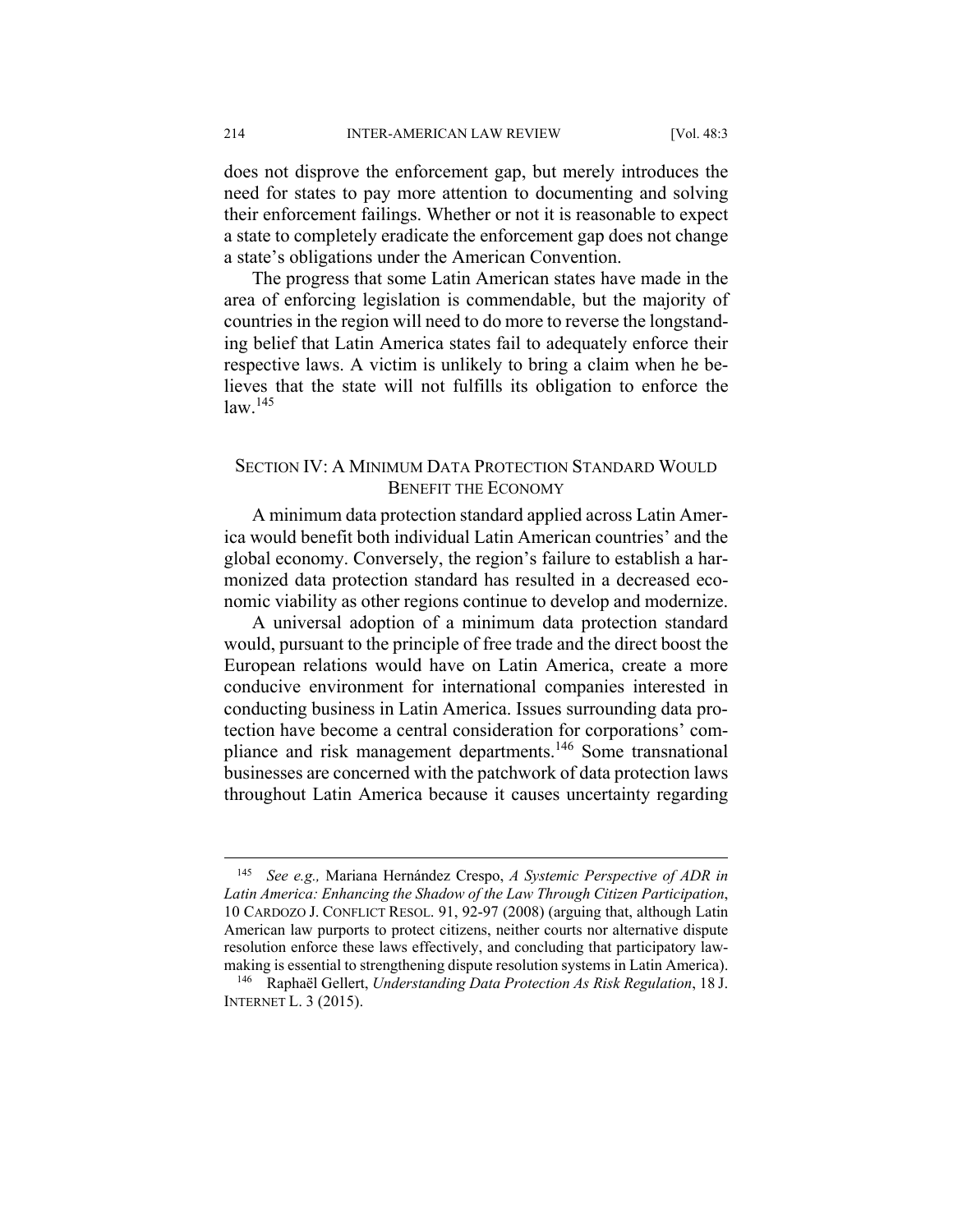does not disprove the enforcement gap, but merely introduces the need for states to pay more attention to documenting and solving their enforcement failings. Whether or not it is reasonable to expect a state to completely eradicate the enforcement gap does not change a state's obligations under the American Convention.

The progress that some Latin American states have made in the area of enforcing legislation is commendable, but the majority of countries in the region will need to do more to reverse the longstanding belief that Latin America states fail to adequately enforce their respective laws. A victim is unlikely to bring a claim when he believes that the state will not fulfills its obligation to enforce the law.[145]

## SECTION IV: A MINIMUM DATA PROTECTION STANDARD WOULD BENEFIT THE ECONOMY

A minimum data protection standard applied across Latin America would benefit both individual Latin American countries' and the global economy. Conversely, the region's failure to establish a harmonized data protection standard has resulted in a decreased economic viability as other regions continue to develop and modernize.

A universal adoption of a minimum data protection standard would, pursuant to the principle of free trade and the direct boost the European relations would have on Latin America, create a more conducive environment for international companies interested in conducting business in Latin America. Issues surrounding data protection have become a central consideration for corporations' compliance and risk management departments.[146] Some transnational businesses are concerned with the patchwork of data protection laws throughout Latin America because it causes uncertainty regarding

---

[145] *See e.g.,* Mariana Hernández Crespo, *A Systemic Perspective of ADR in Latin America: Enhancing the Shadow of the Law Through Citizen Participation*, 10 CARDOZO J. CONFLICT RESOL. 91, 92-97 (2008) (arguing that, although Latin American law purports to protect citizens, neither courts nor alternative dispute resolution enforce these laws effectively, and concluding that participatory lawmaking is essential to strengthening dispute resolution systems in Latin America).

[146] Raphaël Gellert, *Understanding Data Protection As Risk Regulation*, 18 J. INTERNET L. 3 (2015).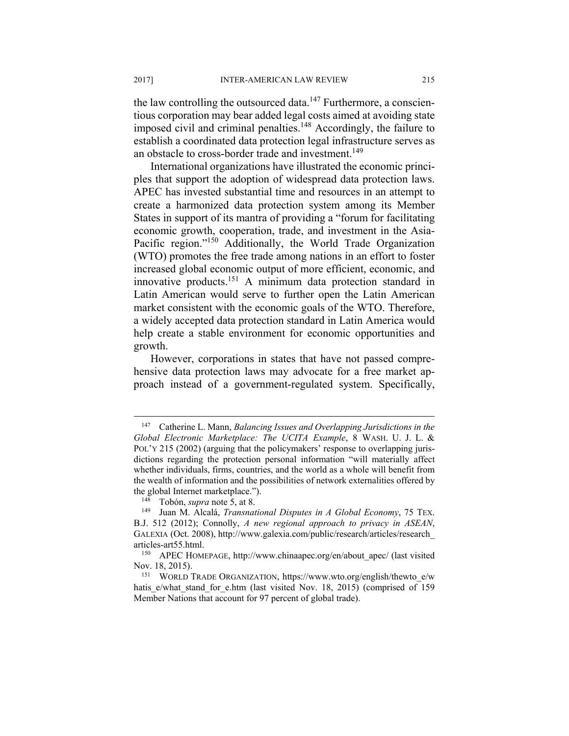the law controlling the outsourced data.[147] Furthermore, a conscientious corporation may bear added legal costs aimed at avoiding state imposed civil and criminal penalties.[148] Accordingly, the failure to establish a coordinated data protection legal infrastructure serves as an obstacle to cross-border trade and investment.[149]

International organizations have illustrated the economic principles that support the adoption of widespread data protection laws. APEC has invested substantial time and resources in an attempt to create a harmonized data protection system among its Member States in support of its mantra of providing a "forum for facilitating economic growth, cooperation, trade, and investment in the Asia-Pacific region."[150] Additionally, the World Trade Organization (WTO) promotes the free trade among nations in an effort to foster increased global economic output of more efficient, economic, and innovative products.[151] A minimum data protection standard in Latin American would serve to further open the Latin American market consistent with the economic goals of the WTO. Therefore, a widely accepted data protection standard in Latin America would help create a stable environment for economic opportunities and growth.

However, corporations in states that have not passed comprehensive data protection laws may advocate for a free market approach instead of a government-regulated system. Specifically,

---

[147] Catherine L. Mann, *Balancing Issues and Overlapping Jurisdictions in the Global Electronic Marketplace: The UCITA Example*, 8 WASH. U. J. L. & POL'Y 215 (2002) (arguing that the policymakers' response to overlapping jurisdictions regarding the protection personal information "will materially affect whether individuals, firms, countries, and the world as a whole will benefit from the wealth of information and the possibilities of network externalities offered by the global Internet marketplace.").

[148] Tobón, *supra* note 5, at 8.

[149] Juan M. Alcalá, *Transnational Disputes in A Global Economy*, 75 TEX. B.J. 512 (2012); Connolly, *A new regional approach to privacy in ASEAN*, GALEXIA (Oct. 2008), http://www.galexia.com/public/research/articles/research_articles-art55.html.

[150] APEC HOMEPAGE, http://www.chinaapec.org/en/about_apec/ (last visited Nov. 18, 2015).

[151] WORLD TRADE ORGANIZATION, https://www.wto.org/english/thewto_e/whatis_e/what_stand_for_e.htm (last visited Nov. 18, 2015) (comprised of 159 Member Nations that account for 97 percent of global trade).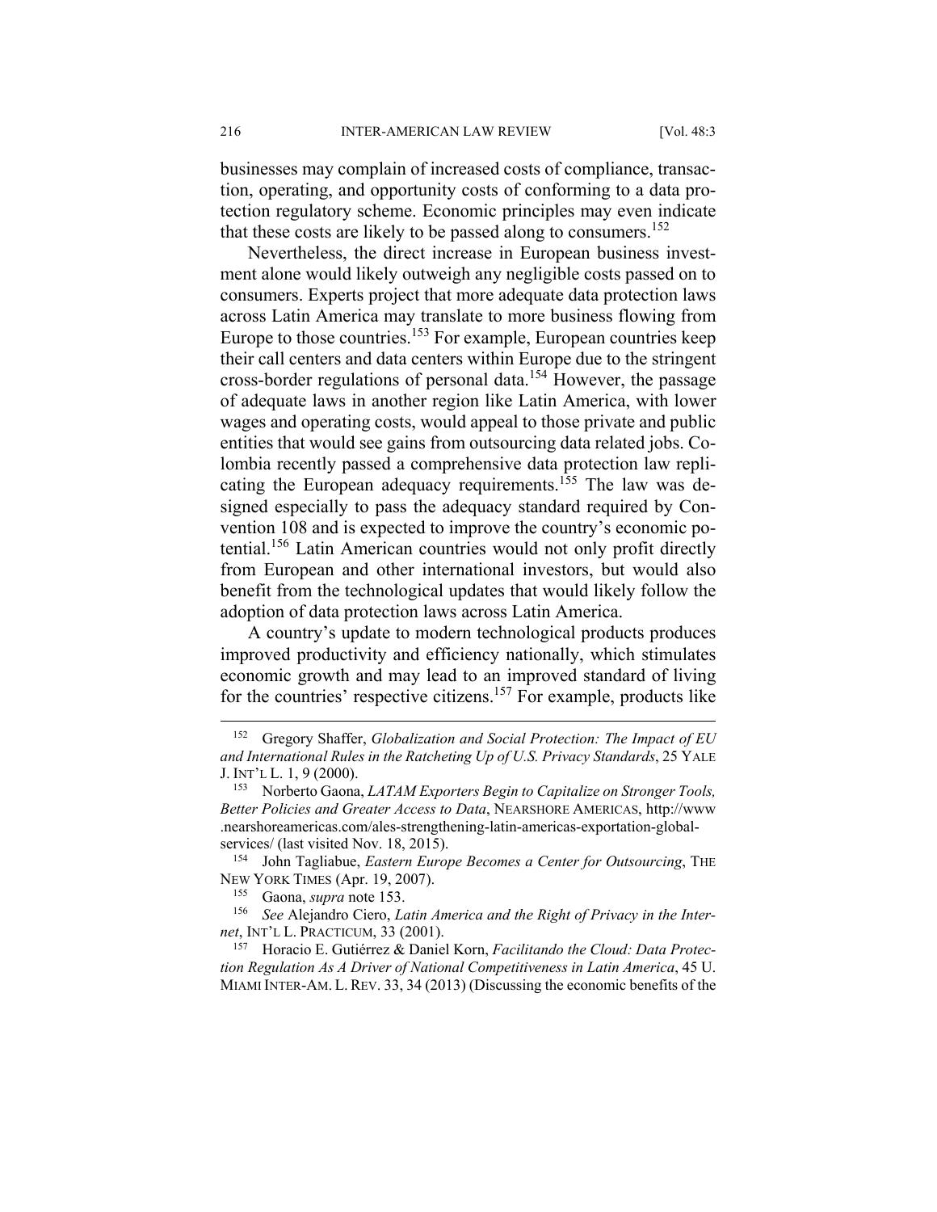businesses may complain of increased costs of compliance, transaction, operating, and opportunity costs of conforming to a data protection regulatory scheme. Economic principles may even indicate that these costs are likely to be passed along to consumers.[152]

Nevertheless, the direct increase in European business investment alone would likely outweigh any negligible costs passed on to consumers. Experts project that more adequate data protection laws across Latin America may translate to more business flowing from Europe to those countries.[153] For example, European countries keep their call centers and data centers within Europe due to the stringent cross-border regulations of personal data.[154] However, the passage of adequate laws in another region like Latin America, with lower wages and operating costs, would appeal to those private and public entities that would see gains from outsourcing data related jobs. Colombia recently passed a comprehensive data protection law replicating the European adequacy requirements.[155] The law was designed especially to pass the adequacy standard required by Convention 108 and is expected to improve the country's economic potential.[156] Latin American countries would not only profit directly from European and other international investors, but would also benefit from the technological updates that would likely follow the adoption of data protection laws across Latin America.

A country's update to modern technological products produces improved productivity and efficiency nationally, which stimulates economic growth and may lead to an improved standard of living for the countries' respective citizens.[157] For example, products like

---

[152] Gregory Shaffer, *Globalization and Social Protection: The Impact of EU and International Rules in the Ratcheting Up of U.S. Privacy Standards*, 25 YALE J. INT'L L. 1, 9 (2000).

[153] Norberto Gaona, *LATAM Exporters Begin to Capitalize on Stronger Tools, Better Policies and Greater Access to Data*, NEARSHORE AMERICAS, http://www.nearshoreamericas.com/ales-strengthening-latin-americas-exportation-global-services/ (last visited Nov. 18, 2015).

[154] John Tagliabue, *Eastern Europe Becomes a Center for Outsourcing*, THE NEW YORK TIMES (Apr. 19, 2007).

[155] Gaona, *supra* note 153.

[156] *See* Alejandro Ciero, *Latin America and the Right of Privacy in the Internet*, INT'L L. PRACTICUM, 33 (2001).

[157] Horacio E. Gutiérrez & Daniel Korn, *Facilitando the Cloud: Data Protection Regulation As A Driver of National Competitiveness in Latin America*, 45 U. MIAMI INTER-AM. L. REV. 33, 34 (2013) (Discussing the economic benefits of the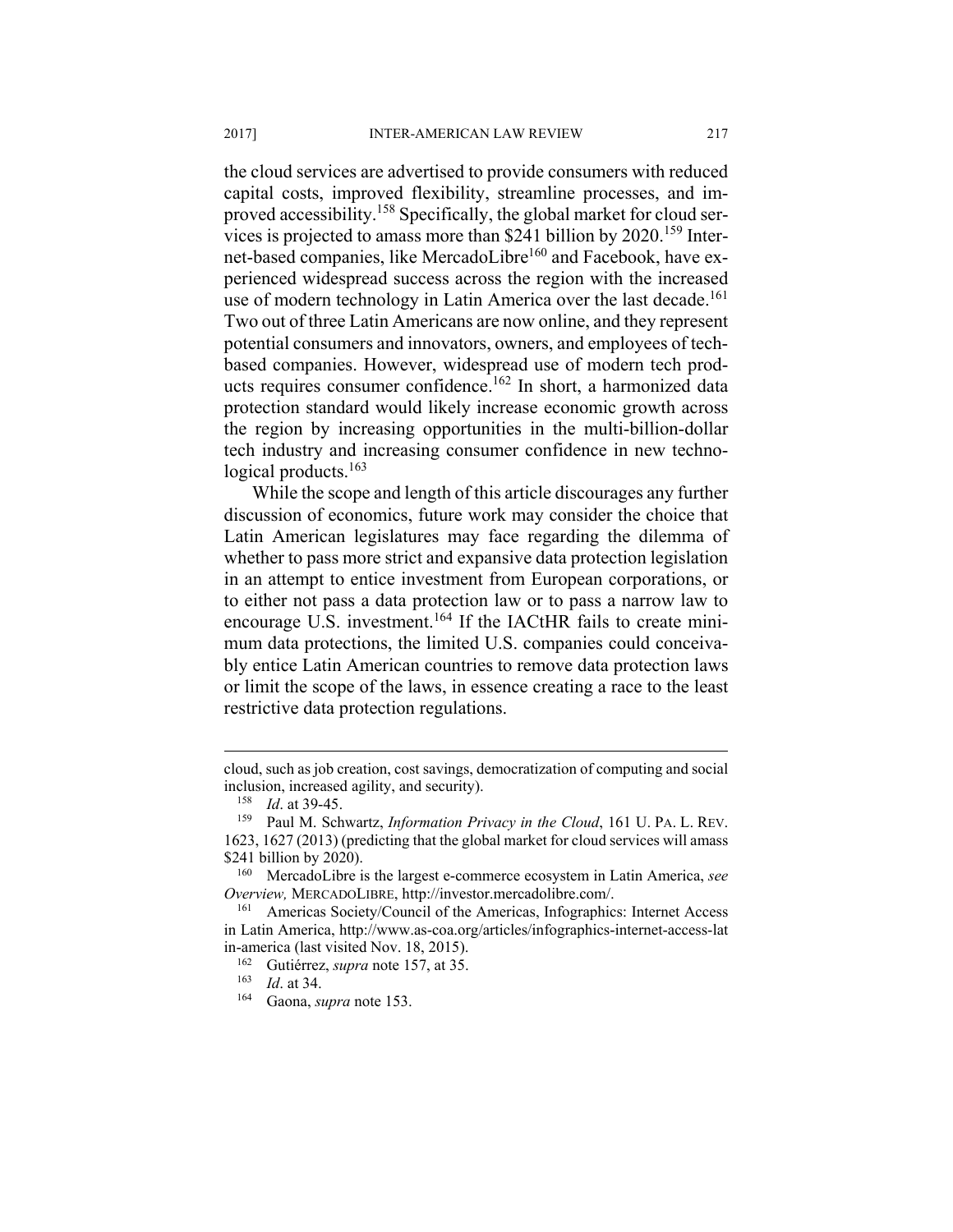the cloud services are advertised to provide consumers with reduced capital costs, improved flexibility, streamline processes, and improved accessibility.[158] Specifically, the global market for cloud services is projected to amass more than $241 billion by 2020.[159] Internet-based companies, like MercadoLibre[160] and Facebook, have experienced widespread success across the region with the increased use of modern technology in Latin America over the last decade.[161] Two out of three Latin Americans are now online, and they represent potential consumers and innovators, owners, and employees of tech-based companies. However, widespread use of modern tech products requires consumer confidence.[162] In short, a harmonized data protection standard would likely increase economic growth across the region by increasing opportunities in the multi-billion-dollar tech industry and increasing consumer confidence in new technological products.[163]

While the scope and length of this article discourages any further discussion of economics, future work may consider the choice that Latin American legislatures may face regarding the dilemma of whether to pass more strict and expansive data protection legislation in an attempt to entice investment from European corporations, or to either not pass a data protection law or to pass a narrow law to encourage U.S. investment.[164] If the IACtHR fails to create minimum data protections, the limited U.S. companies could conceivably entice Latin American countries to remove data protection laws or limit the scope of the laws, in essence creating a race to the least restrictive data protection regulations.

---

cloud, such as job creation, cost savings, democratization of computing and social inclusion, increased agility, and security).

[158] *Id*. at 39-45.

[159] Paul M. Schwartz, *Information Privacy in the Cloud*, 161 U. PA. L. REV. 1623, 1627 (2013) (predicting that the global market for cloud services will amass $241 billion by 2020).

[160] MercadoLibre is the largest e-commerce ecosystem in Latin America, *see Overview,* MERCADOLIBRE, http://investor.mercadolibre.com/.

[161] Americas Society/Council of the Americas, Infographics: Internet Access in Latin America, http://www.as-coa.org/articles/infographics-internet-access-latin-america (last visited Nov. 18, 2015).

[162] Gutiérrez, *supra* note 157, at 35.

[163] *Id*. at 34.

[164] Gaona, *supra* note 153.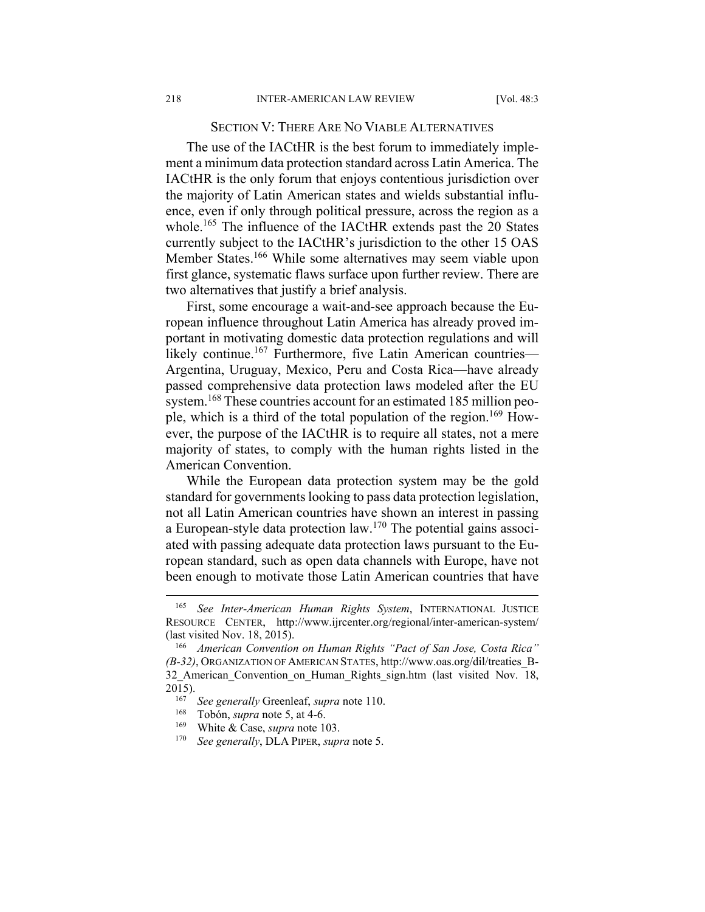## SECTION V: THERE ARE NO VIABLE ALTERNATIVES

The use of the IACtHR is the best forum to immediately implement a minimum data protection standard across Latin America. The IACtHR is the only forum that enjoys contentious jurisdiction over the majority of Latin American states and wields substantial influence, even if only through political pressure, across the region as a whole.[165] The influence of the IACtHR extends past the 20 States currently subject to the IACtHR's jurisdiction to the other 15 OAS Member States.[166] While some alternatives may seem viable upon first glance, systematic flaws surface upon further review. There are two alternatives that justify a brief analysis.

First, some encourage a wait-and-see approach because the European influence throughout Latin America has already proved important in motivating domestic data protection regulations and will likely continue.[167] Furthermore, five Latin American countries—Argentina, Uruguay, Mexico, Peru and Costa Rica—have already passed comprehensive data protection laws modeled after the EU system.[168] These countries account for an estimated 185 million people, which is a third of the total population of the region.[169] However, the purpose of the IACtHR is to require all states, not a mere majority of states, to comply with the human rights listed in the American Convention.

While the European data protection system may be the gold standard for governments looking to pass data protection legislation, not all Latin American countries have shown an interest in passing a European-style data protection law.[170] The potential gains associated with passing adequate data protection laws pursuant to the European standard, such as open data channels with Europe, have not been enough to motivate those Latin American countries that have

---

[165] *See Inter-American Human Rights System*, INTERNATIONAL JUSTICE RESOURCE CENTER, http://www.ijrcenter.org/regional/inter-american-system/ (last visited Nov. 18, 2015).

[166] *American Convention on Human Rights "Pact of San Jose, Costa Rica" (B-32)*, ORGANIZATION OF AMERICAN STATES, http://www.oas.org/dil/treaties_B-32_American_Convention_on_Human_Rights_sign.htm (last visited Nov. 18, 2015).

[167] *See generally* Greenleaf, *supra* note 110.

[168] Tobón, *supra* note 5, at 4-6.

[169] White & Case, *supra* note 103.

[170] *See generally*, DLA PIPER, *supra* note 5.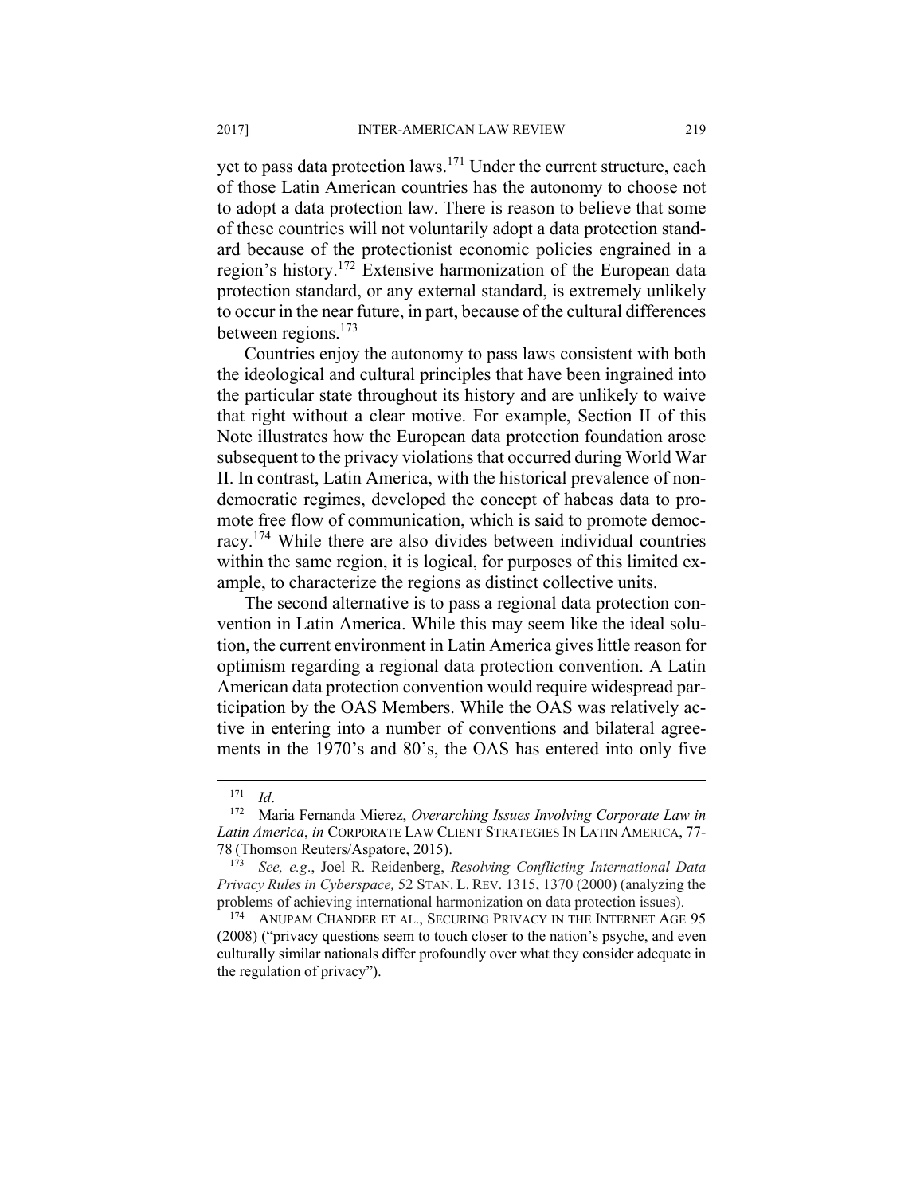yet to pass data protection laws.[171] Under the current structure, each of those Latin American countries has the autonomy to choose not to adopt a data protection law. There is reason to believe that some of these countries will not voluntarily adopt a data protection standard because of the protectionist economic policies engrained in a region's history.[172] Extensive harmonization of the European data protection standard, or any external standard, is extremely unlikely to occur in the near future, in part, because of the cultural differences between regions.[173]

Countries enjoy the autonomy to pass laws consistent with both the ideological and cultural principles that have been ingrained into the particular state throughout its history and are unlikely to waive that right without a clear motive. For example, Section II of this Note illustrates how the European data protection foundation arose subsequent to the privacy violations that occurred during World War II. In contrast, Latin America, with the historical prevalence of non-democratic regimes, developed the concept of habeas data to promote free flow of communication, which is said to promote democracy.[174] While there are also divides between individual countries within the same region, it is logical, for purposes of this limited example, to characterize the regions as distinct collective units.

The second alternative is to pass a regional data protection convention in Latin America. While this may seem like the ideal solution, the current environment in Latin America gives little reason for optimism regarding a regional data protection convention. A Latin American data protection convention would require widespread participation by the OAS Members. While the OAS was relatively active in entering into a number of conventions and bilateral agreements in the 1970's and 80's, the OAS has entered into only five

---

[171] *Id*.

[172] Maria Fernanda Mierez, *Overarching Issues Involving Corporate Law in Latin America*, *in* CORPORATE LAW CLIENT STRATEGIES IN LATIN AMERICA, 77-78 (Thomson Reuters/Aspatore, 2015).

[173] *See, e.g*., Joel R. Reidenberg, *Resolving Conflicting International Data Privacy Rules in Cyberspace,* 52 STAN. L. REV. 1315, 1370 (2000) (analyzing the problems of achieving international harmonization on data protection issues).

[174] ANUPAM CHANDER ET AL., SECURING PRIVACY IN THE INTERNET AGE 95 (2008) ("privacy questions seem to touch closer to the nation's psyche, and even culturally similar nationals differ profoundly over what they consider adequate in the regulation of privacy").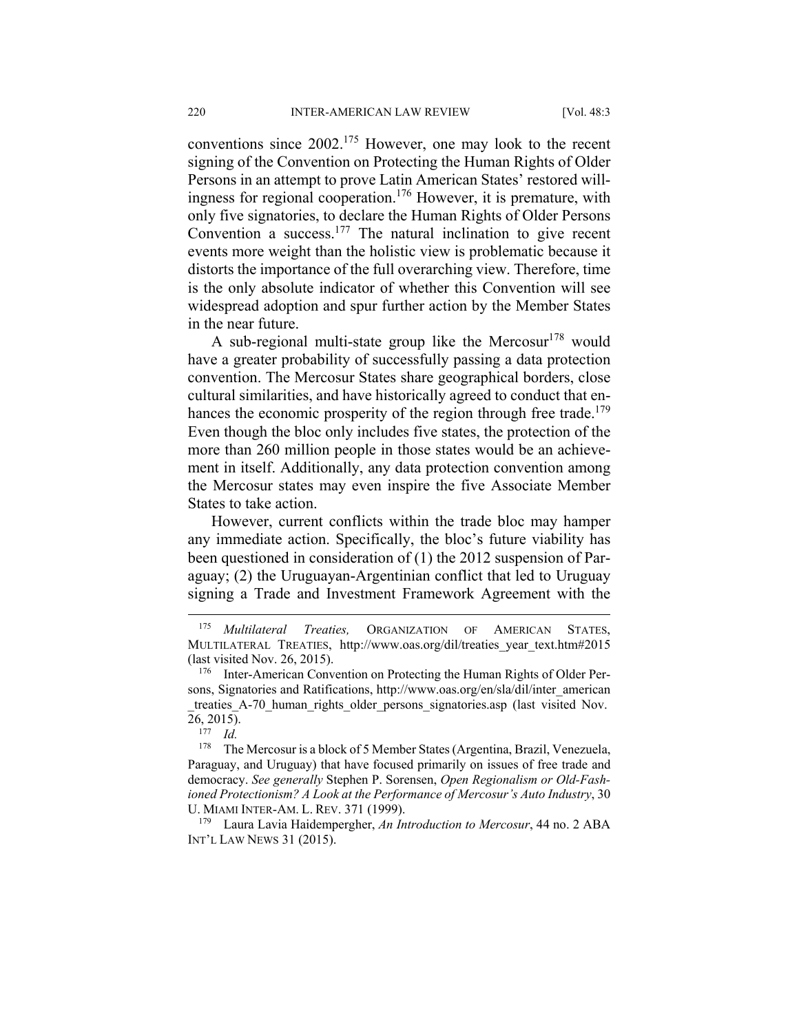conventions since 2002.[175] However, one may look to the recent signing of the Convention on Protecting the Human Rights of Older Persons in an attempt to prove Latin American States' restored willingness for regional cooperation.[176] However, it is premature, with only five signatories, to declare the Human Rights of Older Persons Convention a success.[177] The natural inclination to give recent events more weight than the holistic view is problematic because it distorts the importance of the full overarching view. Therefore, time is the only absolute indicator of whether this Convention will see widespread adoption and spur further action by the Member States in the near future.

A sub-regional multi-state group like the Mercosur[178] would have a greater probability of successfully passing a data protection convention. The Mercosur States share geographical borders, close cultural similarities, and have historically agreed to conduct that enhances the economic prosperity of the region through free trade.[179] Even though the bloc only includes five states, the protection of the more than 260 million people in those states would be an achievement in itself. Additionally, any data protection convention among the Mercosur states may even inspire the five Associate Member States to take action.

However, current conflicts within the trade bloc may hamper any immediate action. Specifically, the bloc's future viability has been questioned in consideration of (1) the 2012 suspension of Paraguay; (2) the Uruguayan-Argentinian conflict that led to Uruguay signing a Trade and Investment Framework Agreement with the

---

[175] *Multilateral Treaties,* ORGANIZATION OF AMERICAN STATES, MULTILATERAL TREATIES, http://www.oas.org/dil/treaties_year_text.htm#2015 (last visited Nov. 26, 2015).

[176] Inter-American Convention on Protecting the Human Rights of Older Persons, Signatories and Ratifications, http://www.oas.org/en/sla/dil/inter_american_treaties_A-70_human_rights_older_persons_signatories.asp (last visited Nov. 26, 2015).

[177] *Id.*

[178] The Mercosur is a block of 5 Member States (Argentina, Brazil, Venezuela, Paraguay, and Uruguay) that have focused primarily on issues of free trade and democracy. *See generally* Stephen P. Sorensen, *Open Regionalism or Old-Fashioned Protectionism? A Look at the Performance of Mercosur's Auto Industry*, 30 U. MIAMI INTER-AM. L. REV. 371 (1999).

[179] Laura Lavia Haidempergher, *An Introduction to Mercosur*, 44 no. 2 ABA INT'L LAW NEWS 31 (2015).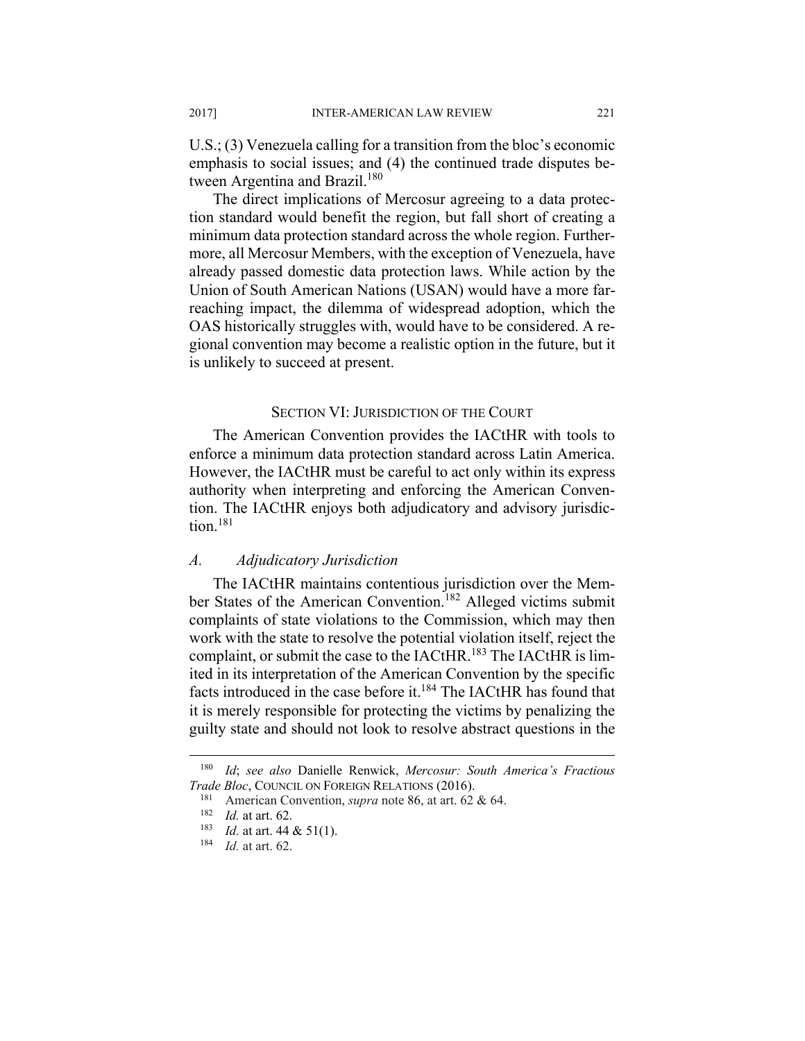U.S.; (3) Venezuela calling for a transition from the bloc's economic emphasis to social issues; and (4) the continued trade disputes between Argentina and Brazil.[180]

The direct implications of Mercosur agreeing to a data protection standard would benefit the region, but fall short of creating a minimum data protection standard across the whole region. Furthermore, all Mercosur Members, with the exception of Venezuela, have already passed domestic data protection laws. While action by the Union of South American Nations (USAN) would have a more far-reaching impact, the dilemma of widespread adoption, which the OAS historically struggles with, would have to be considered. A regional convention may become a realistic option in the future, but it is unlikely to succeed at present.

## SECTION VI: JURISDICTION OF THE COURT

The American Convention provides the IACtHR with tools to enforce a minimum data protection standard across Latin America. However, the IACtHR must be careful to act only within its express authority when interpreting and enforcing the American Convention. The IACtHR enjoys both adjudicatory and advisory jurisdiction.[181]

### *A. Adjudicatory Jurisdiction*

The IACtHR maintains contentious jurisdiction over the Member States of the American Convention.[182] Alleged victims submit complaints of state violations to the Commission, which may then work with the state to resolve the potential violation itself, reject the complaint, or submit the case to the IACtHR.[183] The IACtHR is limited in its interpretation of the American Convention by the specific facts introduced in the case before it.[184] The IACtHR has found that it is merely responsible for protecting the victims by penalizing the guilty state and should not look to resolve abstract questions in the

---

[180] *Id*; *see also* Danielle Renwick, *Mercosur: South America's Fractious Trade Bloc*, COUNCIL ON FOREIGN RELATIONS (2016).

[181] American Convention, *supra* note 86, at art. 62 & 64.

[182] *Id.* at art. 62.

[183] *Id.* at art. 44 & 51(1).

[184] *Id.* at art. 62.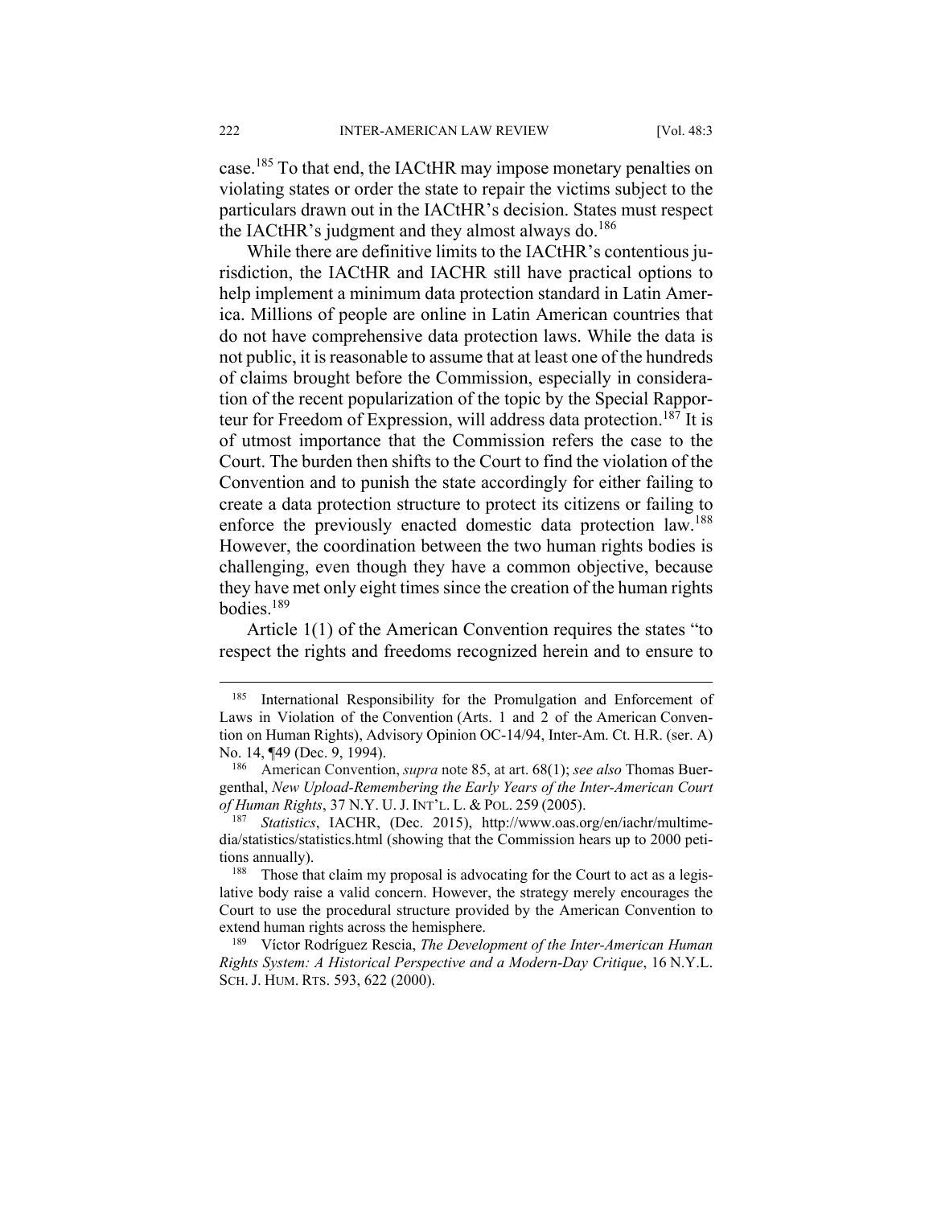case.[185] To that end, the IACtHR may impose monetary penalties on violating states or order the state to repair the victims subject to the particulars drawn out in the IACtHR's decision. States must respect the IACtHR's judgment and they almost always do.[186]

While there are definitive limits to the IACtHR's contentious jurisdiction, the IACtHR and IACHR still have practical options to help implement a minimum data protection standard in Latin America. Millions of people are online in Latin American countries that do not have comprehensive data protection laws. While the data is not public, it is reasonable to assume that at least one of the hundreds of claims brought before the Commission, especially in consideration of the recent popularization of the topic by the Special Rapporteur for Freedom of Expression, will address data protection.[187] It is of utmost importance that the Commission refers the case to the Court. The burden then shifts to the Court to find the violation of the Convention and to punish the state accordingly for either failing to create a data protection structure to protect its citizens or failing to enforce the previously enacted domestic data protection law.[188] However, the coordination between the two human rights bodies is challenging, even though they have a common objective, because they have met only eight times since the creation of the human rights bodies.[189]

Article 1(1) of the American Convention requires the states "to respect the rights and freedoms recognized herein and to ensure to

---

[185] International Responsibility for the Promulgation and Enforcement of Laws in Violation of the Convention (Arts. 1 and 2 of the American Convention on Human Rights), Advisory Opinion OC-14/94, Inter-Am. Ct. H.R. (ser. A) No. 14, ¶49 (Dec. 9, 1994).

[186] American Convention, *supra* note 85, at art. 68(1); *see also* Thomas Buergenthal, *New Upload-Remembering the Early Years of the Inter-American Court of Human Rights*, 37 N.Y. U. J. INT'L. L. & POL. 259 (2005).

[187] *Statistics*, IACHR, (Dec. 2015), http://www.oas.org/en/iachr/multimedia/statistics/statistics.html (showing that the Commission hears up to 2000 petitions annually).

[188] Those that claim my proposal is advocating for the Court to act as a legislative body raise a valid concern. However, the strategy merely encourages the Court to use the procedural structure provided by the American Convention to extend human rights across the hemisphere.

[189] Víctor Rodríguez Rescia, *The Development of the Inter-American Human Rights System: A Historical Perspective and a Modern-Day Critique*, 16 N.Y.L. SCH. J. HUM. RTS. 593, 622 (2000).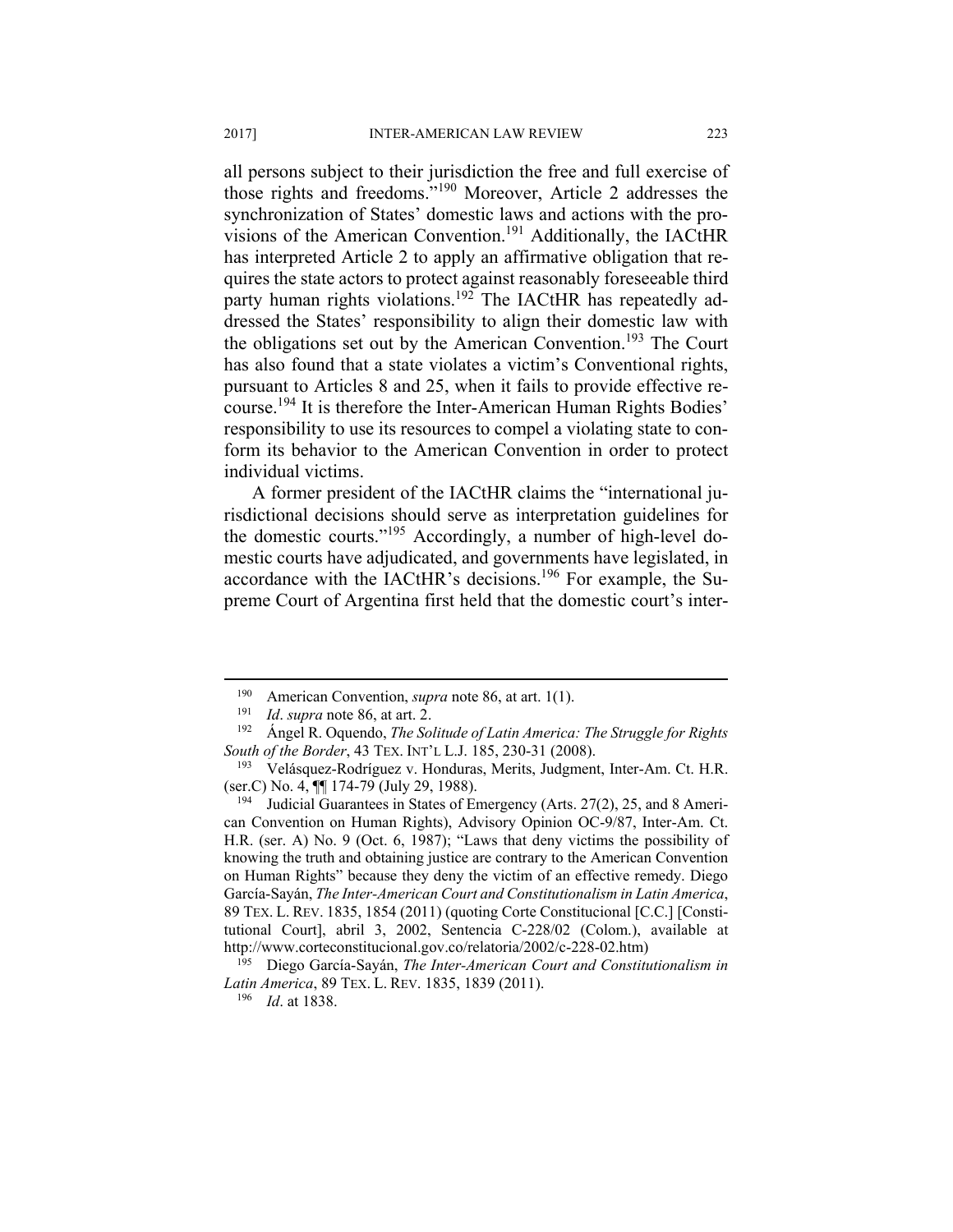all persons subject to their jurisdiction the free and full exercise of those rights and freedoms."[190] Moreover, Article 2 addresses the synchronization of States' domestic laws and actions with the provisions of the American Convention.[191] Additionally, the IACtHR has interpreted Article 2 to apply an affirmative obligation that requires the state actors to protect against reasonably foreseeable third party human rights violations.[192] The IACtHR has repeatedly addressed the States' responsibility to align their domestic law with the obligations set out by the American Convention.[193] The Court has also found that a state violates a victim's Conventional rights, pursuant to Articles 8 and 25, when it fails to provide effective recourse.[194] It is therefore the Inter-American Human Rights Bodies' responsibility to use its resources to compel a violating state to conform its behavior to the American Convention in order to protect individual victims.

A former president of the IACtHR claims the "international jurisdictional decisions should serve as interpretation guidelines for the domestic courts."[195] Accordingly, a number of high-level domestic courts have adjudicated, and governments have legislated, in accordance with the IACtHR's decisions.[196] For example, the Supreme Court of Argentina first held that the domestic court's inter-

---

[190] American Convention, *supra* note 86, at art. 1(1).

[191] *Id*. *supra* note 86, at art. 2.

[192] Ángel R. Oquendo, *The Solitude of Latin America: The Struggle for Rights South of the Border*, 43 TEX. INT'L L.J. 185, 230-31 (2008).

[193] Velásquez-Rodríguez v. Honduras, Merits, Judgment, Inter-Am. Ct. H.R. (ser.C) No. 4, ¶¶ 174-79 (July 29, 1988).

[194] Judicial Guarantees in States of Emergency (Arts. 27(2), 25, and 8 American Convention on Human Rights), Advisory Opinion OC-9/87, Inter-Am. Ct. H.R. (ser. A) No. 9 (Oct. 6, 1987); "Laws that deny victims the possibility of knowing the truth and obtaining justice are contrary to the American Convention on Human Rights" because they deny the victim of an effective remedy. Diego García-Sayán, *The Inter-American Court and Constitutionalism in Latin America*, 89 TEX. L. REV. 1835, 1854 (2011) (quoting Corte Constitucional [C.C.] [Constitutional Court], abril 3, 2002, Sentencia C-228/02 (Colom.), available at http://www.corteconstitucional.gov.co/relatoria/2002/c-228-02.htm)

[195] Diego García-Sayán, *The Inter-American Court and Constitutionalism in Latin America*, 89 TEX. L. REV. 1835, 1839 (2011).

[196] *Id*. at 1838.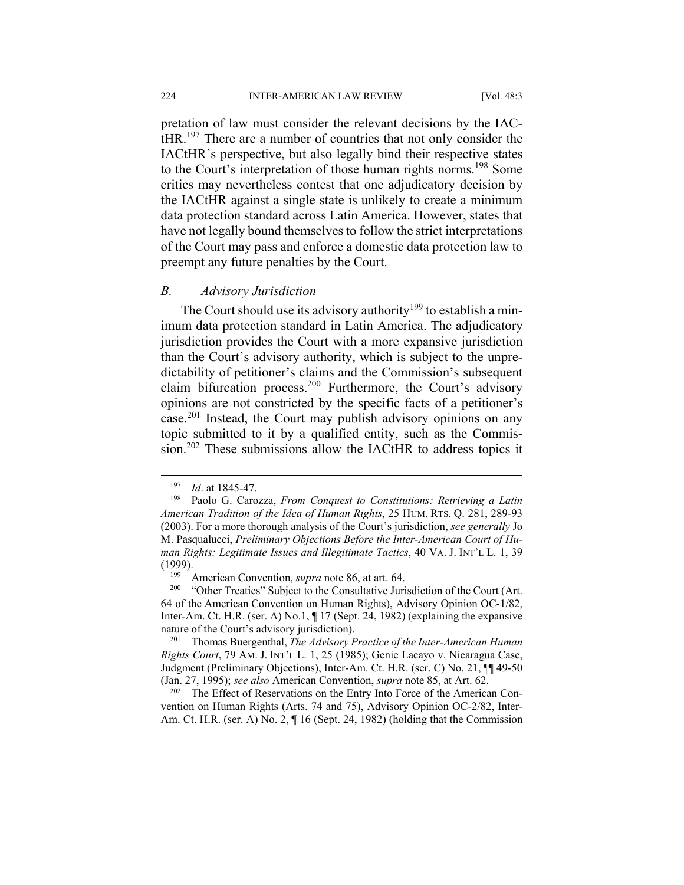pretation of law must consider the relevant decisions by the IACtHR.[197] There are a number of countries that not only consider the IACtHR's perspective, but also legally bind their respective states to the Court's interpretation of those human rights norms.[198] Some critics may nevertheless contest that one adjudicatory decision by the IACtHR against a single state is unlikely to create a minimum data protection standard across Latin America. However, states that have not legally bound themselves to follow the strict interpretations of the Court may pass and enforce a domestic data protection law to preempt any future penalties by the Court.

### *B. Advisory Jurisdiction*

The Court should use its advisory authority[199] to establish a minimum data protection standard in Latin America. The adjudicatory jurisdiction provides the Court with a more expansive jurisdiction than the Court's advisory authority, which is subject to the unpredictability of petitioner's claims and the Commission's subsequent claim bifurcation process.[200] Furthermore, the Court's advisory opinions are not constricted by the specific facts of a petitioner's case.[201] Instead, the Court may publish advisory opinions on any topic submitted to it by a qualified entity, such as the Commission.[202] These submissions allow the IACtHR to address topics it

---

[197] *Id*. at 1845-47.

[198] Paolo G. Carozza, *From Conquest to Constitutions: Retrieving a Latin American Tradition of the Idea of Human Rights*, 25 HUM. RTS. Q. 281, 289-93 (2003). For a more thorough analysis of the Court's jurisdiction, *see generally* Jo M. Pasqualucci, *Preliminary Objections Before the Inter-American Court of Human Rights: Legitimate Issues and Illegitimate Tactics*, 40 VA. J. INT'L L. 1, 39 (1999).

[199] American Convention, *supra* note 86, at art. 64.

[200] "Other Treaties" Subject to the Consultative Jurisdiction of the Court (Art. 64 of the American Convention on Human Rights), Advisory Opinion OC-1/82, Inter-Am. Ct. H.R. (ser. A) No.1, ¶ 17 (Sept. 24, 1982) (explaining the expansive nature of the Court's advisory jurisdiction).

[201] Thomas Buergenthal, *The Advisory Practice of the Inter-American Human Rights Court*, 79 AM. J. INT'L L. 1, 25 (1985); Genie Lacayo v. Nicaragua Case, Judgment (Preliminary Objections), Inter-Am. Ct. H.R. (ser. C) No. 21, ¶¶ 49-50 (Jan. 27, 1995); *see also* American Convention, *supra* note 85, at Art. 62.

[202] The Effect of Reservations on the Entry Into Force of the American Convention on Human Rights (Arts. 74 and 75), Advisory Opinion OC-2/82, Inter-Am. Ct. H.R. (ser. A) No. 2, ¶ 16 (Sept. 24, 1982) (holding that the Commission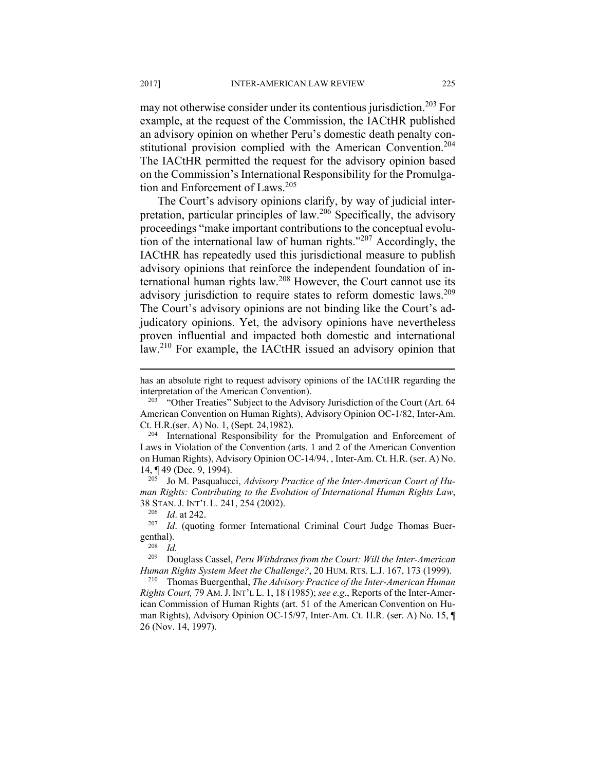may not otherwise consider under its contentious jurisdiction.[203] For example, at the request of the Commission, the IACtHR published an advisory opinion on whether Peru's domestic death penalty constitutional provision complied with the American Convention.[204] The IACtHR permitted the request for the advisory opinion based on the Commission's International Responsibility for the Promulgation and Enforcement of Laws.[205]

The Court's advisory opinions clarify, by way of judicial interpretation, particular principles of law.[206] Specifically, the advisory proceedings "make important contributions to the conceptual evolution of the international law of human rights."[207] Accordingly, the IACtHR has repeatedly used this jurisdictional measure to publish advisory opinions that reinforce the independent foundation of international human rights law.[208] However, the Court cannot use its advisory jurisdiction to require states to reform domestic laws.[209] The Court's advisory opinions are not binding like the Court's adjudicatory opinions. Yet, the advisory opinions have nevertheless proven influential and impacted both domestic and international law.[210] For example, the IACtHR issued an advisory opinion that

---

has an absolute right to request advisory opinions of the IACtHR regarding the interpretation of the American Convention).

[203] "Other Treaties" Subject to the Advisory Jurisdiction of the Court (Art. 64 American Convention on Human Rights), Advisory Opinion OC-1/82, Inter-Am. Ct. H.R.(ser. A) No. 1, (Sept. 24,1982).

[204] International Responsibility for the Promulgation and Enforcement of Laws in Violation of the Convention (arts. 1 and 2 of the American Convention on Human Rights), Advisory Opinion OC-14/94, , Inter-Am. Ct. H.R. (ser. A) No. 14, ¶ 49 (Dec. 9, 1994).

[205] Jo M. Pasqualucci, *Advisory Practice of the Inter-American Court of Human Rights: Contributing to the Evolution of International Human Rights Law*, 38 STAN. J. INT'L L. 241, 254 (2002).

[206] *Id*. at 242.

[207] *Id*. (quoting former International Criminal Court Judge Thomas Buergenthal).

[208] *Id.*

[209] Douglass Cassel, *Peru Withdraws from the Court: Will the Inter-American Human Rights System Meet the Challenge?*, 20 HUM. RTS. L.J. 167, 173 (1999).

[210] Thomas Buergenthal, *The Advisory Practice of the Inter-American Human Rights Court,* 79 AM. J. INT'L L. 1, 18 (1985); *see e.g*., Reports of the Inter-American Commission of Human Rights (art. 51 of the American Convention on Human Rights), Advisory Opinion OC-15/97, Inter-Am. Ct. H.R. (ser. A) No. 15, ¶ 26 (Nov. 14, 1997).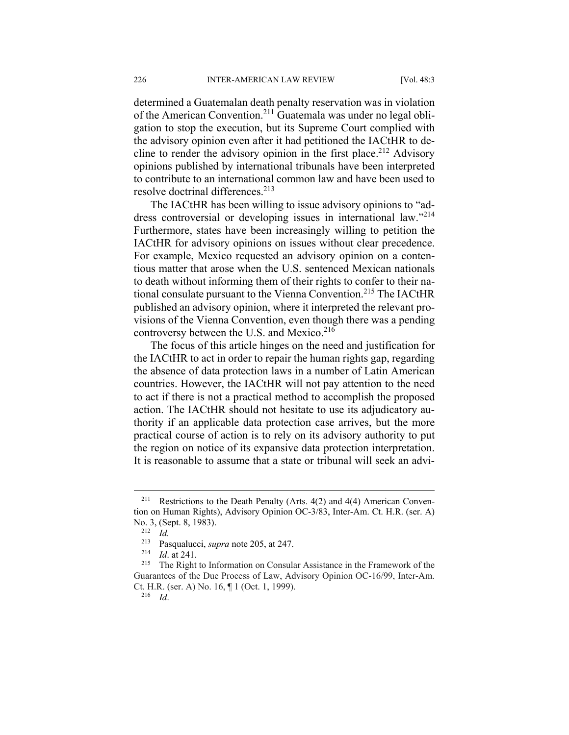determined a Guatemalan death penalty reservation was in violation of the American Convention.[211] Guatemala was under no legal obligation to stop the execution, but its Supreme Court complied with the advisory opinion even after it had petitioned the IACtHR to decline to render the advisory opinion in the first place.[212] Advisory opinions published by international tribunals have been interpreted to contribute to an international common law and have been used to resolve doctrinal differences.[213]

The IACtHR has been willing to issue advisory opinions to "address controversial or developing issues in international law."[214] Furthermore, states have been increasingly willing to petition the IACtHR for advisory opinions on issues without clear precedence. For example, Mexico requested an advisory opinion on a contentious matter that arose when the U.S. sentenced Mexican nationals to death without informing them of their rights to confer to their national consulate pursuant to the Vienna Convention.[215] The IACtHR published an advisory opinion, where it interpreted the relevant provisions of the Vienna Convention, even though there was a pending controversy between the U.S. and Mexico.[216]

The focus of this article hinges on the need and justification for the IACtHR to act in order to repair the human rights gap, regarding the absence of data protection laws in a number of Latin American countries. However, the IACtHR will not pay attention to the need to act if there is not a practical method to accomplish the proposed action. The IACtHR should not hesitate to use its adjudicatory authority if an applicable data protection case arrives, but the more practical course of action is to rely on its advisory authority to put the region on notice of its expansive data protection interpretation. It is reasonable to assume that a state or tribunal will seek an advi-

---

[211] Restrictions to the Death Penalty (Arts. 4(2) and 4(4) American Convention on Human Rights), Advisory Opinion OC-3/83, Inter-Am. Ct. H.R. (ser. A) No. 3, (Sept. 8, 1983).

[212] *Id.*

[213] Pasqualucci, *supra* note 205, at 247.

[214] *Id*. at 241.

[215] The Right to Information on Consular Assistance in the Framework of the Guarantees of the Due Process of Law, Advisory Opinion OC-16/99, Inter-Am. Ct. H.R. (ser. A) No. 16, ¶ 1 (Oct. 1, 1999).

[216] *Id*.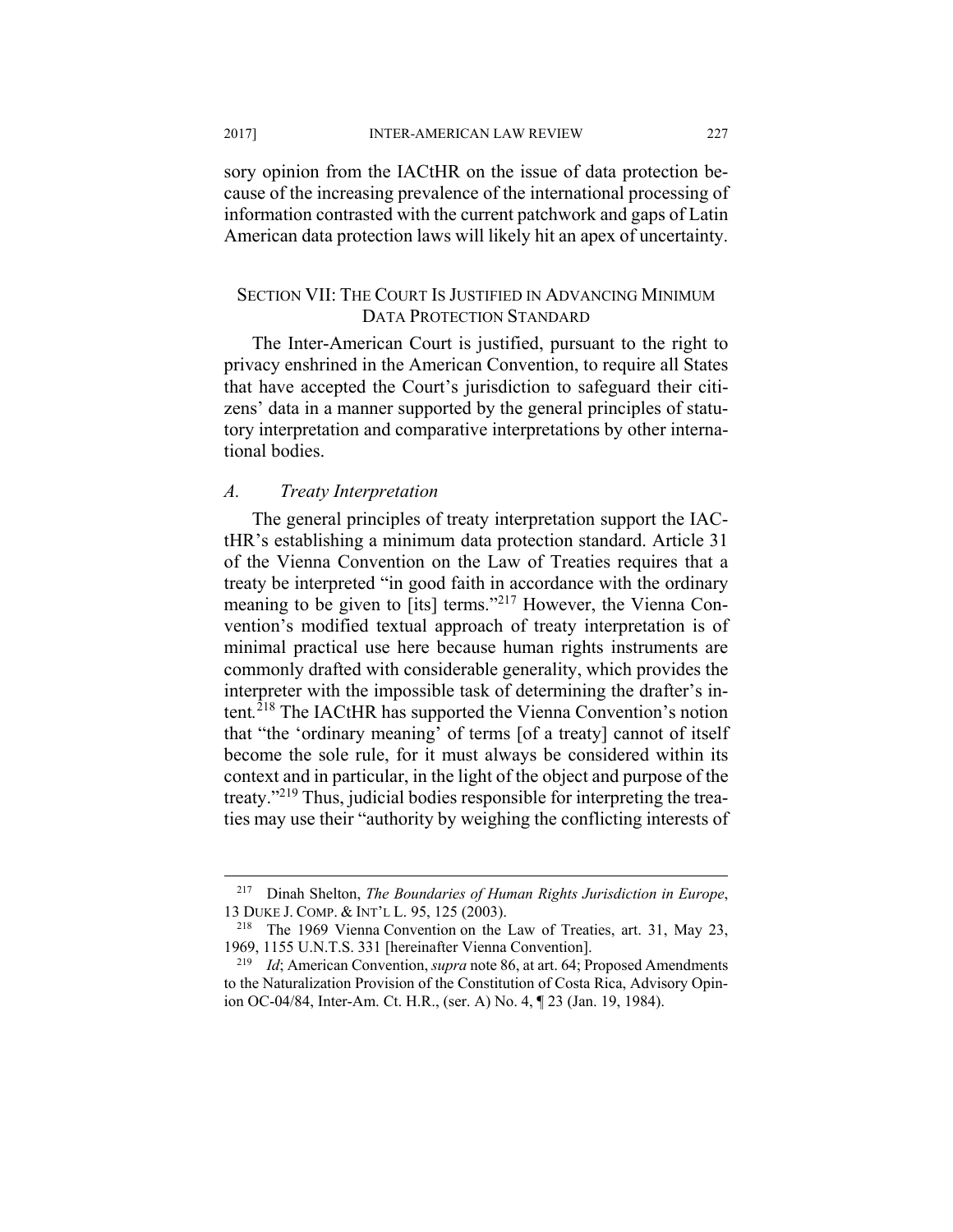sory opinion from the IACtHR on the issue of data protection because of the increasing prevalence of the international processing of information contrasted with the current patchwork and gaps of Latin American data protection laws will likely hit an apex of uncertainty.

## SECTION VII: THE COURT IS JUSTIFIED IN ADVANCING MINIMUM DATA PROTECTION STANDARD

The Inter-American Court is justified, pursuant to the right to privacy enshrined in the American Convention, to require all States that have accepted the Court's jurisdiction to safeguard their citizens' data in a manner supported by the general principles of statutory interpretation and comparative interpretations by other international bodies.

### *A. Treaty Interpretation*

The general principles of treaty interpretation support the IACtHR's establishing a minimum data protection standard. Article 31 of the Vienna Convention on the Law of Treaties requires that a treaty be interpreted "in good faith in accordance with the ordinary meaning to be given to [its] terms."[217] However, the Vienna Convention's modified textual approach of treaty interpretation is of minimal practical use here because human rights instruments are commonly drafted with considerable generality, which provides the interpreter with the impossible task of determining the drafter's intent.[218] The IACtHR has supported the Vienna Convention's notion that "the 'ordinary meaning' of terms [of a treaty] cannot of itself become the sole rule, for it must always be considered within its context and in particular, in the light of the object and purpose of the treaty."[219] Thus, judicial bodies responsible for interpreting the treaties may use their "authority by weighing the conflicting interests of

---

[217] Dinah Shelton, *The Boundaries of Human Rights Jurisdiction in Europe*, 13 DUKE J. COMP. & INT'L L. 95, 125 (2003).

[218] The 1969 Vienna Convention on the Law of Treaties, art. 31, May 23, 1969, 1155 U.N.T.S. 331 [hereinafter Vienna Convention].

[219] *Id*; American Convention, *supra* note 86, at art. 64; Proposed Amendments to the Naturalization Provision of the Constitution of Costa Rica, Advisory Opinion OC-04/84, Inter-Am. Ct. H.R., (ser. A) No. 4, ¶ 23 (Jan. 19, 1984).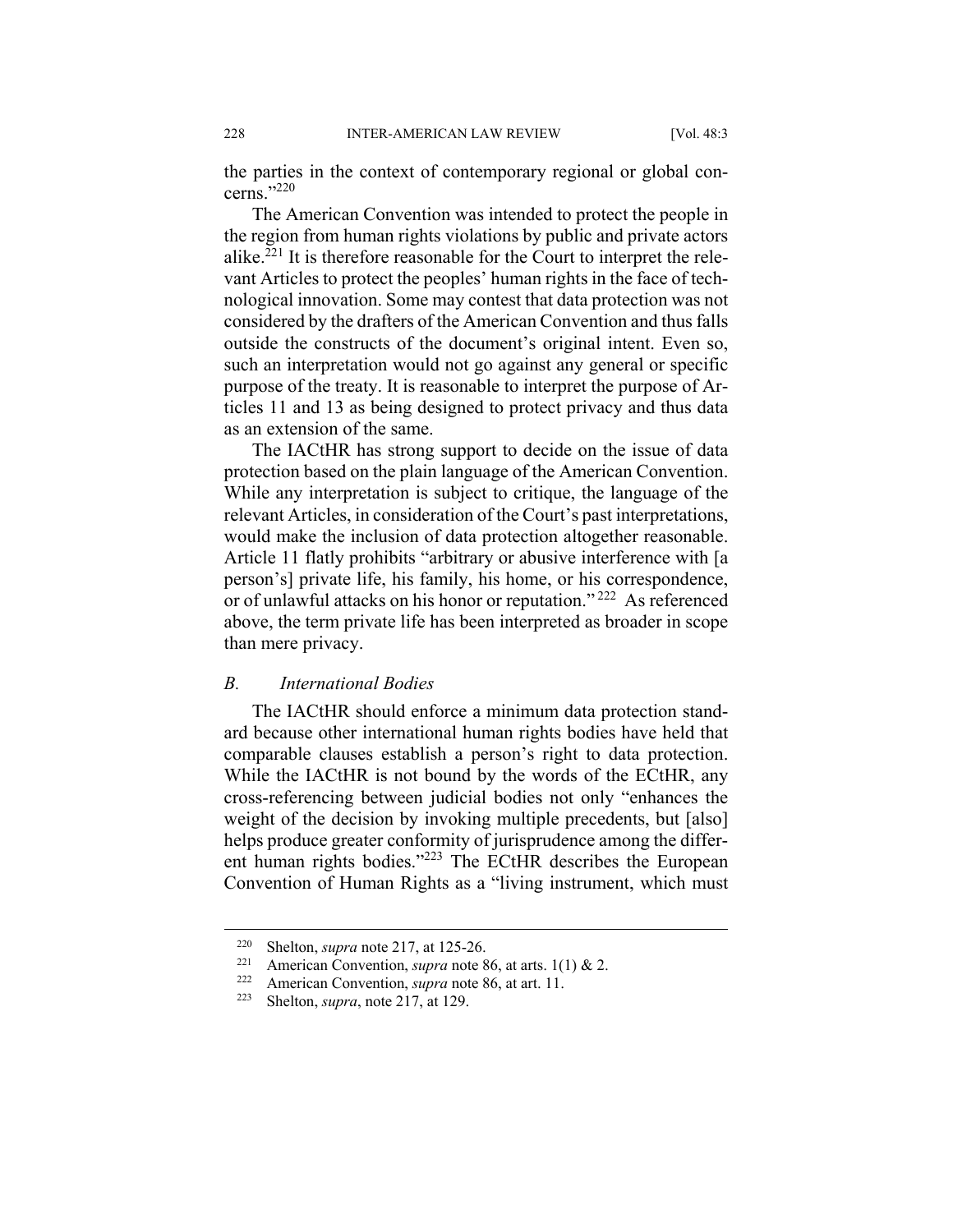the parties in the context of contemporary regional or global concerns."[220]

The American Convention was intended to protect the people in the region from human rights violations by public and private actors alike.[221] It is therefore reasonable for the Court to interpret the relevant Articles to protect the peoples' human rights in the face of technological innovation. Some may contest that data protection was not considered by the drafters of the American Convention and thus falls outside the constructs of the document's original intent. Even so, such an interpretation would not go against any general or specific purpose of the treaty. It is reasonable to interpret the purpose of Articles 11 and 13 as being designed to protect privacy and thus data as an extension of the same.

The IACtHR has strong support to decide on the issue of data protection based on the plain language of the American Convention. While any interpretation is subject to critique, the language of the relevant Articles, in consideration of the Court's past interpretations, would make the inclusion of data protection altogether reasonable. Article 11 flatly prohibits "arbitrary or abusive interference with [a person's] private life, his family, his home, or his correspondence, or of unlawful attacks on his honor or reputation."[222] As referenced above, the term private life has been interpreted as broader in scope than mere privacy.

### *B. International Bodies*

The IACtHR should enforce a minimum data protection standard because other international human rights bodies have held that comparable clauses establish a person's right to data protection. While the IACtHR is not bound by the words of the ECtHR, any cross-referencing between judicial bodies not only "enhances the weight of the decision by invoking multiple precedents, but [also] helps produce greater conformity of jurisprudence among the different human rights bodies."[223] The ECtHR describes the European Convention of Human Rights as a "living instrument, which must

---

[220] Shelton, *supra* note 217, at 125-26.

[221] American Convention, *supra* note 86, at arts. 1(1) & 2.

[222] American Convention, *supra* note 86, at art. 11.

[223] Shelton, *supra*, note 217, at 129.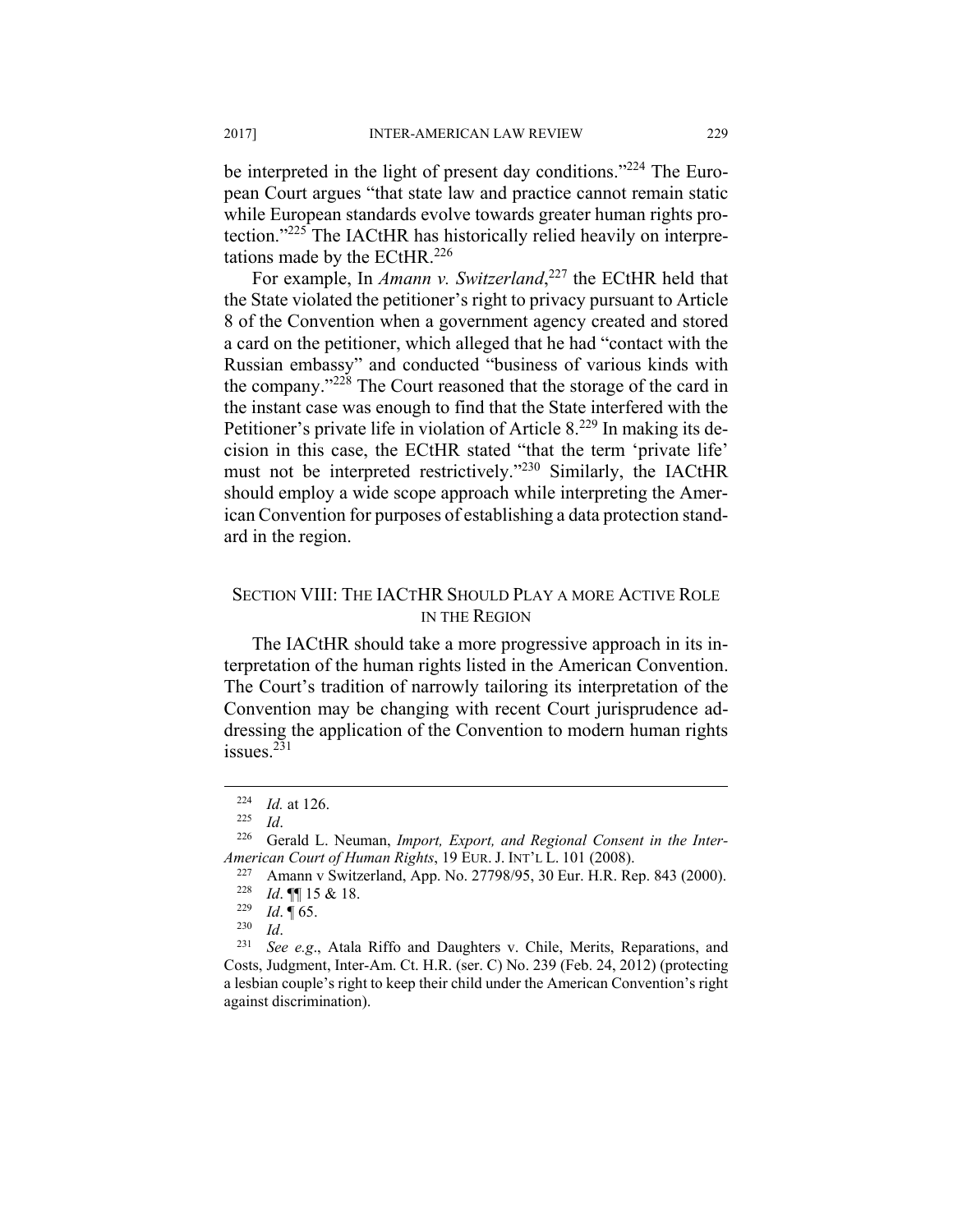be interpreted in the light of present day conditions."[224] The European Court argues "that state law and practice cannot remain static while European standards evolve towards greater human rights protection."[225] The IACtHR has historically relied heavily on interpretations made by the ECtHR.[226]

For example, In *Amann v. Switzerland*,[227] the ECtHR held that the State violated the petitioner's right to privacy pursuant to Article 8 of the Convention when a government agency created and stored a card on the petitioner, which alleged that he had "contact with the Russian embassy" and conducted "business of various kinds with the company."[228] The Court reasoned that the storage of the card in the instant case was enough to find that the State interfered with the Petitioner's private life in violation of Article 8.[229] In making its decision in this case, the ECtHR stated "that the term 'private life' must not be interpreted restrictively."[230] Similarly, the IACtHR should employ a wide scope approach while interpreting the American Convention for purposes of establishing a data protection standard in the region.

## SECTION VIII: THE IACTHR SHOULD PLAY A MORE ACTIVE ROLE IN THE REGION

The IACtHR should take a more progressive approach in its interpretation of the human rights listed in the American Convention. The Court's tradition of narrowly tailoring its interpretation of the Convention may be changing with recent Court jurisprudence addressing the application of the Convention to modern human rights issues.[231]

---

[224] *Id.* at 126.

[225] *Id*.

[226] Gerald L. Neuman, *Import, Export, and Regional Consent in the Inter-American Court of Human Rights*, 19 EUR. J. INT'L L. 101 (2008).

[227] Amann v Switzerland, App. No. 27798/95, 30 Eur. H.R. Rep. 843 (2000).

[228] *Id*. ¶¶ 15 & 18.

[229] *Id*. ¶ 65.

[230] *Id*.

[231] *See e.g*., Atala Riffo and Daughters v. Chile, Merits, Reparations, and Costs, Judgment, Inter-Am. Ct. H.R. (ser. C) No. 239 (Feb. 24, 2012) (protecting a lesbian couple's right to keep their child under the American Convention's right against discrimination).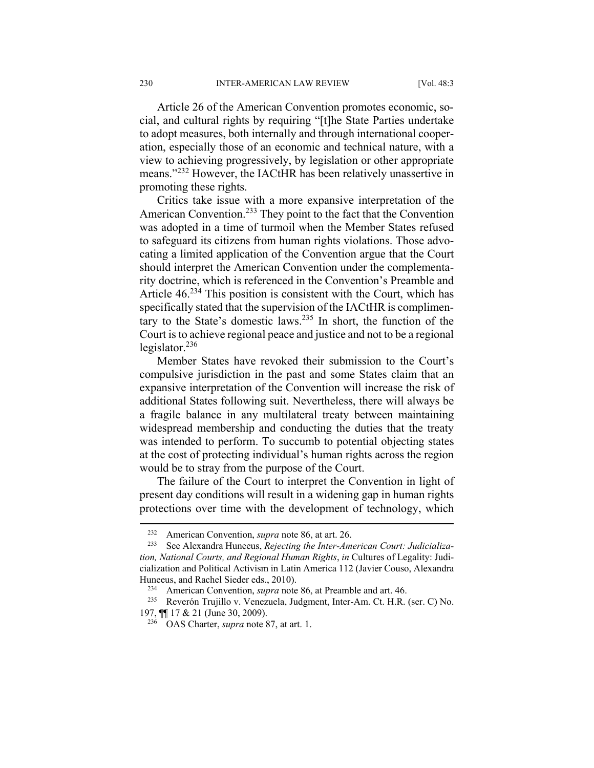Article 26 of the American Convention promotes economic, social, and cultural rights by requiring "[t]he State Parties undertake to adopt measures, both internally and through international cooperation, especially those of an economic and technical nature, with a view to achieving progressively, by legislation or other appropriate means."[232] However, the IACtHR has been relatively unassertive in promoting these rights.

Critics take issue with a more expansive interpretation of the American Convention.[233] They point to the fact that the Convention was adopted in a time of turmoil when the Member States refused to safeguard its citizens from human rights violations. Those advocating a limited application of the Convention argue that the Court should interpret the American Convention under the complementarity doctrine, which is referenced in the Convention's Preamble and Article 46.[234] This position is consistent with the Court, which has specifically stated that the supervision of the IACtHR is complimentary to the State's domestic laws.[235] In short, the function of the Court is to achieve regional peace and justice and not to be a regional legislator.[236]

Member States have revoked their submission to the Court's compulsive jurisdiction in the past and some States claim that an expansive interpretation of the Convention will increase the risk of additional States following suit. Nevertheless, there will always be a fragile balance in any multilateral treaty between maintaining widespread membership and conducting the duties that the treaty was intended to perform. To succumb to potential objecting states at the cost of protecting individual's human rights across the region would be to stray from the purpose of the Court.

The failure of the Court to interpret the Convention in light of present day conditions will result in a widening gap in human rights protections over time with the development of technology, which

---

[232] American Convention, *supra* note 86, at art. 26.

[233] See Alexandra Huneeus, *Rejecting the Inter-American Court: Judicialization, National Courts, and Regional Human Rights*, *in* Cultures of Legality: Judicialization and Political Activism in Latin America 112 (Javier Couso, Alexandra Huneeus, and Rachel Sieder eds., 2010).

[234] American Convention, *supra* note 86, at Preamble and art. 46.

[235] Reverón Trujillo v. Venezuela, Judgment, Inter-Am. Ct. H.R. (ser. C) No. 197, ¶¶ 17 & 21 (June 30, 2009).

[236] OAS Charter, *supra* note 87, at art. 1.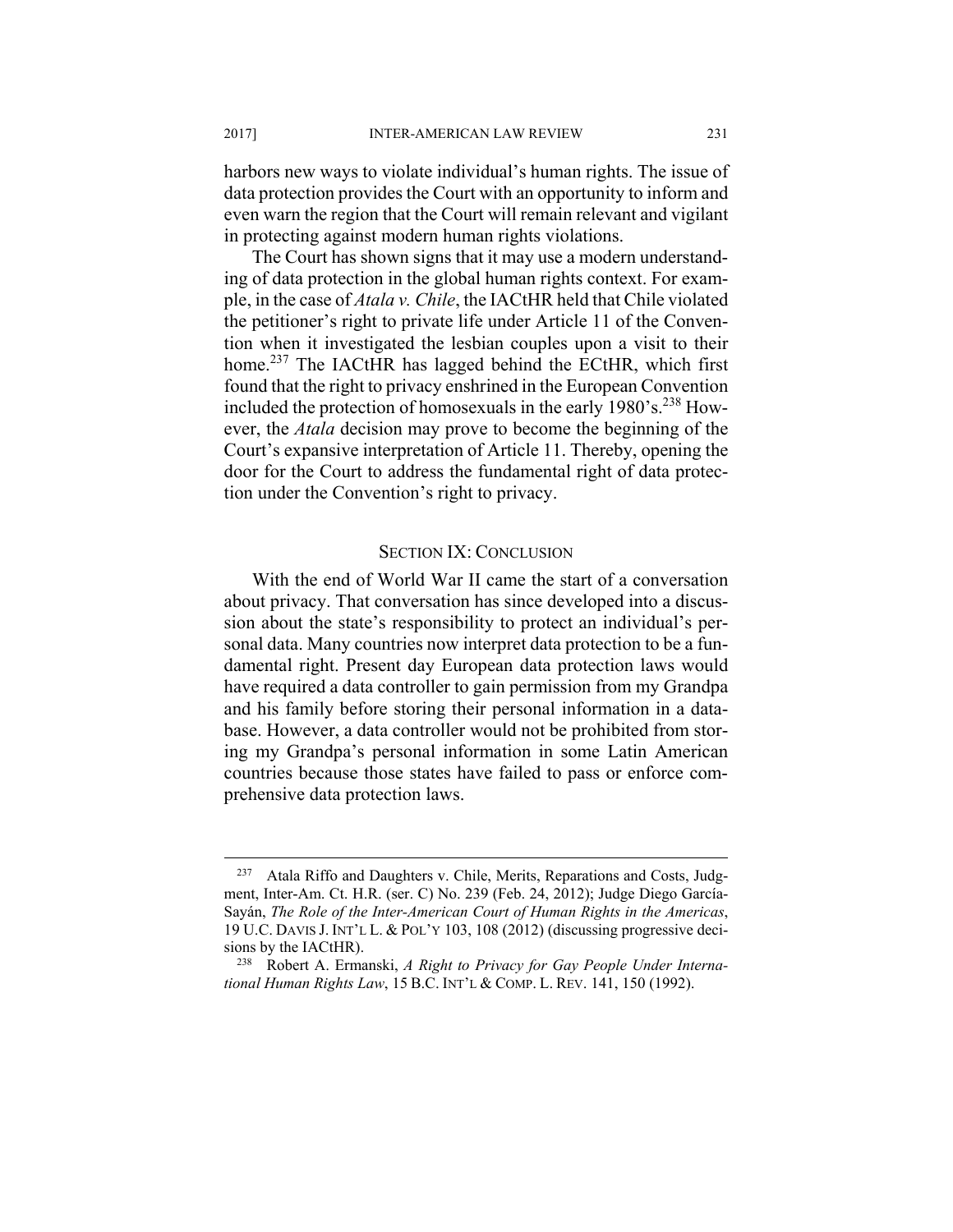harbors new ways to violate individual's human rights. The issue of data protection provides the Court with an opportunity to inform and even warn the region that the Court will remain relevant and vigilant in protecting against modern human rights violations.

The Court has shown signs that it may use a modern understanding of data protection in the global human rights context. For example, in the case of *Atala v. Chile*, the IACtHR held that Chile violated the petitioner's right to private life under Article 11 of the Convention when it investigated the lesbian couples upon a visit to their home.[237] The IACtHR has lagged behind the ECtHR, which first found that the right to privacy enshrined in the European Convention included the protection of homosexuals in the early 1980's.[238] However, the *Atala* decision may prove to become the beginning of the Court's expansive interpretation of Article 11. Thereby, opening the door for the Court to address the fundamental right of data protection under the Convention's right to privacy.

## SECTION IX: CONCLUSION

With the end of World War II came the start of a conversation about privacy. That conversation has since developed into a discussion about the state's responsibility to protect an individual's personal data. Many countries now interpret data protection to be a fundamental right. Present day European data protection laws would have required a data controller to gain permission from my Grandpa and his family before storing their personal information in a database. However, a data controller would not be prohibited from storing my Grandpa's personal information in some Latin American countries because those states have failed to pass or enforce comprehensive data protection laws.

---

[237] Atala Riffo and Daughters v. Chile, Merits, Reparations and Costs, Judgment, Inter-Am. Ct. H.R. (ser. C) No. 239 (Feb. 24, 2012); Judge Diego García-Sayán, *The Role of the Inter-American Court of Human Rights in the Americas*, 19 U.C. DAVIS J. INT'L L. & POL'Y 103, 108 (2012) (discussing progressive decisions by the IACtHR).

[238] Robert A. Ermanski, *A Right to Privacy for Gay People Under International Human Rights Law*, 15 B.C. INT'L & COMP. L. REV. 141, 150 (1992).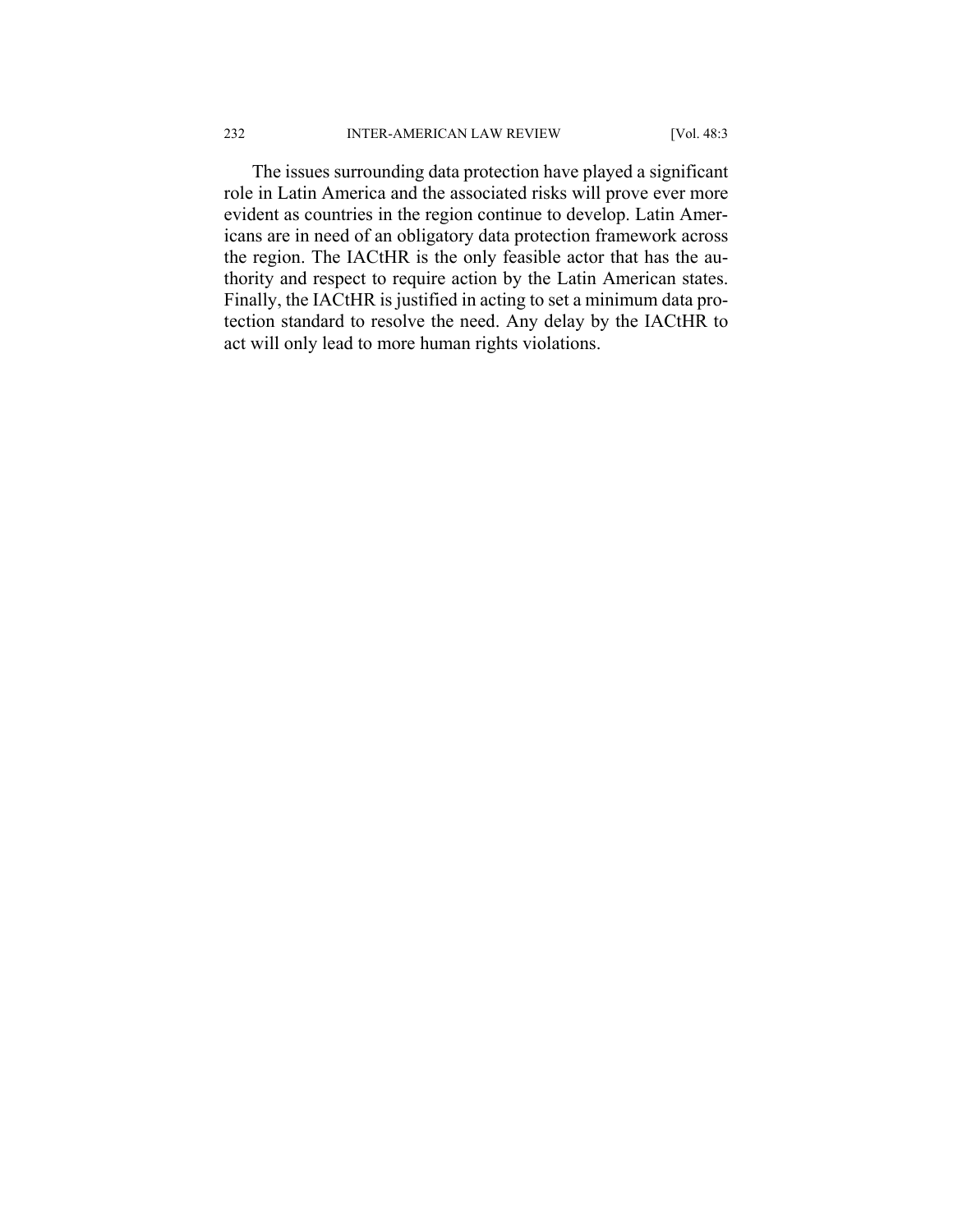The issues surrounding data protection have played a significant role in Latin America and the associated risks will prove ever more evident as countries in the region continue to develop. Latin Americans are in need of an obligatory data protection framework across the region. The IACtHR is the only feasible actor that has the authority and respect to require action by the Latin American states. Finally, the IACtHR is justified in acting to set a minimum data protection standard to resolve the need. Any delay by the IACtHR to act will only lead to more human rights violations.